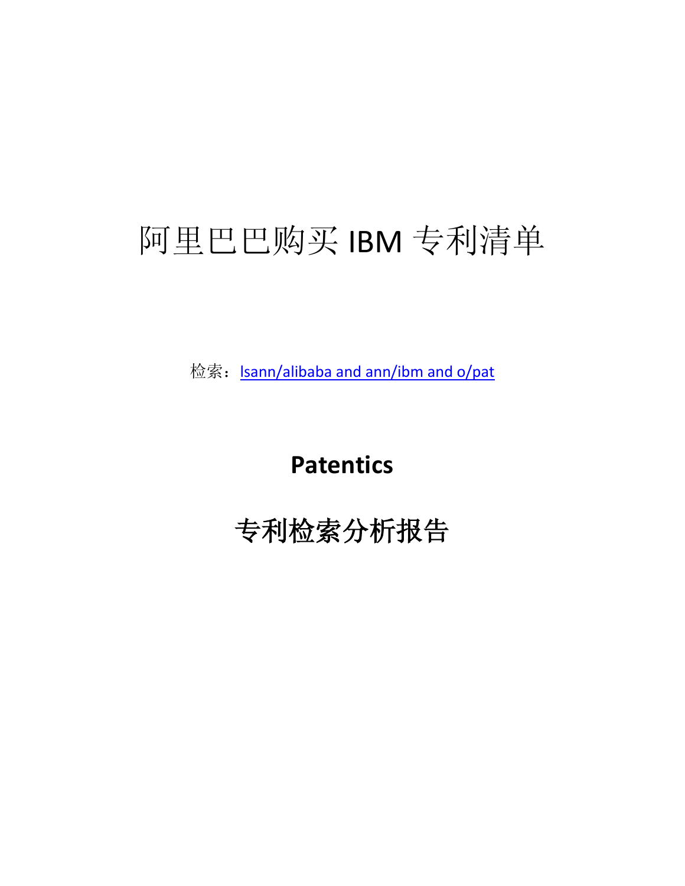# 阿里巴巴购买 IBM 专利清单

检索：lsann/alibaba and ann/ibm and o/pat

**Patentics**

## 专利检索分析报告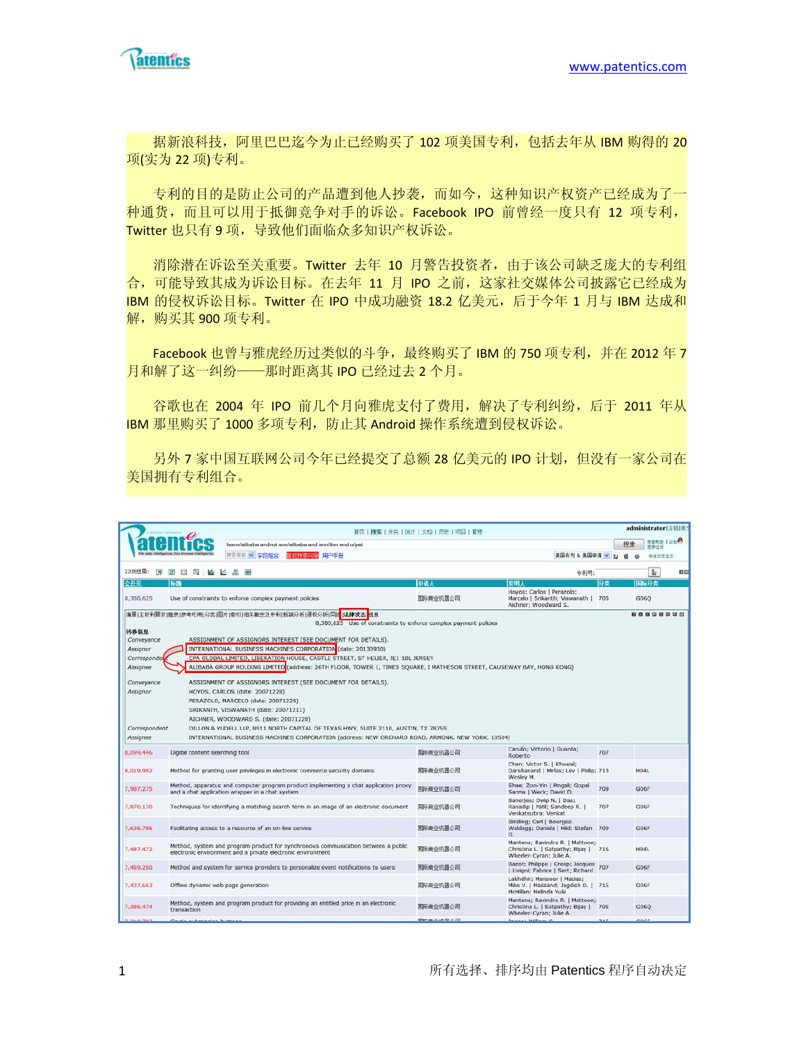据新浪科技，阿里巴巴迄今为止已经购买了 102 项美国专利，包括去年从 IBM 购得的 20 项(实为 22 项)专利。

专利的目的是防止公司的产品遭到他人抄袭，而如今，这种知识产权资产已经成为了一种通货，而且可以用于抵御竞争对手的诉讼。Facebook IPO 前曾经一度只有 12 项专利，Twitter 也只有 9 项，导致他们面临众多知识产权诉讼。

消除潜在诉讼至关重要。Twitter 去年 10 月警告投资者，由于该公司缺乏庞大的专利组合，可能导致其成为诉讼目标。在去年 11 月 IPO 之前，这家社交媒体公司披露它已经成为 IBM 的侵权诉讼目标。Twitter 在 IPO 中成功融资 18.2 亿美元，后于今年 1 月与 IBM 达成和解，购买其 900 项专利。

Facebook 也曾与雅虎经历过类似的斗争，最终购买了 IBM 的 750 项专利，并在 2012 年 7 月和解了这一纠纷——那时距离其 IPO 已经过去 2 个月。

谷歌也在 2004 年 IPO 前几个月向雅虎支付了费用，解决了专利纠纷，后于 2011 年从 IBM 那里购买了 1000 多项专利，防止其 Android 操作系统遭到侵权诉讼。

另外 7 家中国互联网公司今年已经提交了总额 28 亿美元的 IPO 计划，但没有一家公司在美国拥有专利组合。

| 公开号 | 标题 | 申请人 | 发明人 | 分类 | 国际分类 |
|---|---|---|---|---|---|
| 8,380,625 | Use of constraints to enforce complex payment policies | 国际商业机器公司 | Hoyos; Carlos \| Perazolo; Marcelo \| Srikanth; Viswanath \| Aichner; Woodward S. | 705 | G06Q |

8,380,625 Use of constraints to enforce complex payment policies

转移信息

| | |
|---|---|
| Conveyance | ASSIGNMENT OF ASSIGNORS INTEREST (SEE DOCUMENT FOR DETAILS). |
| Assignor | INTERNATIONAL BUSINESS MACHINES CORPORATION (date: 20130930) |
| Correspondent | CPA GLOBAL LIMITED, LIBERATION HOUSE, CASTLE STREET, ST HELIER, JE1 1BL JERSEY |
| Assignee | ALIBABA GROUP HOLDING LIMITED (address: 26TH FLOOR, TOWER 1, TIMES SQUARE, I MATHESON STREET, CAUSEWAY BAY, HONG KONG) |
| Conveyance | ASSIGNMENT OF ASSIGNORS INTEREST (SEE DOCUMENT FOR DETAILS). |
| Assignor | HOYOS, CARLOS (date: 20071228) PERAZOLO, MARCELO (date: 20071228) SRIKANTH, VISWANATH (date: 20071211) AICHNER, WOODWARD S. (date: 20071228) |
| Correspondent | DILLON & YUDELL LLP, 8911 NORTH CAPITAL OF TEXAS HWY, SUITE 2110, AUSTIN, TX 78759 |
| Assignee | INTERNATIONAL BUSINESS MACHINES CORPORATION (address: NEW ORCHARD ROAD, ARMONK, NEW YORK, 10504) |

| 公开号 | 标题 | 申请人 | 发明人 | 分类 | 国际分类 |
|---|---|---|---|---|---|
| 8,099,446 | Digital content searching tool | 国际商业机器公司 | Carullo; Vittorio \| Guarda; Roberto | 707 | |
| 8,019,992 | Method for granting user privileges in electronic commerce security domains | 国际商业机器公司 | Chan; Victor S. \| Khusial; Darshanand \| Mirlas; Lev \| Philip; Wesley M. | 713 | H04L |
| 7,987,275 | Method, apparatus and computer program product implementing a chat application proxy and a chat application wrapper in a chat system | 国际商业机器公司 | Shae; Zon-Yin \| Pingali; Gopal Sarma \| Weck; David D. | 709 | G06F |
| 7,870,130 | Techniques for identifying a matching search term in an image of an electronic document | 国际商业机器公司 | Banerjee; Dwip N. \| Das; Ranadip \| Patil; Sandeep R. \| Venkatsubra; Venkat | 707 | G06F |
| 7,636,786 | Facilitating access to a resource of an on-line service | 国际商业机器公司 | Binding; Carl \| Bourges-Waldegg; Daniela \| Hild; Stefan G. | 709 | G06F |
| 7,487,472 | Method, system and program product for synchronous communication between a public electronic environment and a private electronic environment | 国际商业机器公司 | Mantena; Ravindra R. \| Mattoon; Christina L. \| Satpathy; Bijay \| Wheeler-Cyran; Julie A. | 716 | H04L |
| 7,469,250 | Method and system for service providers to personalize event notifications to users | 国际商业机器公司 | Bazot; Philippe \| Cresp; Jacques \| Livigni; Fabrice \| Sert; Richard | 707 | G06F |
| 7,437,663 | Offline dynamic web page generation | 国际商业机器公司 | Lakhdhir; Mansoor \| Macias; Mike V. \| Massand; Jagdish D. \| McMillan; Melinda Yuki | 715 | G06F |
| 7,386,474 | Method, system and program product for providing an entitled price in an electronic transaction | 国际商业机器公司 | Mantena; Ravindra R. \| Mattoon; Christina L. \| Satpathy; Bijay \| Wheeler-Cyran; Julie A. | 705 | G06Q |

所有选择、排序均由 Patentics 程序自动决定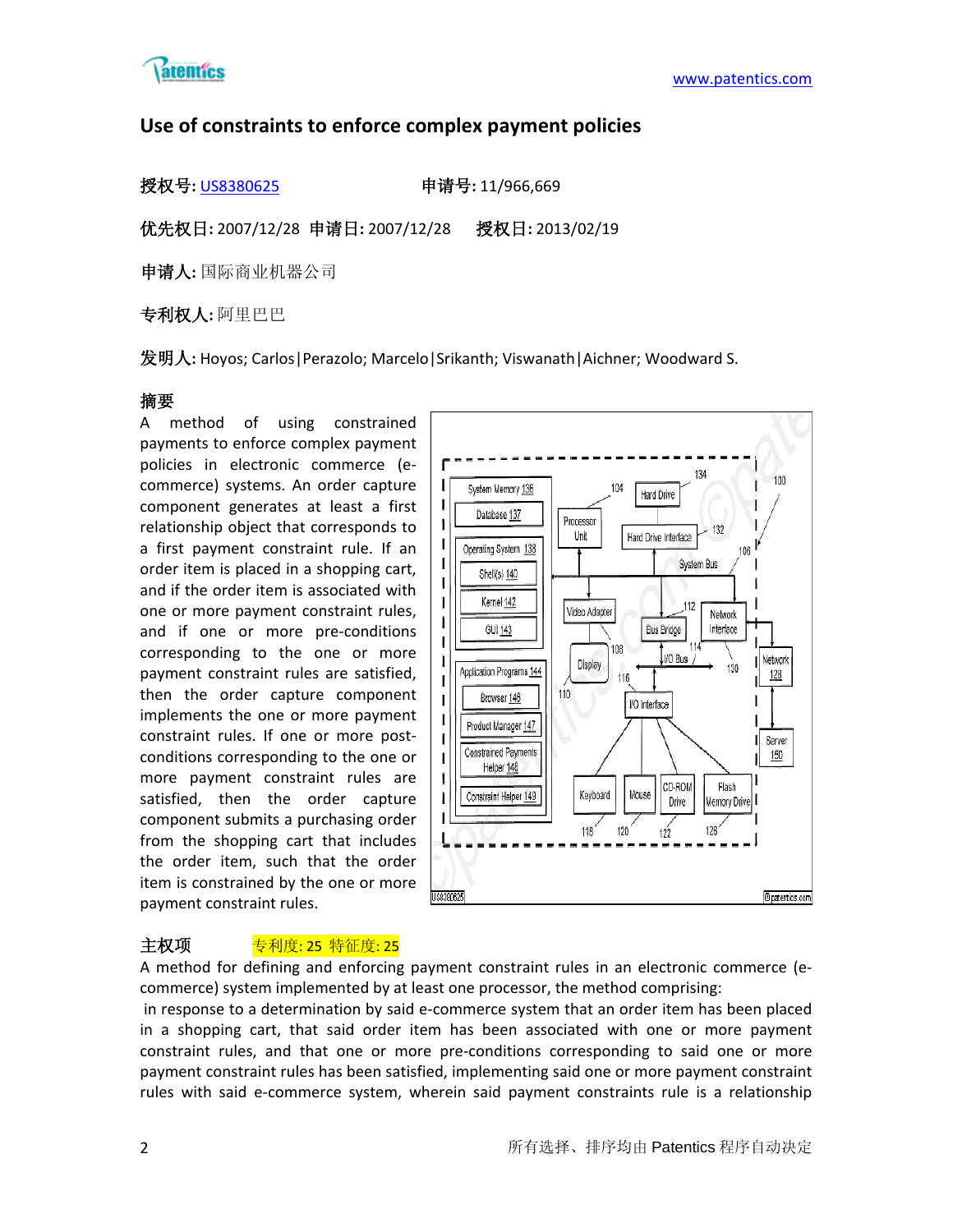## Use of constraints to enforce complex payment policies

**授权号:** US8380625　　　　**申请号:** 11/966,669

**优先权日:** 2007/12/28　**申请日:** 2007/12/28　　**授权日:** 2013/02/19

**申请人:** 国际商业机器公司

**专利权人:** 阿里巴巴

**发明人:** Hoyos; Carlos|Perazolo; Marcelo|Srikanth; Viswanath|Aichner; Woodward S.

**摘要**

A method of using constrained payments to enforce complex payment policies in electronic commerce (e-commerce) systems. An order capture component generates at least a first relationship object that corresponds to a first payment constraint rule. If an order item is placed in a shopping cart, and if the order item is associated with one or more payment constraint rules, and if one or more pre-conditions corresponding to the one or more payment constraint rules are satisfied, then the order capture component implements the one or more payment constraint rules. If one or more post-conditions corresponding to the one or more payment constraint rules are satisfied, then the order capture component submits a purchasing order from the shopping cart that includes the order item, such that the order item is constrained by the one or more payment constraint rules.

**主权项**　　专利度: 25 特征度: 25

A method for defining and enforcing payment constraint rules in an electronic commerce (e-commerce) system implemented by at least one processor, the method comprising:

in response to a determination by said e-commerce system that an order item has been placed in a shopping cart, that said order item has been associated with one or more payment constraint rules, and that one or more pre-conditions corresponding to said one or more payment constraint rules has been satisfied, implementing said one or more payment constraint rules with said e-commerce system, wherein said payment constraints rule is a relationship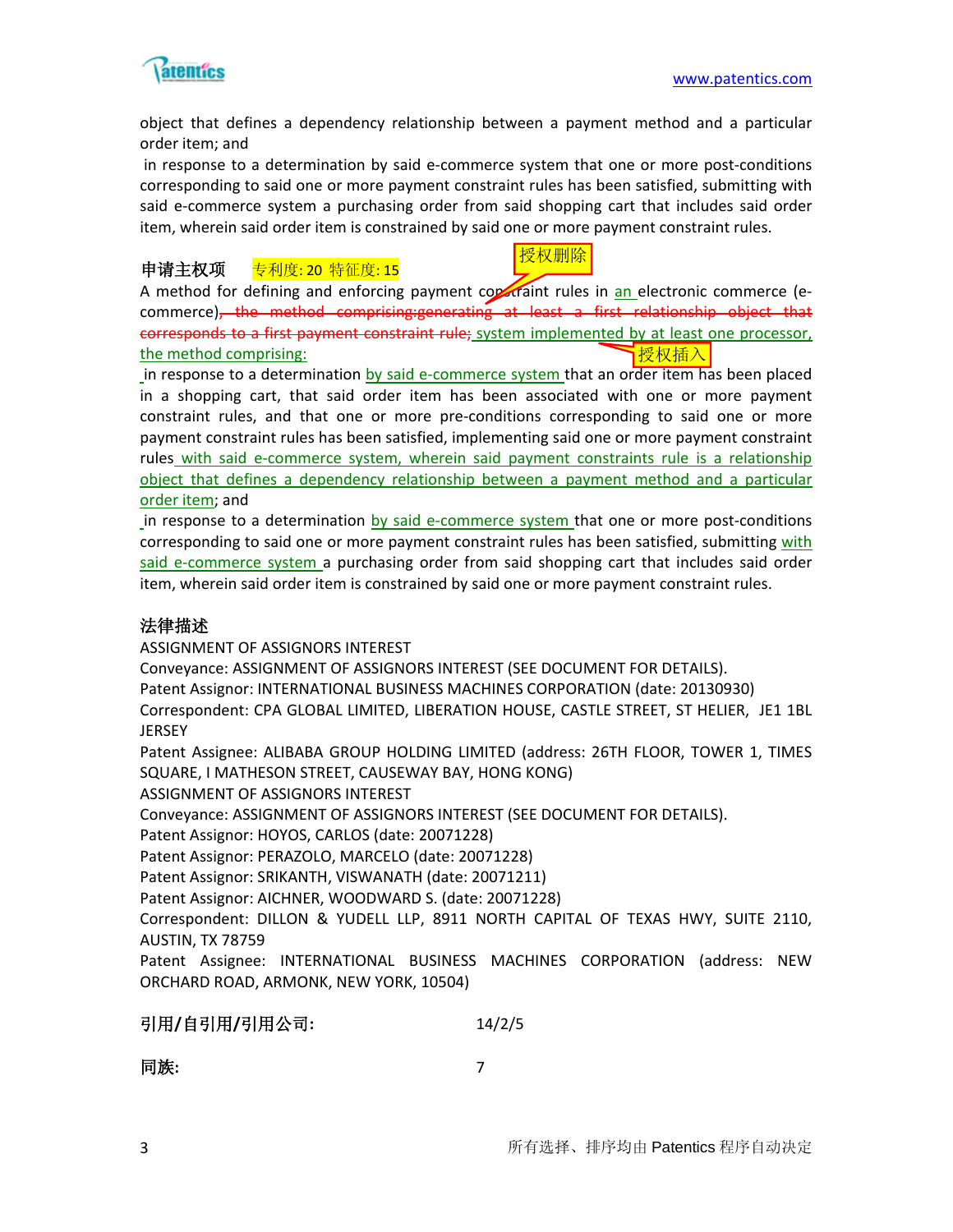object that defines a dependency relationship between a payment method and a particular order item; and

in response to a determination by said e-commerce system that one or more post-conditions corresponding to said one or more payment constraint rules has been satisfied, submitting with said e-commerce system a purchasing order from said shopping cart that includes said order item, wherein said order item is constrained by said one or more payment constraint rules.

**申请主权项** 专利度: 20 特征度: 15

授权删除

A method for defining and enforcing payment constraint rules in an electronic commerce (e-commerce)~~, the method comprising:generating at least a first relationship object that corresponds to a first payment constraint rule;~~ system implemented by at least one processor, the method comprising:

授权插入

in response to a determination by said e-commerce system that an order item has been placed in a shopping cart, that said order item has been associated with one or more payment constraint rules, and that one or more pre-conditions corresponding to said one or more payment constraint rules has been satisfied, implementing said one or more payment constraint rules with said e-commerce system, wherein said payment constraints rule is a relationship object that defines a dependency relationship between a payment method and a particular order item; and

in response to a determination by said e-commerce system that one or more post-conditions corresponding to said one or more payment constraint rules has been satisfied, submitting with said e-commerce system a purchasing order from said shopping cart that includes said order item, wherein said order item is constrained by said one or more payment constraint rules.

**法律描述**

ASSIGNMENT OF ASSIGNORS INTEREST
Conveyance: ASSIGNMENT OF ASSIGNORS INTEREST (SEE DOCUMENT FOR DETAILS).
Patent Assignor: INTERNATIONAL BUSINESS MACHINES CORPORATION (date: 20130930)
Correspondent: CPA GLOBAL LIMITED, LIBERATION HOUSE, CASTLE STREET, ST HELIER, JE1 1BL JERSEY
Patent Assignee: ALIBABA GROUP HOLDING LIMITED (address: 26TH FLOOR, TOWER 1, TIMES SQUARE, I MATHESON STREET, CAUSEWAY BAY, HONG KONG)
ASSIGNMENT OF ASSIGNORS INTEREST
Conveyance: ASSIGNMENT OF ASSIGNORS INTEREST (SEE DOCUMENT FOR DETAILS).
Patent Assignor: HOYOS, CARLOS (date: 20071228)
Patent Assignor: PERAZOLO, MARCELO (date: 20071228)
Patent Assignor: SRIKANTH, VISWANATH (date: 20071211)
Patent Assignor: AICHNER, WOODWARD S. (date: 20071228)
Correspondent: DILLON & YUDELL LLP, 8911 NORTH CAPITAL OF TEXAS HWY, SUITE 2110, AUSTIN, TX 78759
Patent Assignee: INTERNATIONAL BUSINESS MACHINES CORPORATION (address: NEW ORCHARD ROAD, ARMONK, NEW YORK, 10504)

**引用/自引用/引用公司:** 14/2/5

**同族:** 7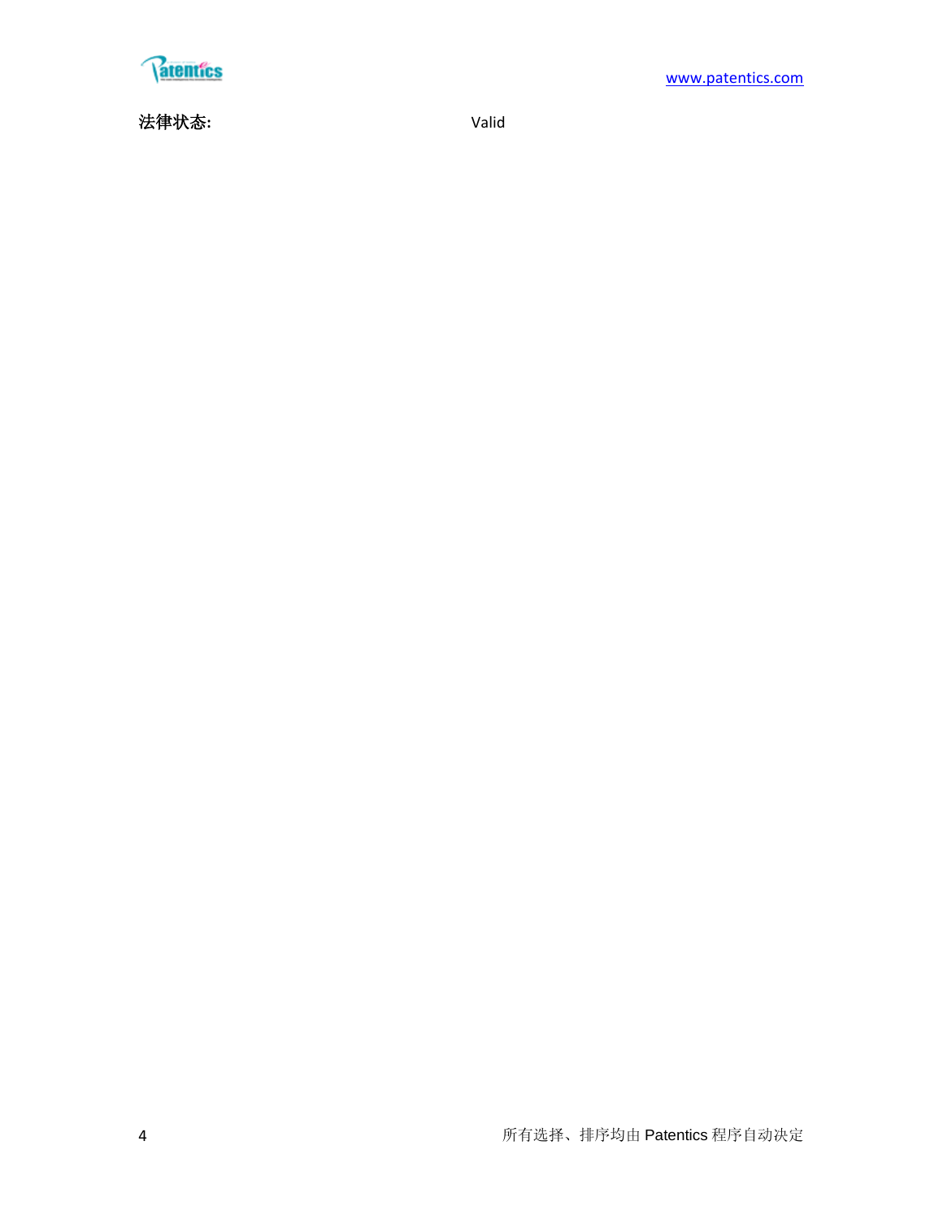**法律状态:** Valid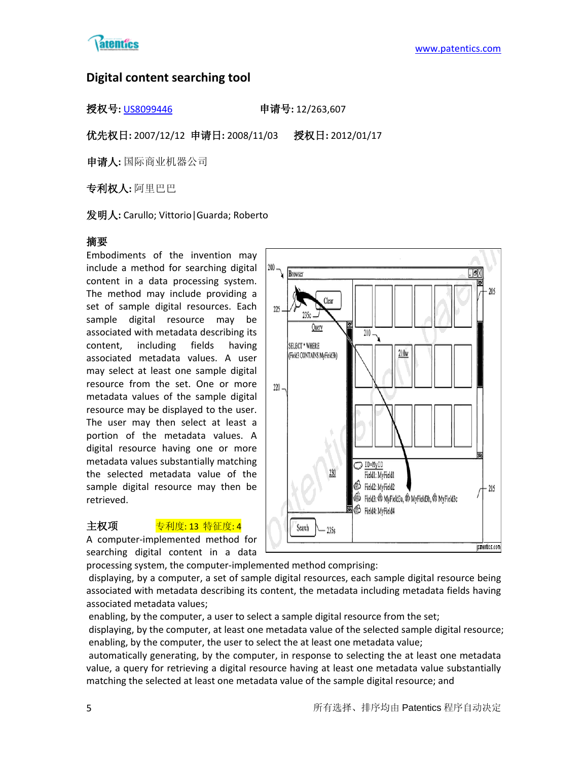## Digital content searching tool

**授权号:** US8099446　　　　　**申请号:** 12/263,607

**优先权日:** 2007/12/12　**申请日:** 2008/11/03　**授权日:** 2012/01/17

**申请人:** 国际商业机器公司

**专利权人:** 阿里巴巴

**发明人:** Carullo; Vittorio|Guarda; Roberto

**摘要**

Embodiments of the invention may include a method for searching digital content in a data processing system. The method may include providing a set of sample digital resources. Each sample digital resource may be associated with metadata describing its content, including fields having associated metadata values. A user may select at least one sample digital resource from the set. One or more metadata values of the sample digital resource may be displayed to the user. The user may then select at least a portion of the metadata values. A digital resource having one or more metadata values substantially matching the selected metadata value of the sample digital resource may then be retrieved.

**主权项**　　专利度: 13 特征度: 4

A computer-implemented method for searching digital content in a data processing system, the computer-implemented method comprising:
displaying, by a computer, a set of sample digital resources, each sample digital resource being associated with metadata describing its content, the metadata including metadata fields having associated metadata values;
enabling, by the computer, a user to select a sample digital resource from the set;
displaying, by the computer, at least one metadata value of the selected sample digital resource;
enabling, by the computer, the user to select the at least one metadata value;
automatically generating, by the computer, in response to selecting the at least one metadata value, a query for retrieving a digital resource having at least one metadata value substantially matching the selected at least one metadata value of the sample digital resource; and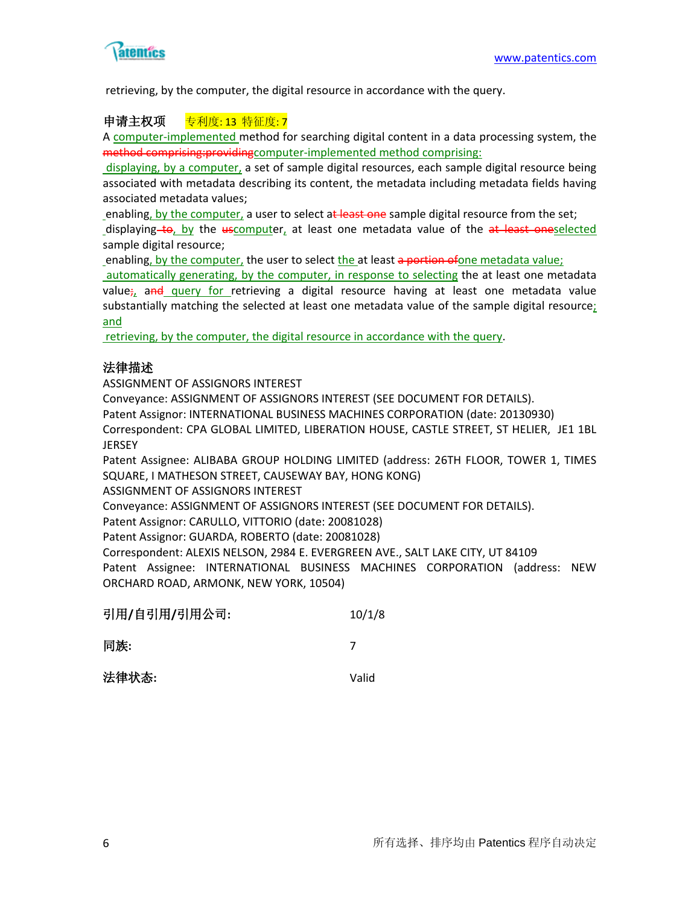retrieving, by the computer, the digital resource in accordance with the query.

**申请主权项** 专利度: 13 特征度: 7

A computer-implemented method for searching digital content in a data processing system, the ~~method comprising:providing~~computer-implemented method comprising:

displaying, by a computer, a set of sample digital resources, each sample digital resource being associated with metadata describing its content, the metadata including metadata fields having associated metadata values;

enabling, by the computer, a user to select a~~t least one~~ sample digital resource from the set;

displaying~~ to~~, by the ~~us~~computer, at least one metadata value of the ~~at least one~~selected sample digital resource;

enabling, by the computer, the user to select the at least ~~a portion of~~one metadata value;

automatically generating, by the computer, in response to selecting the at least one metadata value~~;~~, a~~nd~~ query for retrieving a digital resource having at least one metadata value substantially matching the selected at least one metadata value of the sample digital resource; and

retrieving, by the computer, the digital resource in accordance with the query.

**法律描述**

ASSIGNMENT OF ASSIGNORS INTEREST

Conveyance: ASSIGNMENT OF ASSIGNORS INTEREST (SEE DOCUMENT FOR DETAILS).

Patent Assignor: INTERNATIONAL BUSINESS MACHINES CORPORATION (date: 20130930)

Correspondent: CPA GLOBAL LIMITED, LIBERATION HOUSE, CASTLE STREET, ST HELIER, JE1 1BL JERSEY

Patent Assignee: ALIBABA GROUP HOLDING LIMITED (address: 26TH FLOOR, TOWER 1, TIMES SQUARE, I MATHESON STREET, CAUSEWAY BAY, HONG KONG)

ASSIGNMENT OF ASSIGNORS INTEREST

Conveyance: ASSIGNMENT OF ASSIGNORS INTEREST (SEE DOCUMENT FOR DETAILS).

Patent Assignor: CARULLO, VITTORIO (date: 20081028)

Patent Assignor: GUARDA, ROBERTO (date: 20081028)

Correspondent: ALEXIS NELSON, 2984 E. EVERGREEN AVE., SALT LAKE CITY, UT 84109

Patent Assignee: INTERNATIONAL BUSINESS MACHINES CORPORATION (address: NEW ORCHARD ROAD, ARMONK, NEW YORK, 10504)

| | |
|---|---|
| **引用/自引用/引用公司:** | 10/1/8 |
| **同族:** | 7 |
| **法律状态:** | Valid |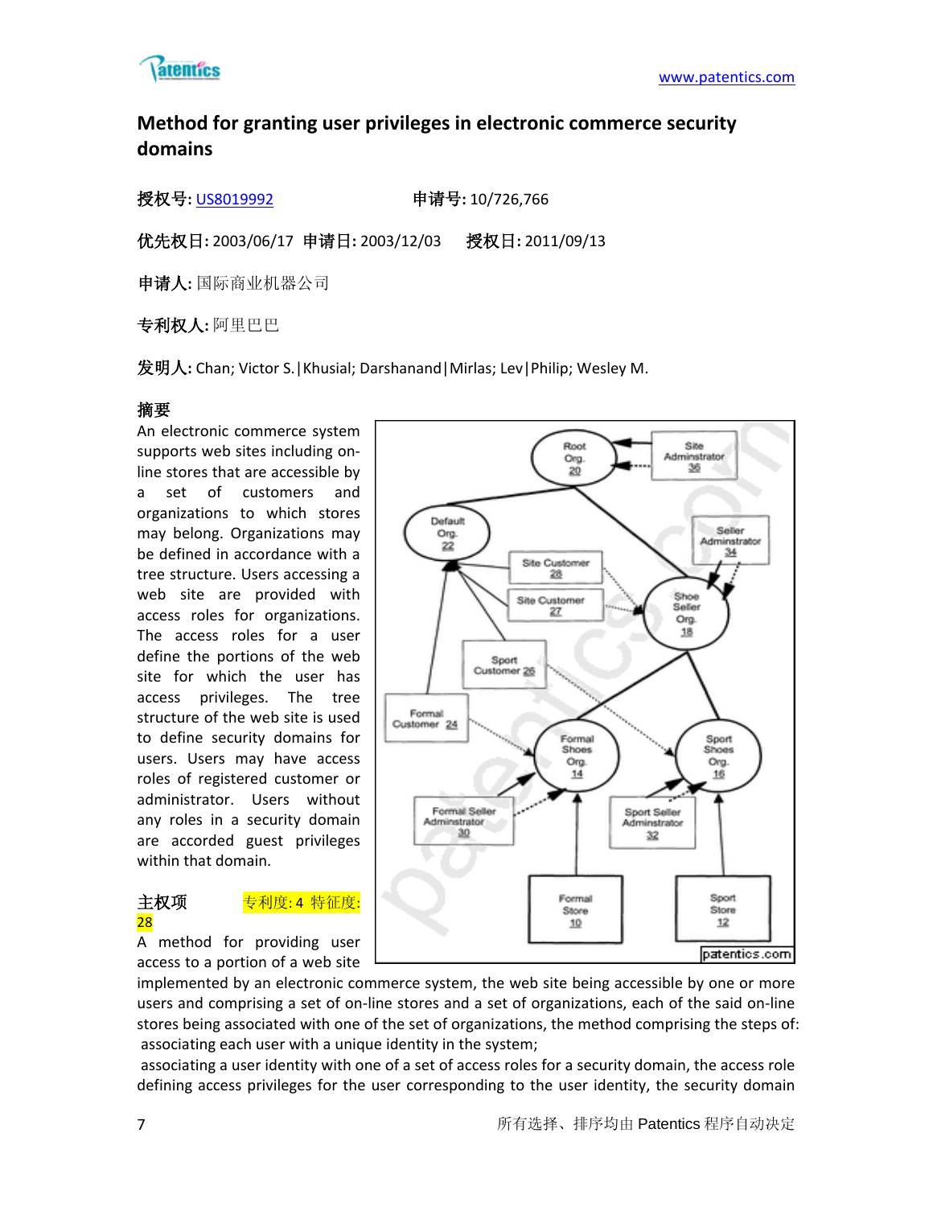## Method for granting user privileges in electronic commerce security domains

**授权号:** US8019992　　　　　　**申请号:** 10/726,766

**优先权日:** 2003/06/17 **申请日:** 2003/12/03　**授权日:** 2011/09/13

**申请人:** 国际商业机器公司

**专利权人:** 阿里巴巴

**发明人:** Chan; Victor S.|Khusial; Darshanand|Mirlas; Lev|Philip; Wesley M.

**摘要**

An electronic commerce system supports web sites including on-line stores that are accessible by a set of customers and organizations to which stores may belong. Organizations may be defined in accordance with a tree structure. Users accessing a web site are provided with access roles for organizations. The access roles for a user define the portions of the web site for which the user has access privileges. The tree structure of the web site is used to define security domains for users. Users may have access roles of registered customer or administrator. Users without any roles in a security domain are accorded guest privileges within that domain.

**主权项**　专利度: 4 特征度: 28

A method for providing user access to a portion of a web site implemented by an electronic commerce system, the web site being accessible by one or more users and comprising a set of on-line stores and a set of organizations, each of the said on-line stores being associated with one of the set of organizations, the method comprising the steps of:
 associating each user with a unique identity in the system;
 associating a user identity with one of a set of access roles for a security domain, the access role defining access privileges for the user corresponding to the user identity, the security domain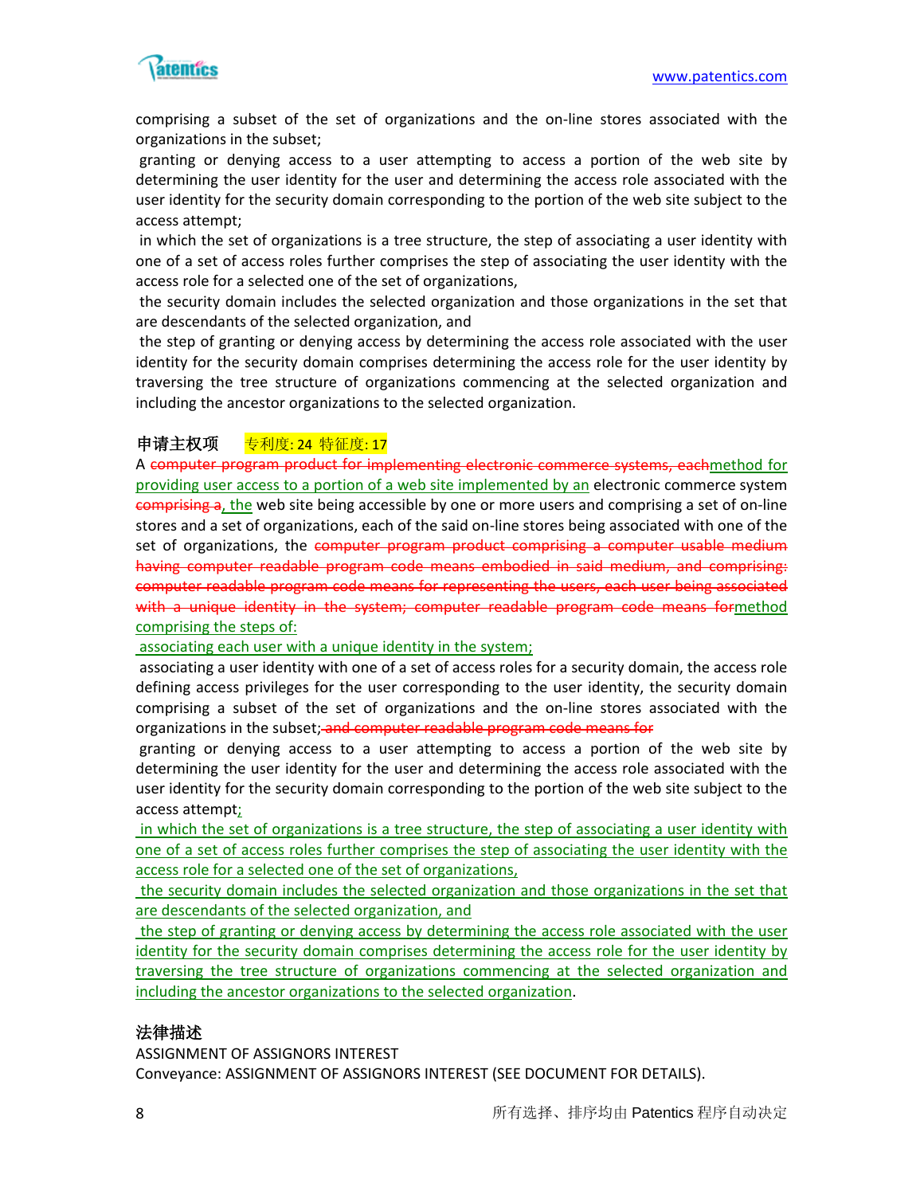comprising a subset of the set of organizations and the on-line stores associated with the organizations in the subset;

granting or denying access to a user attempting to access a portion of the web site by determining the user identity for the user and determining the access role associated with the user identity for the security domain corresponding to the portion of the web site subject to the access attempt;

in which the set of organizations is a tree structure, the step of associating a user identity with one of a set of access roles further comprises the step of associating the user identity with the access role for a selected one of the set of organizations,

the security domain includes the selected organization and those organizations in the set that are descendants of the selected organization, and

the step of granting or denying access by determining the access role associated with the user identity for the security domain comprises determining the access role for the user identity by traversing the tree structure of organizations commencing at the selected organization and including the ancestor organizations to the selected organization.

### 申请主权项 专利度: 24 特征度: 17

A ~~computer program product for implementing electronic commerce systems, each~~method for providing user access to a portion of a web site implemented by an electronic commerce system ~~comprising a~~, the web site being accessible by one or more users and comprising a set of on-line stores and a set of organizations, each of the said on-line stores being associated with one of the set of organizations, the ~~computer program product comprising a computer usable medium having computer readable program code means embodied in said medium, and comprising: computer readable program code means for representing the users, each user being associated with a unique identity in the system; computer readable program code means for~~method comprising the steps of:

associating each user with a unique identity in the system;

associating a user identity with one of a set of access roles for a security domain, the access role defining access privileges for the user corresponding to the user identity, the security domain comprising a subset of the set of organizations and the on-line stores associated with the organizations in the subset;~~ and computer readable program code means for~~

granting or denying access to a user attempting to access a portion of the web site by determining the user identity for the user and determining the access role associated with the user identity for the security domain corresponding to the portion of the web site subject to the access attempt;

in which the set of organizations is a tree structure, the step of associating a user identity with one of a set of access roles further comprises the step of associating the user identity with the access role for a selected one of the set of organizations,

the security domain includes the selected organization and those organizations in the set that are descendants of the selected organization, and

the step of granting or denying access by determining the access role associated with the user identity for the security domain comprises determining the access role for the user identity by traversing the tree structure of organizations commencing at the selected organization and including the ancestor organizations to the selected organization.

### 法律描述

ASSIGNMENT OF ASSIGNORS INTEREST

Conveyance: ASSIGNMENT OF ASSIGNORS INTEREST (SEE DOCUMENT FOR DETAILS).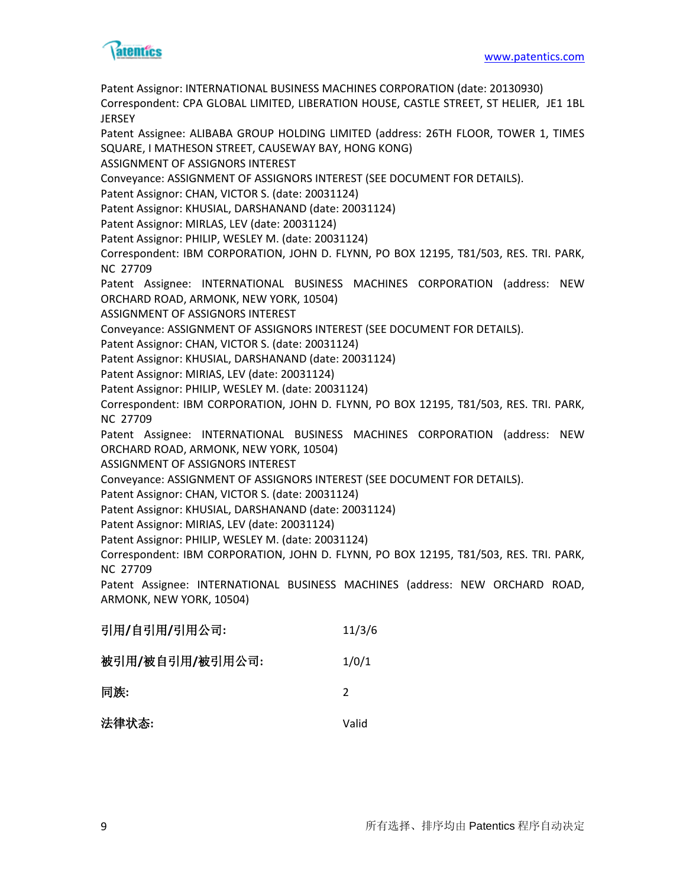Patent Assignor: INTERNATIONAL BUSINESS MACHINES CORPORATION (date: 20130930)
Correspondent: CPA GLOBAL LIMITED, LIBERATION HOUSE, CASTLE STREET, ST HELIER, JE1 1BL JERSEY
Patent Assignee: ALIBABA GROUP HOLDING LIMITED (address: 26TH FLOOR, TOWER 1, TIMES SQUARE, I MATHESON STREET, CAUSEWAY BAY, HONG KONG)
ASSIGNMENT OF ASSIGNORS INTEREST
Conveyance: ASSIGNMENT OF ASSIGNORS INTEREST (SEE DOCUMENT FOR DETAILS).
Patent Assignor: CHAN, VICTOR S. (date: 20031124)
Patent Assignor: KHUSIAL, DARSHANAND (date: 20031124)
Patent Assignor: MIRLAS, LEV (date: 20031124)
Patent Assignor: PHILIP, WESLEY M. (date: 20031124)
Correspondent: IBM CORPORATION, JOHN D. FLYNN, PO BOX 12195, T81/503, RES. TRI. PARK, NC 27709
Patent Assignee: INTERNATIONAL BUSINESS MACHINES CORPORATION (address: NEW ORCHARD ROAD, ARMONK, NEW YORK, 10504)
ASSIGNMENT OF ASSIGNORS INTEREST
Conveyance: ASSIGNMENT OF ASSIGNORS INTEREST (SEE DOCUMENT FOR DETAILS).
Patent Assignor: CHAN, VICTOR S. (date: 20031124)
Patent Assignor: KHUSIAL, DARSHANAND (date: 20031124)
Patent Assignor: MIRIAS, LEV (date: 20031124)
Patent Assignor: PHILIP, WESLEY M. (date: 20031124)
Correspondent: IBM CORPORATION, JOHN D. FLYNN, PO BOX 12195, T81/503, RES. TRI. PARK, NC 27709
Patent Assignee: INTERNATIONAL BUSINESS MACHINES CORPORATION (address: NEW ORCHARD ROAD, ARMONK, NEW YORK, 10504)
ASSIGNMENT OF ASSIGNORS INTEREST
Conveyance: ASSIGNMENT OF ASSIGNORS INTEREST (SEE DOCUMENT FOR DETAILS).
Patent Assignor: CHAN, VICTOR S. (date: 20031124)
Patent Assignor: KHUSIAL, DARSHANAND (date: 20031124)
Patent Assignor: MIRIAS, LEV (date: 20031124)
Patent Assignor: PHILIP, WESLEY M. (date: 20031124)
Correspondent: IBM CORPORATION, JOHN D. FLYNN, PO BOX 12195, T81/503, RES. TRI. PARK, NC 27709
Patent Assignee: INTERNATIONAL BUSINESS MACHINES (address: NEW ORCHARD ROAD, ARMONK, NEW YORK, 10504)

| | |
|---|---|
| **引用/自引用/引用公司:** | 11/3/6 |
| **被引用/被自引用/被引用公司:** | 1/0/1 |
| **同族:** | 2 |
| **法律状态:** | Valid |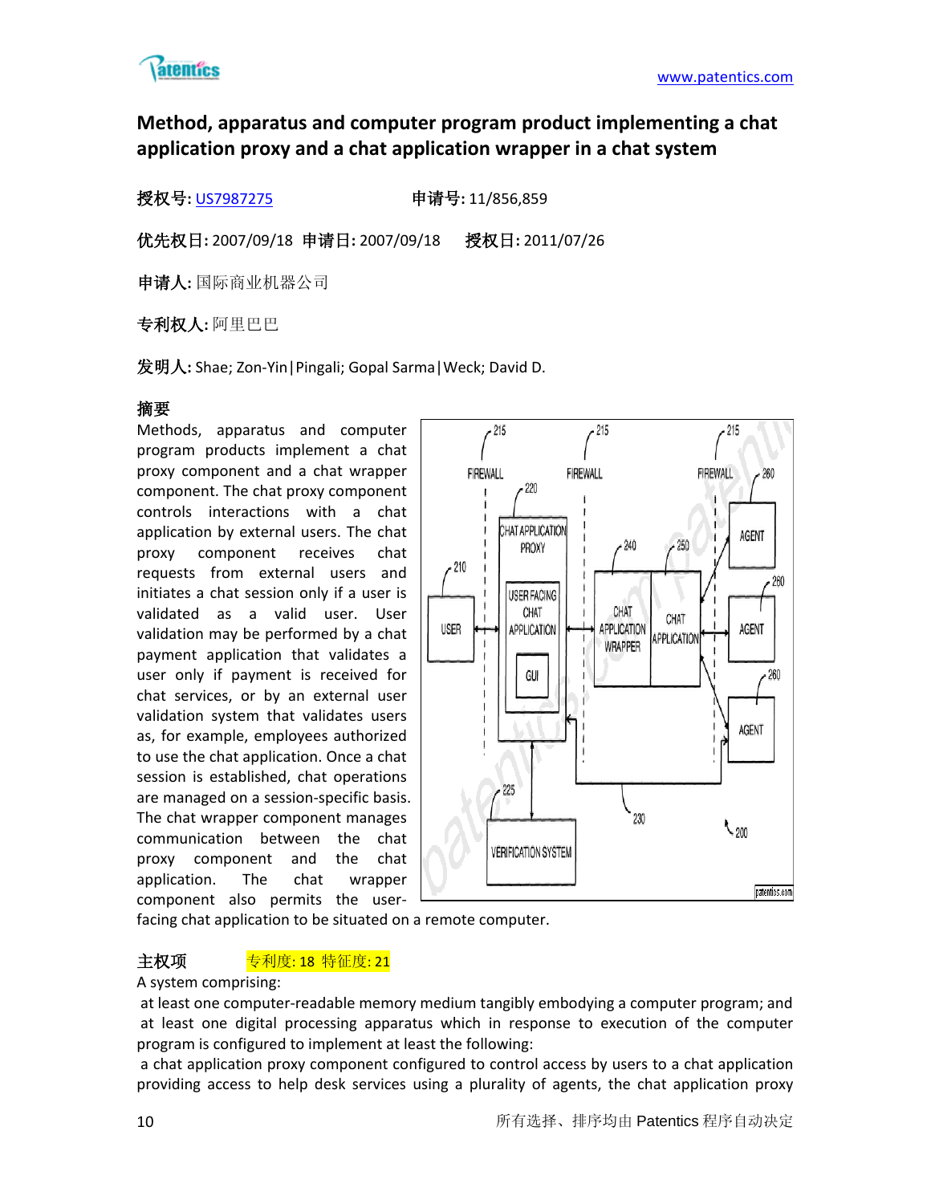## Method, apparatus and computer program product implementing a chat application proxy and a chat application wrapper in a chat system

**授权号:** US7987275　　　　　**申请号:** 11/856,859

**优先权日:** 2007/09/18　**申请日:** 2007/09/18　　**授权日:** 2011/07/26

**申请人:** 国际商业机器公司

**专利权人:** 阿里巴巴

**发明人:** Shae; Zon-Yin|Pingali; Gopal Sarma|Weck; David D.

**摘要**

Methods, apparatus and computer program products implement a chat proxy component and a chat wrapper component. The chat proxy component controls interactions with a chat application by external users. The chat proxy component receives chat requests from external users and initiates a chat session only if a user is validated as a valid user. User validation may be performed by a chat payment application that validates a user only if payment is received for chat services, or by an external user validation system that validates users as, for example, employees authorized to use the chat application. Once a chat session is established, chat operations are managed on a session-specific basis. The chat wrapper component manages communication between the chat proxy component and the chat application. The chat wrapper component also permits the user-facing chat application to be situated on a remote computer.

**主权项**　　专利度: 18 特征度: 21

A system comprising:

at least one computer-readable memory medium tangibly embodying a computer program; and

at least one digital processing apparatus which in response to execution of the computer program is configured to implement at least the following:

a chat application proxy component configured to control access by users to a chat application providing access to help desk services using a plurality of agents, the chat application proxy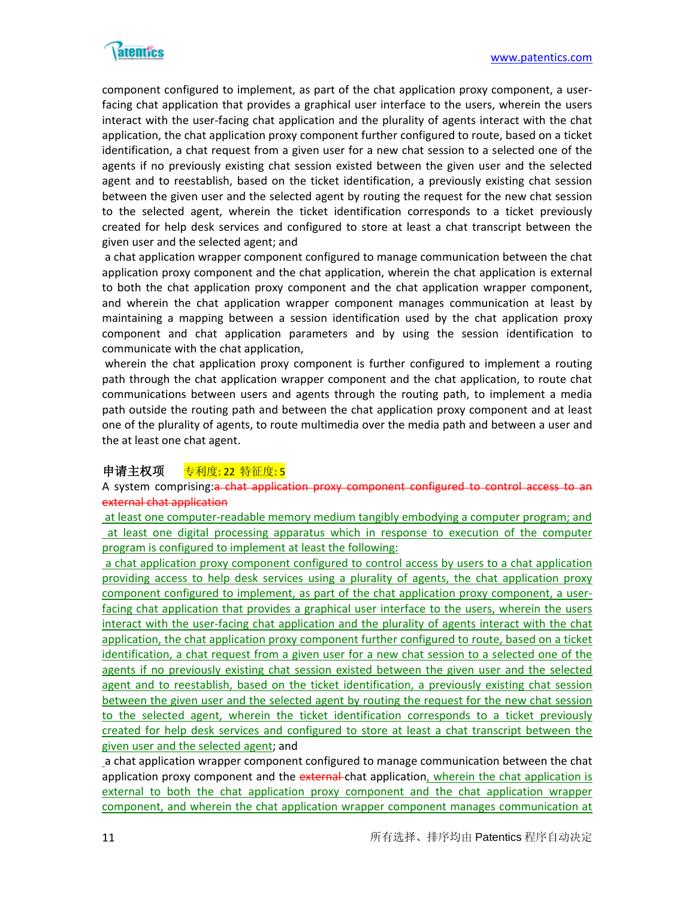component configured to implement, as part of the chat application proxy component, a user-facing chat application that provides a graphical user interface to the users, wherein the users interact with the user-facing chat application and the plurality of agents interact with the chat application, the chat application proxy component further configured to route, based on a ticket identification, a chat request from a given user for a new chat session to a selected one of the agents if no previously existing chat session existed between the given user and the selected agent and to reestablish, based on the ticket identification, a previously existing chat session between the given user and the selected agent by routing the request for the new chat session to the selected agent, wherein the ticket identification corresponds to a ticket previously created for help desk services and configured to store at least a chat transcript between the given user and the selected agent; and

a chat application wrapper component configured to manage communication between the chat application proxy component and the chat application, wherein the chat application is external to both the chat application proxy component and the chat application wrapper component, and wherein the chat application wrapper component manages communication at least by maintaining a mapping between a session identification used by the chat application proxy component and chat application parameters and by using the session identification to communicate with the chat application,

wherein the chat application proxy component is further configured to implement a routing path through the chat application wrapper component and the chat application, to route chat communications between users and agents through the routing path, to implement a media path outside the routing path and between the chat application proxy component and at least one of the plurality of agents, to route multimedia over the media path and between a user and the at least one chat agent.

**申请主权项** 专利度: 22 特征度: 5

A system comprising:~~a chat application proxy component configured to control access to an external chat application~~

at least one computer-readable memory medium tangibly embodying a computer program; and

at least one digital processing apparatus which in response to execution of the computer program is configured to implement at least the following:

a chat application proxy component configured to control access by users to a chat application providing access to help desk services using a plurality of agents, the chat application proxy component configured to implement, as part of the chat application proxy component, a user-facing chat application that provides a graphical user interface to the users, wherein the users interact with the user-facing chat application and the plurality of agents interact with the chat application, the chat application proxy component further configured to route, based on a ticket identification, a chat request from a given user for a new chat session to a selected one of the agents if no previously existing chat session existed between the given user and the selected agent and to reestablish, based on the ticket identification, a previously existing chat session between the given user and the selected agent by routing the request for the new chat session to the selected agent, wherein the ticket identification corresponds to a ticket previously created for help desk services and configured to store at least a chat transcript between the given user and the selected agent; and

a chat application wrapper component configured to manage communication between the chat application proxy component and the ~~external~~ chat application, wherein the chat application is external to both the chat application proxy component and the chat application wrapper component, and wherein the chat application wrapper component manages communication at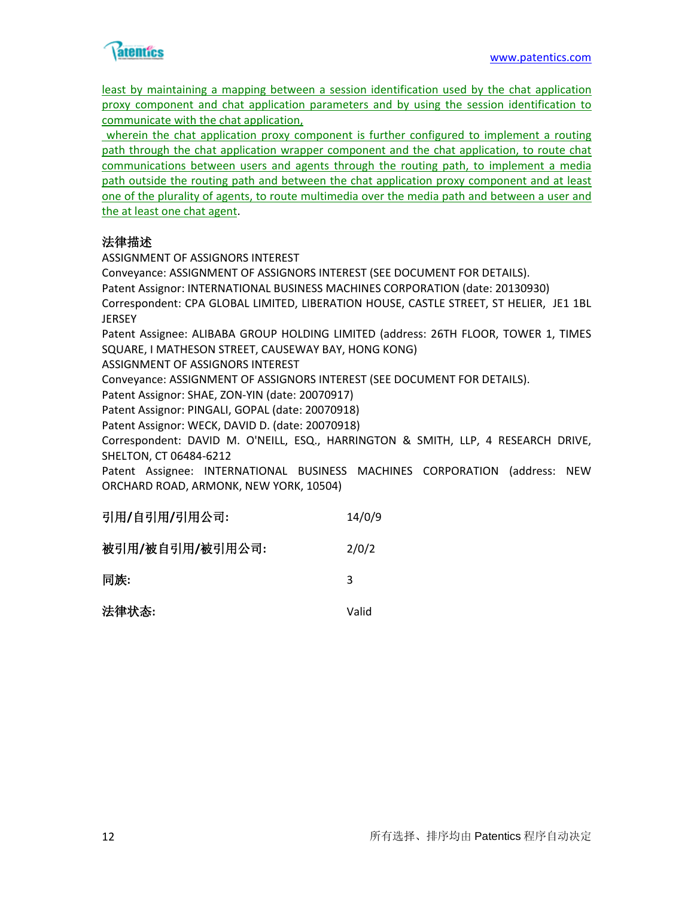least by maintaining a mapping between a session identification used by the chat application proxy component and chat application parameters and by using the session identification to communicate with the chat application,

wherein the chat application proxy component is further configured to implement a routing path through the chat application wrapper component and the chat application, to route chat communications between users and agents through the routing path, to implement a media path outside the routing path and between the chat application proxy component and at least one of the plurality of agents, to route multimedia over the media path and between a user and the at least one chat agent.

**法律描述**

ASSIGNMENT OF ASSIGNORS INTEREST

Conveyance: ASSIGNMENT OF ASSIGNORS INTEREST (SEE DOCUMENT FOR DETAILS).

Patent Assignor: INTERNATIONAL BUSINESS MACHINES CORPORATION (date: 20130930)

Correspondent: CPA GLOBAL LIMITED, LIBERATION HOUSE, CASTLE STREET, ST HELIER, JE1 1BL JERSEY

Patent Assignee: ALIBABA GROUP HOLDING LIMITED (address: 26TH FLOOR, TOWER 1, TIMES SQUARE, I MATHESON STREET, CAUSEWAY BAY, HONG KONG)

ASSIGNMENT OF ASSIGNORS INTEREST

Conveyance: ASSIGNMENT OF ASSIGNORS INTEREST (SEE DOCUMENT FOR DETAILS).

Patent Assignor: SHAE, ZON-YIN (date: 20070917)

Patent Assignor: PINGALI, GOPAL (date: 20070918)

Patent Assignor: WECK, DAVID D. (date: 20070918)

Correspondent: DAVID M. O'NEILL, ESQ., HARRINGTON & SMITH, LLP, 4 RESEARCH DRIVE, SHELTON, CT 06484-6212

Patent Assignee: INTERNATIONAL BUSINESS MACHINES CORPORATION (address: NEW ORCHARD ROAD, ARMONK, NEW YORK, 10504)

| | |
|---|---|
| **引用/自引用/引用公司:** | 14/0/9 |
| **被引用/被自引用/被引用公司:** | 2/0/2 |
| **同族:** | 3 |
| **法律状态:** | Valid |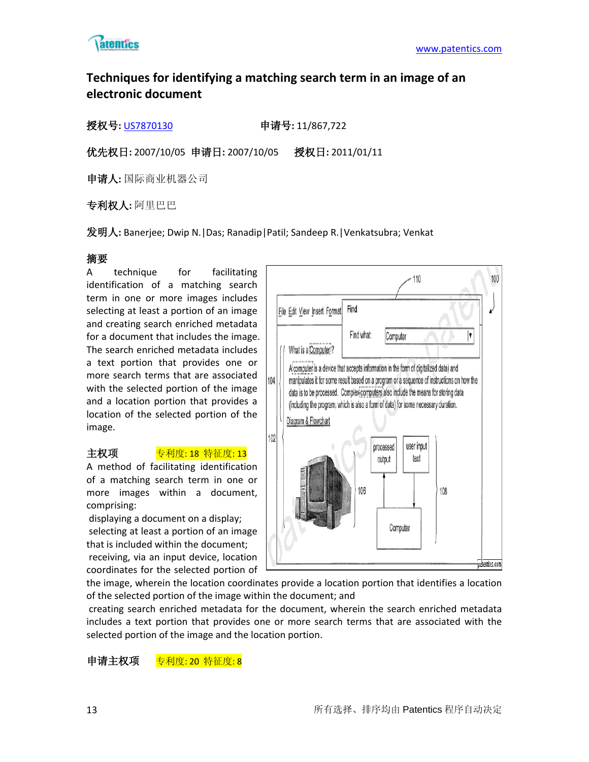## Techniques for identifying a matching search term in an image of an electronic document

**授权号:** US7870130　　　　**申请号:** 11/867,722

**优先权日:** 2007/10/05　**申请日:** 2007/10/05　　**授权日:** 2011/01/11

**申请人:** 国际商业机器公司

**专利权人:** 阿里巴巴

**发明人:** Banerjee; Dwip N.|Das; Ranadip|Patil; Sandeep R.|Venkatsubra; Venkat

**摘要**

A technique for facilitating identification of a matching search term in one or more images includes selecting at least a portion of an image and creating search enriched metadata for a document that includes the image. The search enriched metadata includes a text portion that provides one or more search terms that are associated with the selected portion of the image and a location portion that provides a location of the selected portion of the image.

**主权项**　　专利度: 18 特征度: 13

A method of facilitating identification of a matching search term in one or more images within a document, comprising:
displaying a document on a display;
selecting at least a portion of an image that is included within the document;
receiving, via an input device, location coordinates for the selected portion of the image, wherein the location coordinates provide a location portion that identifies a location of the selected portion of the image within the document; and
creating search enriched metadata for the document, wherein the search enriched metadata includes a text portion that provides one or more search terms that are associated with the selected portion of the image and the location portion.

**申请主权项**　　专利度: 20 特征度: 8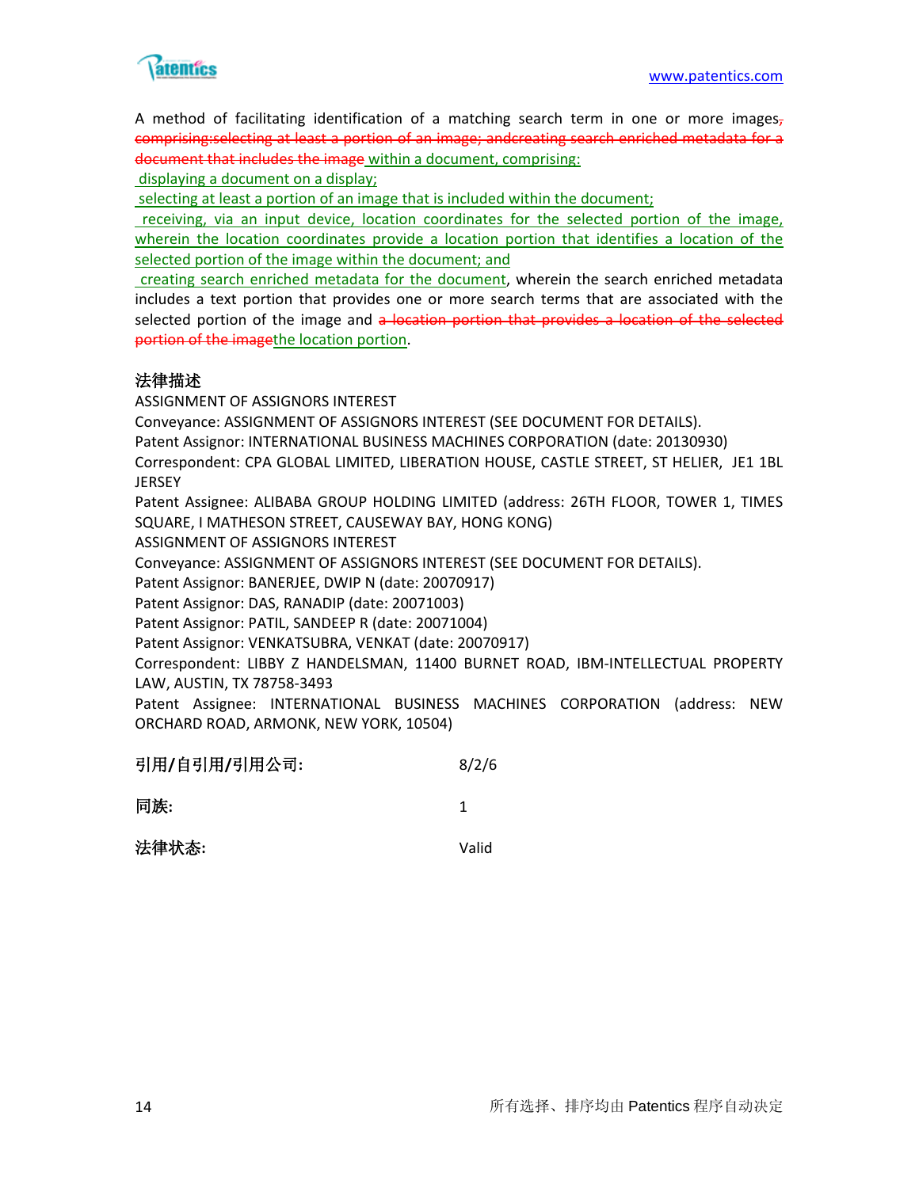A method of facilitating identification of a matching search term in one or more images~~,~~ ~~comprising:selecting at least a portion of an image; andcreating search enriched metadata for a document that includes the image~~ within a document, comprising:

displaying a document on a display;

selecting at least a portion of an image that is included within the document;

receiving, via an input device, location coordinates for the selected portion of the image, wherein the location coordinates provide a location portion that identifies a location of the selected portion of the image within the document; and

creating search enriched metadata for the document, wherein the search enriched metadata includes a text portion that provides one or more search terms that are associated with the selected portion of the image and ~~a location portion that provides a location of the selected portion of the image~~the location portion.

**法律描述**

ASSIGNMENT OF ASSIGNORS INTEREST

Conveyance: ASSIGNMENT OF ASSIGNORS INTEREST (SEE DOCUMENT FOR DETAILS).

Patent Assignor: INTERNATIONAL BUSINESS MACHINES CORPORATION (date: 20130930)

Correspondent: CPA GLOBAL LIMITED, LIBERATION HOUSE, CASTLE STREET, ST HELIER, JE1 1BL JERSEY

Patent Assignee: ALIBABA GROUP HOLDING LIMITED (address: 26TH FLOOR, TOWER 1, TIMES SQUARE, I MATHESON STREET, CAUSEWAY BAY, HONG KONG)

ASSIGNMENT OF ASSIGNORS INTEREST

Conveyance: ASSIGNMENT OF ASSIGNORS INTEREST (SEE DOCUMENT FOR DETAILS).

Patent Assignor: BANERJEE, DWIP N (date: 20070917)

Patent Assignor: DAS, RANADIP (date: 20071003)

Patent Assignor: PATIL, SANDEEP R (date: 20071004)

Patent Assignor: VENKATSUBRA, VENKAT (date: 20070917)

Correspondent: LIBBY Z HANDELSMAN, 11400 BURNET ROAD, IBM-INTELLECTUAL PROPERTY LAW, AUSTIN, TX 78758-3493

Patent Assignee: INTERNATIONAL BUSINESS MACHINES CORPORATION (address: NEW ORCHARD ROAD, ARMONK, NEW YORK, 10504)

**引用/自引用/引用公司:** 8/2/6

**同族:** 1

**法律状态:** Valid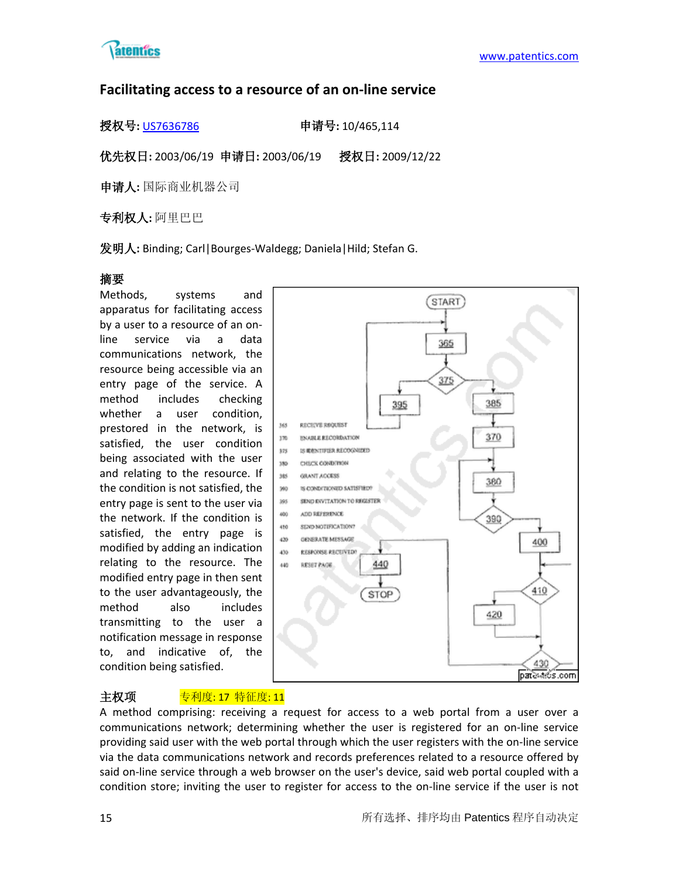## Facilitating access to a resource of an on-line service

**授权号:** US7636786　　**申请号:** 10/465,114

**优先权日:** 2003/06/19　**申请日:** 2003/06/19　**授权日:** 2009/12/22

**申请人:** 国际商业机器公司

**专利权人:** 阿里巴巴

**发明人:** Binding; Carl|Bourges-Waldegg; Daniela|Hild; Stefan G.

**摘要**

Methods, systems and apparatus for facilitating access by a user to a resource of an on-line service via a data communications network, the resource being accessible via an entry page of the service. A method includes checking whether a user condition, prestored in the network, is satisfied, the user condition being associated with the user and relating to the resource. If the condition is not satisfied, the entry page is sent to the user via the network. If the condition is satisfied, the entry page is modified by adding an indication relating to the resource. The modified entry page in then sent to the user advantageously, the method also includes transmitting to the user a notification message in response to, and indicative of, the condition being satisfied.

**主权项**　专利度: 17 特征度: 11

A method comprising: receiving a request for access to a web portal from a user over a communications network; determining whether the user is registered for an on-line service providing said user with the web portal through which the user registers with the on-line service via the data communications network and records preferences related to a resource offered by said on-line service through a web browser on the user's device, said web portal coupled with a condition store; inviting the user to register for access to the on-line service if the user is not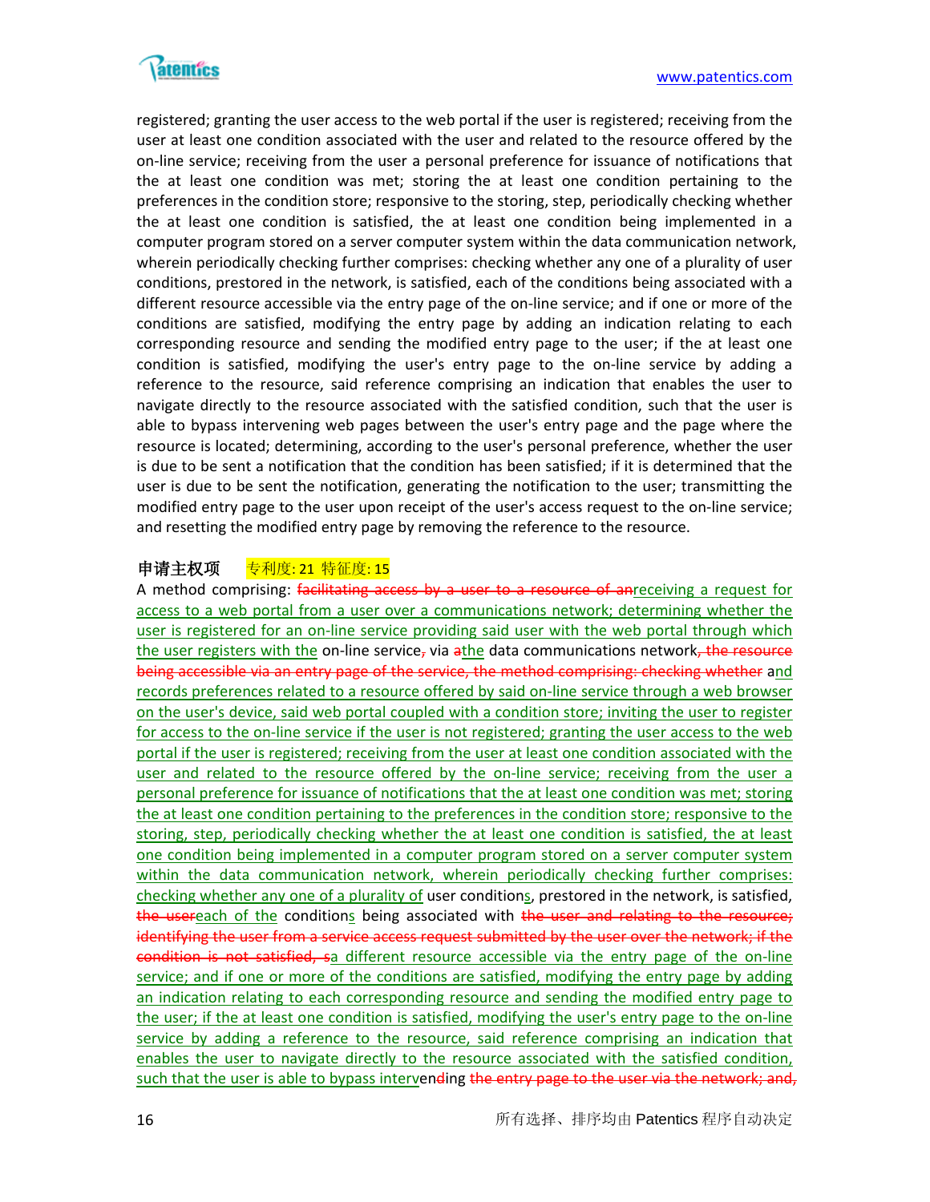registered; granting the user access to the web portal if the user is registered; receiving from the user at least one condition associated with the user and related to the resource offered by the on-line service; receiving from the user a personal preference for issuance of notifications that the at least one condition was met; storing the at least one condition pertaining to the preferences in the condition store; responsive to the storing, step, periodically checking whether the at least one condition is satisfied, the at least one condition being implemented in a computer program stored on a server computer system within the data communication network, wherein periodically checking further comprises: checking whether any one of a plurality of user conditions, prestored in the network, is satisfied, each of the conditions being associated with a different resource accessible via the entry page of the on-line service; and if one or more of the conditions are satisfied, modifying the entry page by adding an indication relating to each corresponding resource and sending the modified entry page to the user; if the at least one condition is satisfied, modifying the user's entry page to the on-line service by adding a reference to the resource, said reference comprising an indication that enables the user to navigate directly to the resource associated with the satisfied condition, such that the user is able to bypass intervening web pages between the user's entry page and the page where the resource is located; determining, according to the user's personal preference, whether the user is due to be sent a notification that the condition has been satisfied; if it is determined that the user is due to be sent the notification, generating the notification to the user; transmitting the modified entry page to the user upon receipt of the user's access request to the on-line service; and resetting the modified entry page by removing the reference to the resource.

**申请主权项** 专利度: 21 特征度: 15

A method comprising: ~~facilitating access by a user to a resource of an~~receiving a request for access to a web portal from a user over a communications network; determining whether the user is registered for an on-line service providing said user with the web portal through which the user registers with the on-line service~~,~~ via ~~a~~the data communications network~~, the resource being accessible via an entry page of the service, the method comprising: checking whether~~ and records preferences related to a resource offered by said on-line service through a web browser on the user's device, said web portal coupled with a condition store; inviting the user to register for access to the on-line service if the user is not registered; granting the user access to the web portal if the user is registered; receiving from the user at least one condition associated with the user and related to the resource offered by the on-line service; receiving from the user a personal preference for issuance of notifications that the at least one condition was met; storing the at least one condition pertaining to the preferences in the condition store; responsive to the storing, step, periodically checking whether the at least one condition is satisfied, the at least one condition being implemented in a computer program stored on a server computer system within the data communication network, wherein periodically checking further comprises: checking whether any one of a plurality of user conditions, prestored in the network, is satisfied, ~~the user~~each of the conditions being associated with ~~the user and relating to the resource; identifying the user from a service access request submitted by the user over the network; if the condition is not satisfied, s~~a different resource accessible via the entry page of the on-line service; and if one or more of the conditions are satisfied, modifying the entry page by adding an indication relating to each corresponding resource and sending the modified entry page to the user; if the at least one condition is satisfied, modifying the user's entry page to the on-line service by adding a reference to the resource, said reference comprising an indication that enables the user to navigate directly to the resource associated with the satisfied condition, such that the user is able to bypass intervending ~~the entry page to the user via the network; and,~~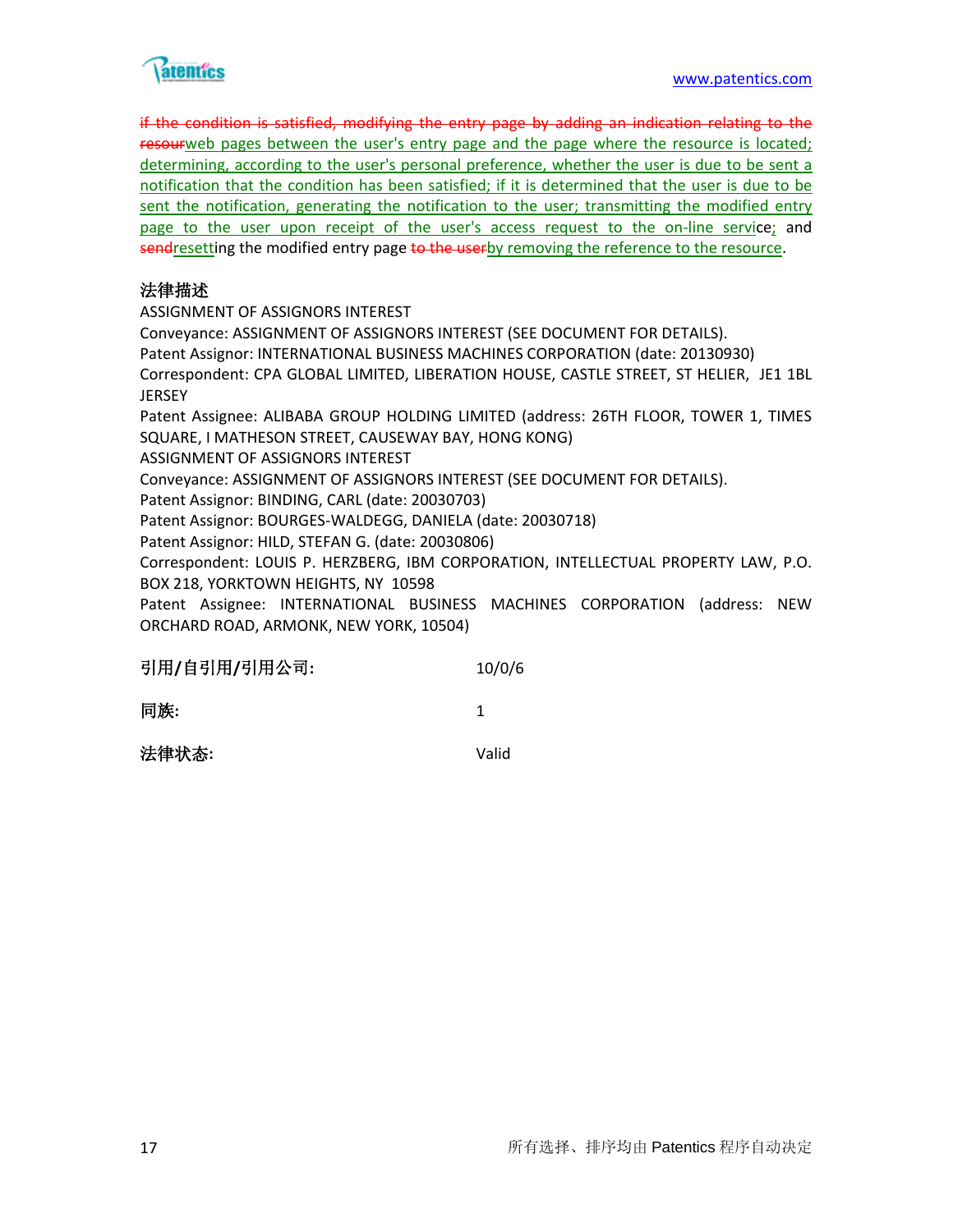~~if the condition is satisfied, modifying the entry page by adding an indication relating to the resour~~web pages between the user's entry page and the page where the resource is located; determining, according to the user's personal preference, whether the user is due to be sent a notification that the condition has been satisfied; if it is determined that the user is due to be sent the notification, generating the notification to the user; transmitting the modified entry page to the user upon receipt of the user's access request to the on-line service; and ~~send~~resetting the modified entry page ~~to the user~~by removing the reference to the resource.

**法律描述**

ASSIGNMENT OF ASSIGNORS INTEREST
Conveyance: ASSIGNMENT OF ASSIGNORS INTEREST (SEE DOCUMENT FOR DETAILS).
Patent Assignor: INTERNATIONAL BUSINESS MACHINES CORPORATION (date: 20130930)
Correspondent: CPA GLOBAL LIMITED, LIBERATION HOUSE, CASTLE STREET, ST HELIER, JE1 1BL JERSEY
Patent Assignee: ALIBABA GROUP HOLDING LIMITED (address: 26TH FLOOR, TOWER 1, TIMES SQUARE, I MATHESON STREET, CAUSEWAY BAY, HONG KONG)
ASSIGNMENT OF ASSIGNORS INTEREST
Conveyance: ASSIGNMENT OF ASSIGNORS INTEREST (SEE DOCUMENT FOR DETAILS).
Patent Assignor: BINDING, CARL (date: 20030703)
Patent Assignor: BOURGES-WALDEGG, DANIELA (date: 20030718)
Patent Assignor: HILD, STEFAN G. (date: 20030806)
Correspondent: LOUIS P. HERZBERG, IBM CORPORATION, INTELLECTUAL PROPERTY LAW, P.O. BOX 218, YORKTOWN HEIGHTS, NY 10598
Patent Assignee: INTERNATIONAL BUSINESS MACHINES CORPORATION (address: NEW ORCHARD ROAD, ARMONK, NEW YORK, 10504)

| | |
|---|---|
| **引用/自引用/引用公司:** | 10/0/6 |
| **同族:** | 1 |
| **法律状态:** | Valid |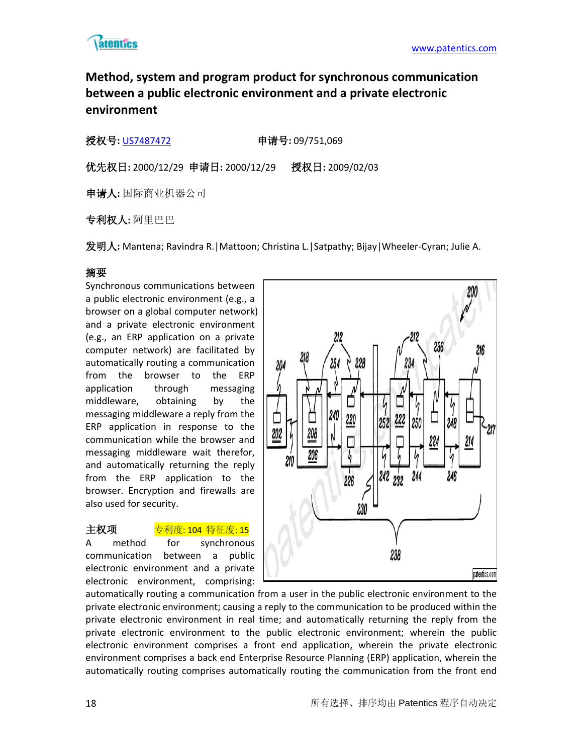# Method, system and program product for synchronous communication between a public electronic environment and a private electronic environment

**授权号:** US7487472　　　　**申请号:** 09/751,069

**优先权日:** 2000/12/29　**申请日:** 2000/12/29　**授权日:** 2009/02/03

**申请人:** 国际商业机器公司

**专利权人:** 阿里巴巴

**发明人:** Mantena; Ravindra R.|Mattoon; Christina L.|Satpathy; Bijay|Wheeler-Cyran; Julie A.

**摘要**

Synchronous communications between a public electronic environment (e.g., a browser on a global computer network) and a private electronic environment (e.g., an ERP application on a private computer network) are facilitated by automatically routing a communication from the browser to the ERP application through messaging middleware, obtaining by the messaging middleware a reply from the ERP application in response to the communication while the browser and messaging middleware wait therefor, and automatically returning the reply from the ERP application to the browser. Encryption and firewalls are also used for security.

**主权项**　　专利度: 104 特征度: 15

A method for synchronous communication between a public electronic environment and a private electronic environment, comprising: automatically routing a communication from a user in the public electronic environment to the private electronic environment; causing a reply to the communication to be produced within the private electronic environment in real time; and automatically returning the reply from the private electronic environment to the public electronic environment; wherein the public electronic environment comprises a front end application, wherein the private electronic environment comprises a back end Enterprise Resource Planning (ERP) application, wherein the automatically routing comprises automatically routing the communication from the front end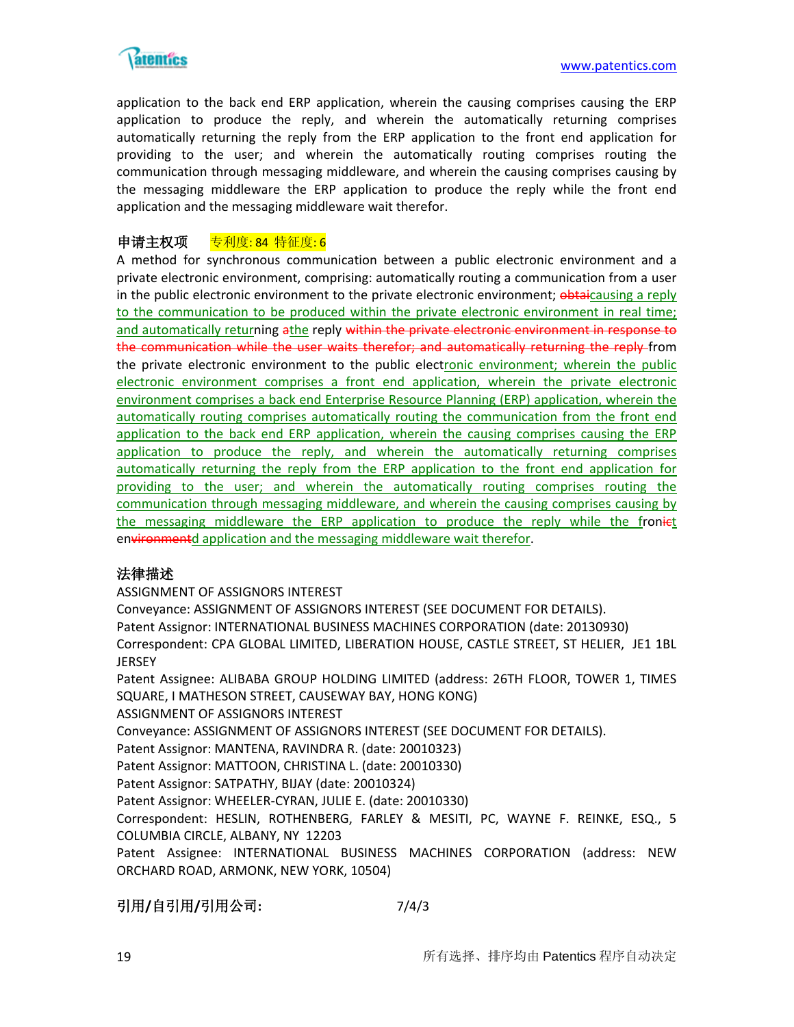application to the back end ERP application, wherein the causing comprises causing the ERP application to produce the reply, and wherein the automatically returning comprises automatically returning the reply from the ERP application to the front end application for providing to the user; and wherein the automatically routing comprises routing the communication through messaging middleware, and wherein the causing comprises causing by the messaging middleware the ERP application to produce the reply while the front end application and the messaging middleware wait therefor.

**申请主权项** 专利度: 84 特征度: 6

A method for synchronous communication between a public electronic environment and a private electronic environment, comprising: automatically routing a communication from a user in the public electronic environment to the private electronic environment; ~~obtai~~<u>causing a reply to the communication to be produced within the private electronic environment in real time; and automatically retur</u>ning ~~a~~<u>the</u> reply ~~within the private electronic environment in response to the communication while the user waits therefor; and automatically returning the reply~~ from the private electronic environment to the public elect<u>ronic environment; wherein the public electronic environment comprises a front end application, wherein the private electronic environment comprises a back end Enterprise Resource Planning (ERP) application, wherein the automatically routing comprises automatically routing the communication from the front end application to the back end ERP application, wherein the causing comprises causing the ERP application to produce the reply, and wherein the automatically returning comprises automatically returning the reply from the ERP application to the front end application for providing to the user; and wherein the automatically routing comprises routing the communication through messaging middleware, and wherein the causing comprises causing by the messaging middleware the ERP application to produce the reply while the fron</u>~~ic~~<u>t</u> en~~vironment~~<u>d application and the messaging middleware wait therefor</u>.

**法律描述**

ASSIGNMENT OF ASSIGNORS INTEREST
Conveyance: ASSIGNMENT OF ASSIGNORS INTEREST (SEE DOCUMENT FOR DETAILS).
Patent Assignor: INTERNATIONAL BUSINESS MACHINES CORPORATION (date: 20130930)
Correspondent: CPA GLOBAL LIMITED, LIBERATION HOUSE, CASTLE STREET, ST HELIER, JE1 1BL JERSEY
Patent Assignee: ALIBABA GROUP HOLDING LIMITED (address: 26TH FLOOR, TOWER 1, TIMES SQUARE, I MATHESON STREET, CAUSEWAY BAY, HONG KONG)
ASSIGNMENT OF ASSIGNORS INTEREST
Conveyance: ASSIGNMENT OF ASSIGNORS INTEREST (SEE DOCUMENT FOR DETAILS).
Patent Assignor: MANTENA, RAVINDRA R. (date: 20010323)
Patent Assignor: MATTOON, CHRISTINA L. (date: 20010330)
Patent Assignor: SATPATHY, BIJAY (date: 20010324)
Patent Assignor: WHEELER-CYRAN, JULIE E. (date: 20010330)
Correspondent: HESLIN, ROTHENBERG, FARLEY & MESITI, PC, WAYNE F. REINKE, ESQ., 5 COLUMBIA CIRCLE, ALBANY, NY 12203
Patent Assignee: INTERNATIONAL BUSINESS MACHINES CORPORATION (address: NEW ORCHARD ROAD, ARMONK, NEW YORK, 10504)

**引用/自引用/引用公司:** 7/4/3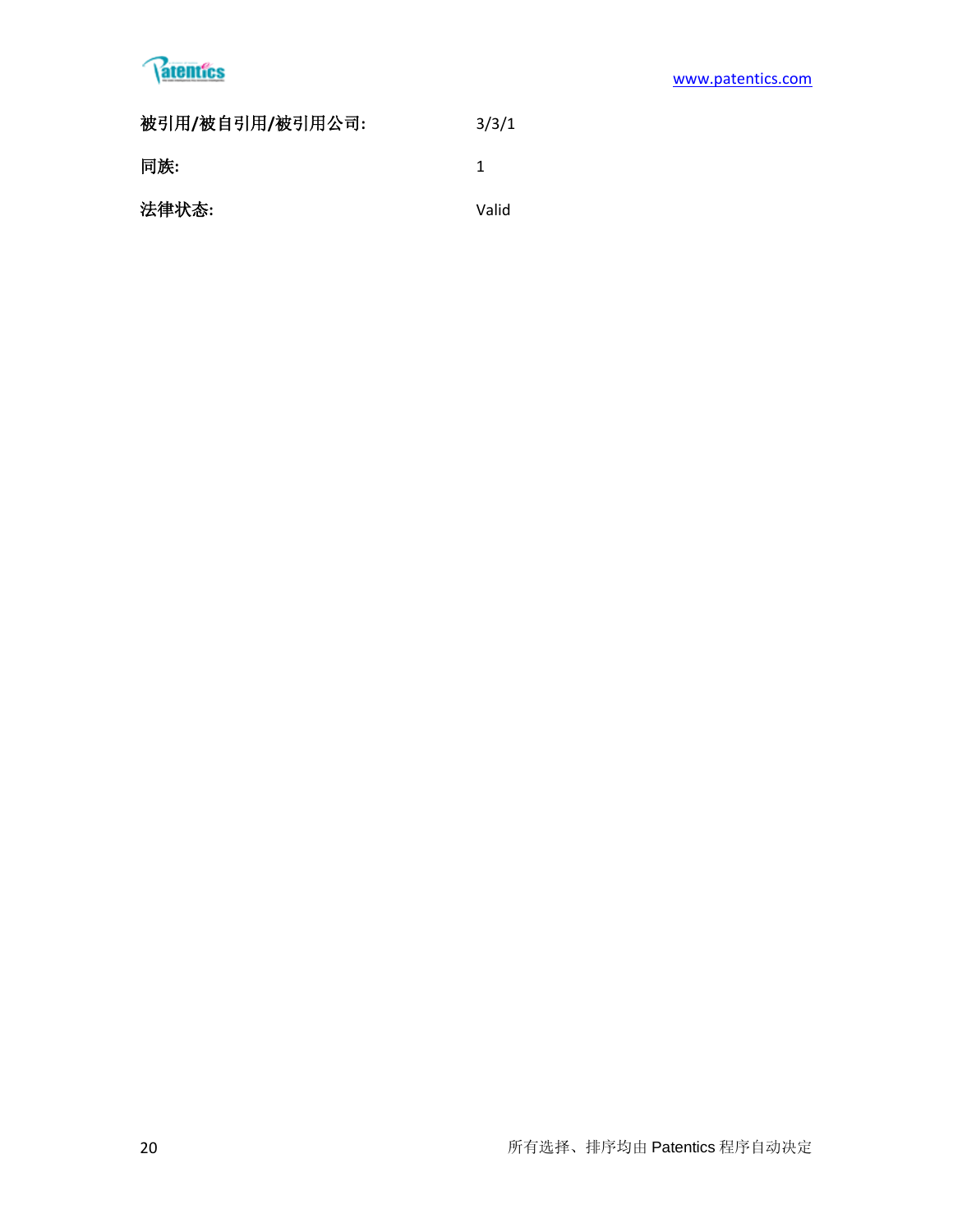**被引用/被自引用/被引用公司:** 3/3/1

**同族:** 1

**法律状态:** Valid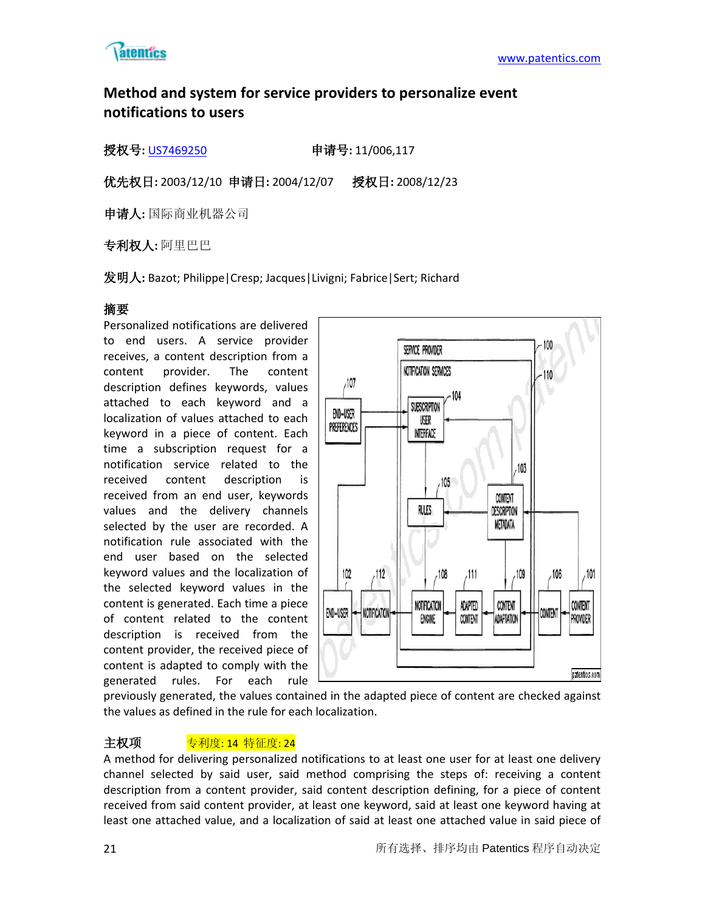## Method and system for service providers to personalize event notifications to users

**授权号:** US7469250　　　　**申请号:** 11/006,117

**优先权日:** 2003/12/10 **申请日:** 2004/12/07 **授权日:** 2008/12/23

**申请人:** 国际商业机器公司

**专利权人:** 阿里巴巴

**发明人:** Bazot; Philippe|Cresp; Jacques|Livigni; Fabrice|Sert; Richard

**摘要**

Personalized notifications are delivered to end users. A service provider receives, a content description from a content provider. The content description defines keywords, values attached to each keyword and a localization of values attached to each keyword in a piece of content. Each time a subscription request for a notification service related to the received content description is received from an end user, keywords values and the delivery channels selected by the user are recorded. A notification rule associated with the end user based on the selected keyword values and the localization of the selected keyword values in the content is generated. Each time a piece of content related to the content description is received from the content provider, the received piece of content is adapted to comply with the generated rules. For each rule previously generated, the values contained in the adapted piece of content are checked against the values as defined in the rule for each localization.

**主权项**　　专利度: 14 特征度: 24

A method for delivering personalized notifications to at least one user for at least one delivery channel selected by said user, said method comprising the steps of: receiving a content description from a content provider, said content description defining, for a piece of content received from said content provider, at least one keyword, said at least one keyword having at least one attached value, and a localization of said at least one attached value in said piece of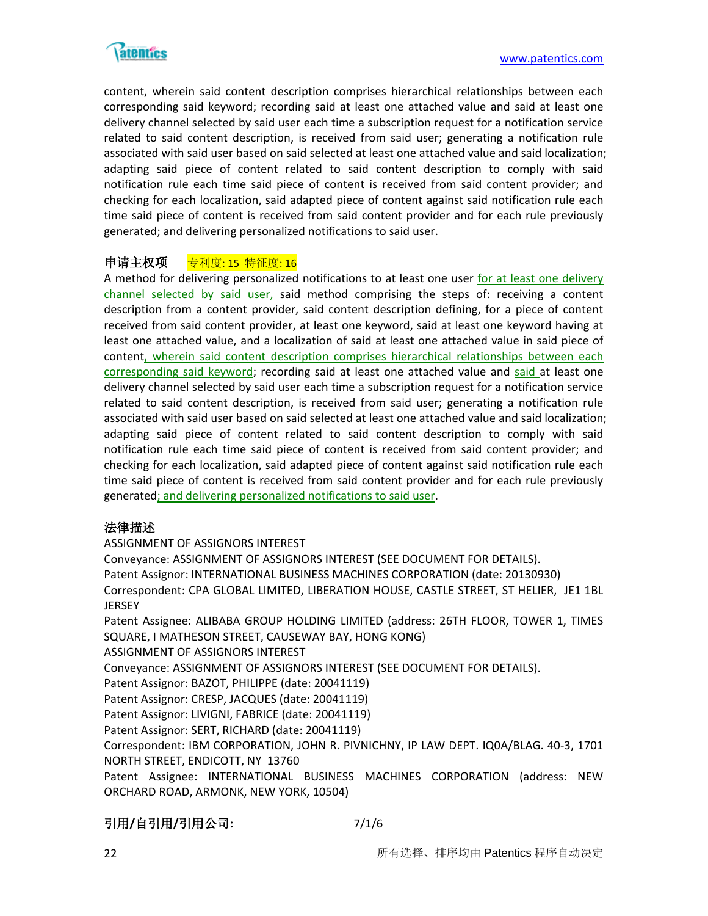content, wherein said content description comprises hierarchical relationships between each corresponding said keyword; recording said at least one attached value and said at least one delivery channel selected by said user each time a subscription request for a notification service related to said content description, is received from said user; generating a notification rule associated with said user based on said selected at least one attached value and said localization; adapting said piece of content related to said content description to comply with said notification rule each time said piece of content is received from said content provider; and checking for each localization, said adapted piece of content against said notification rule each time said piece of content is received from said content provider and for each rule previously generated; and delivering personalized notifications to said user.

**申请主权项** 专利度: 15 特征度: 16

A method for delivering personalized notifications to at least one user for at least one delivery channel selected by said user, said method comprising the steps of: receiving a content description from a content provider, said content description defining, for a piece of content received from said content provider, at least one keyword, said at least one keyword having at least one attached value, and a localization of said at least one attached value in said piece of content, wherein said content description comprises hierarchical relationships between each corresponding said keyword; recording said at least one attached value and said at least one delivery channel selected by said user each time a subscription request for a notification service related to said content description, is received from said user; generating a notification rule associated with said user based on said selected at least one attached value and said localization; adapting said piece of content related to said content description to comply with said notification rule each time said piece of content is received from said content provider; and checking for each localization, said adapted piece of content against said notification rule each time said piece of content is received from said content provider and for each rule previously generated; and delivering personalized notifications to said user.

**法律描述**

ASSIGNMENT OF ASSIGNORS INTEREST
Conveyance: ASSIGNMENT OF ASSIGNORS INTEREST (SEE DOCUMENT FOR DETAILS).
Patent Assignor: INTERNATIONAL BUSINESS MACHINES CORPORATION (date: 20130930)
Correspondent: CPA GLOBAL LIMITED, LIBERATION HOUSE, CASTLE STREET, ST HELIER, JE1 1BL JERSEY
Patent Assignee: ALIBABA GROUP HOLDING LIMITED (address: 26TH FLOOR, TOWER 1, TIMES SQUARE, I MATHESON STREET, CAUSEWAY BAY, HONG KONG)
ASSIGNMENT OF ASSIGNORS INTEREST
Conveyance: ASSIGNMENT OF ASSIGNORS INTEREST (SEE DOCUMENT FOR DETAILS).
Patent Assignor: BAZOT, PHILIPPE (date: 20041119)
Patent Assignor: CRESP, JACQUES (date: 20041119)
Patent Assignor: LIVIGNI, FABRICE (date: 20041119)
Patent Assignor: SERT, RICHARD (date: 20041119)
Correspondent: IBM CORPORATION, JOHN R. PIVNICHNY, IP LAW DEPT. IQ0A/BLAG. 40-3, 1701 NORTH STREET, ENDICOTT, NY 13760
Patent Assignee: INTERNATIONAL BUSINESS MACHINES CORPORATION (address: NEW ORCHARD ROAD, ARMONK, NEW YORK, 10504)

**引用/自引用/引用公司:** 7/1/6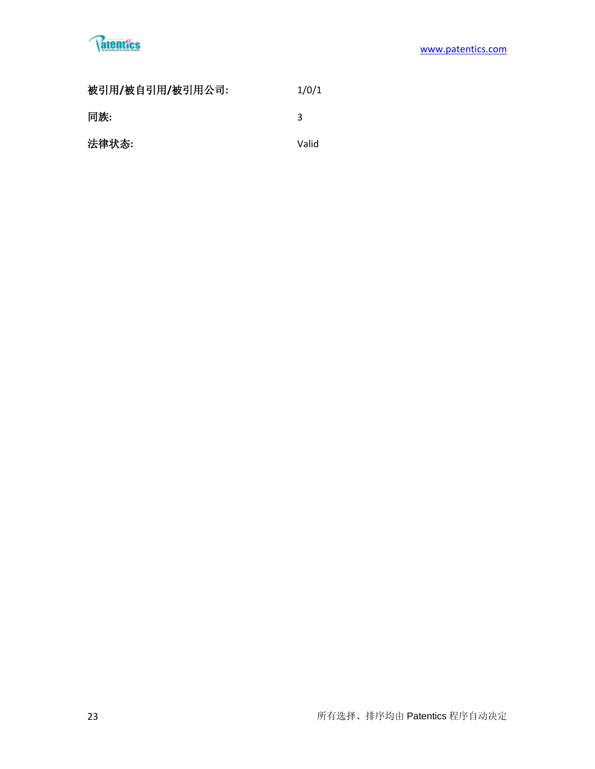**被引用/被自引用/被引用公司:** 1/0/1

**同族:** 3

**法律状态:** Valid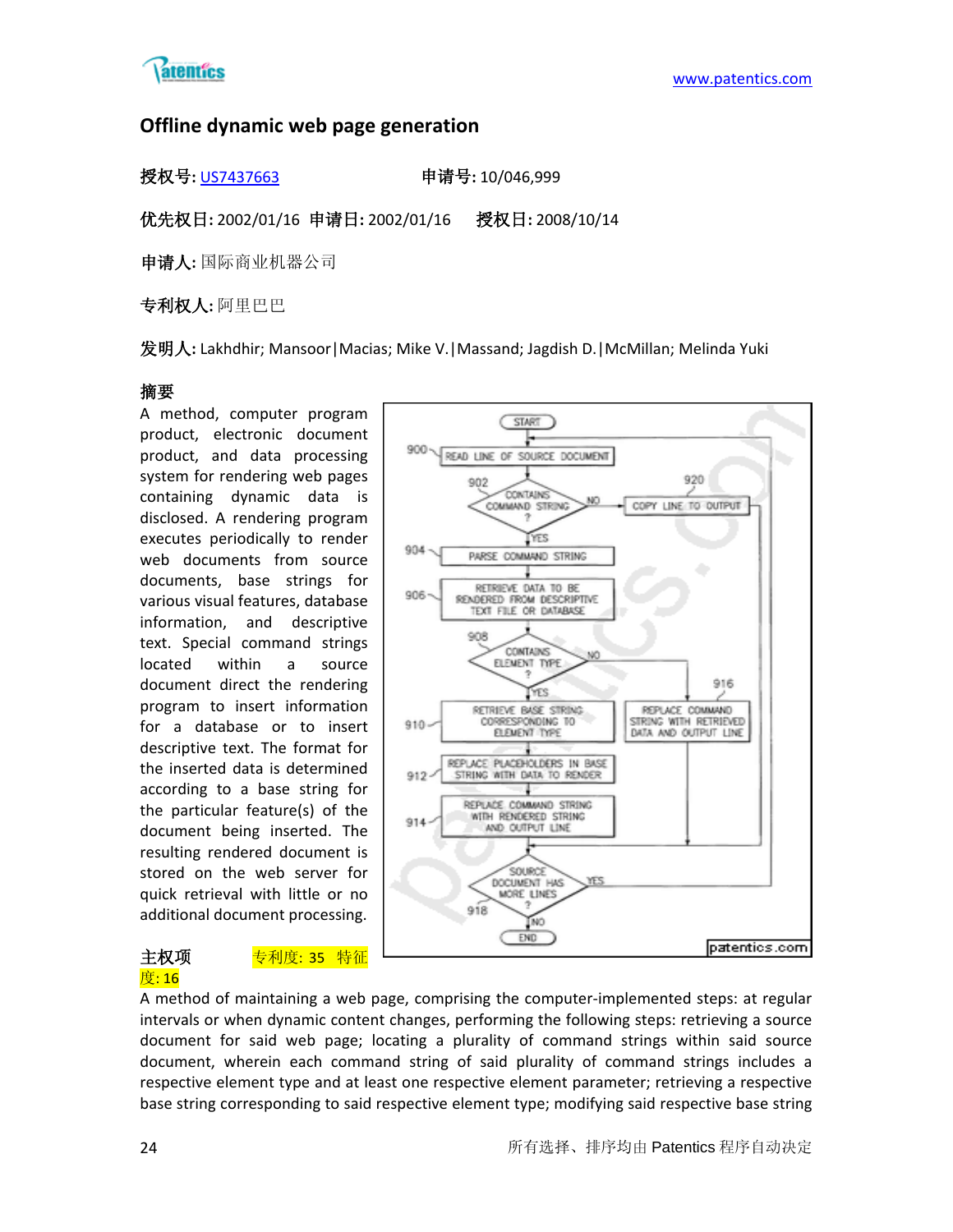## Offline dynamic web page generation

**授权号:** US7437663　　　　　　**申请号:** 10/046,999

**优先权日:** 2002/01/16　**申请日:** 2002/01/16　　**授权日:** 2008/10/14

**申请人:** 国际商业机器公司

**专利权人:** 阿里巴巴

**发明人:** Lakhdhir; Mansoor|Macias; Mike V.|Massand; Jagdish D.|McMillan; Melinda Yuki

**摘要**

A method, computer program product, electronic document product, and data processing system for rendering web pages containing dynamic data is disclosed. A rendering program executes periodically to render web documents from source documents, base strings for various visual features, database information, and descriptive text. Special command strings located within a source document direct the rendering program to insert information for a database or to insert descriptive text. The format for the inserted data is determined according to a base string for the particular feature(s) of the document being inserted. The resulting rendered document is stored on the web server for quick retrieval with little or no additional document processing.

**主权项**　　专利度: 35　特征度: 16

A method of maintaining a web page, comprising the computer-implemented steps: at regular intervals or when dynamic content changes, performing the following steps: retrieving a source document for said web page; locating a plurality of command strings within said source document, wherein each command string of said plurality of command strings includes a respective element type and at least one respective element parameter; retrieving a respective base string corresponding to said respective element type; modifying said respective base string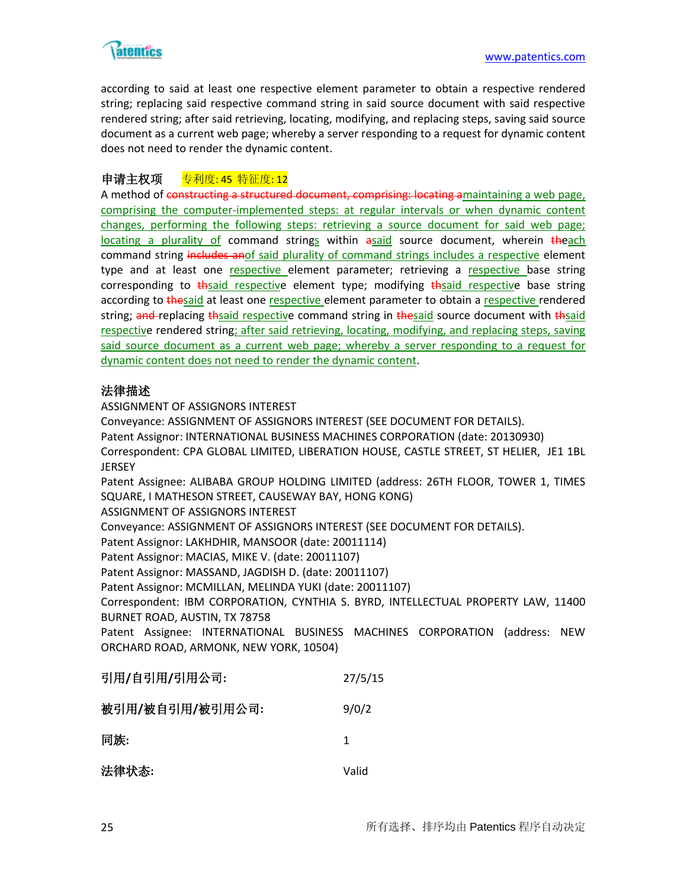according to said at least one respective element parameter to obtain a respective rendered string; replacing said respective command string in said source document with said respective rendered string; after said retrieving, locating, modifying, and replacing steps, saving said source document as a current web page; whereby a server responding to a request for dynamic content does not need to render the dynamic content.

### 申请主权项 专利度: 45 特征度: 12

A method of ~~constructing a structured document, comprising: locating a~~maintaining a web page, comprising the computer-implemented steps: at regular intervals or when dynamic content changes, performing the following steps: retrieving a source document for said web page; locating a plurality of command strings within ~~a~~said source document, wherein ~~th~~each command string ~~includes an~~of said plurality of command strings includes a respective element type and at least one respective element parameter; retrieving a respective base string corresponding to ~~th~~said respectivee element type; modifying ~~th~~said respectivee base string according to ~~the~~said at least one respective element parameter to obtain a respective rendered string; ~~and~~ replacing ~~th~~said respectivee command string in ~~the~~said source document with ~~th~~said respectivee rendered string; after said retrieving, locating, modifying, and replacing steps, saving said source document as a current web page; whereby a server responding to a request for dynamic content does not need to render the dynamic content.

### 法律描述

ASSIGNMENT OF ASSIGNORS INTEREST
Conveyance: ASSIGNMENT OF ASSIGNORS INTEREST (SEE DOCUMENT FOR DETAILS).
Patent Assignor: INTERNATIONAL BUSINESS MACHINES CORPORATION (date: 20130930)
Correspondent: CPA GLOBAL LIMITED, LIBERATION HOUSE, CASTLE STREET, ST HELIER, JE1 1BL JERSEY
Patent Assignee: ALIBABA GROUP HOLDING LIMITED (address: 26TH FLOOR, TOWER 1, TIMES SQUARE, I MATHESON STREET, CAUSEWAY BAY, HONG KONG)
ASSIGNMENT OF ASSIGNORS INTEREST
Conveyance: ASSIGNMENT OF ASSIGNORS INTEREST (SEE DOCUMENT FOR DETAILS).
Patent Assignor: LAKHDHIR, MANSOOR (date: 20011114)
Patent Assignor: MACIAS, MIKE V. (date: 20011107)
Patent Assignor: MASSAND, JAGDISH D. (date: 20011107)
Patent Assignor: MCMILLAN, MELINDA YUKI (date: 20011107)
Correspondent: IBM CORPORATION, CYNTHIA S. BYRD, INTELLECTUAL PROPERTY LAW, 11400 BURNET ROAD, AUSTIN, TX 78758
Patent Assignee: INTERNATIONAL BUSINESS MACHINES CORPORATION (address: NEW ORCHARD ROAD, ARMONK, NEW YORK, 10504)

| | |
|---|---|
| **引用/自引用/引用公司:** | 27/5/15 |
| **被引用/被自引用/被引用公司:** | 9/0/2 |
| **同族:** | 1 |
| **法律状态:** | Valid |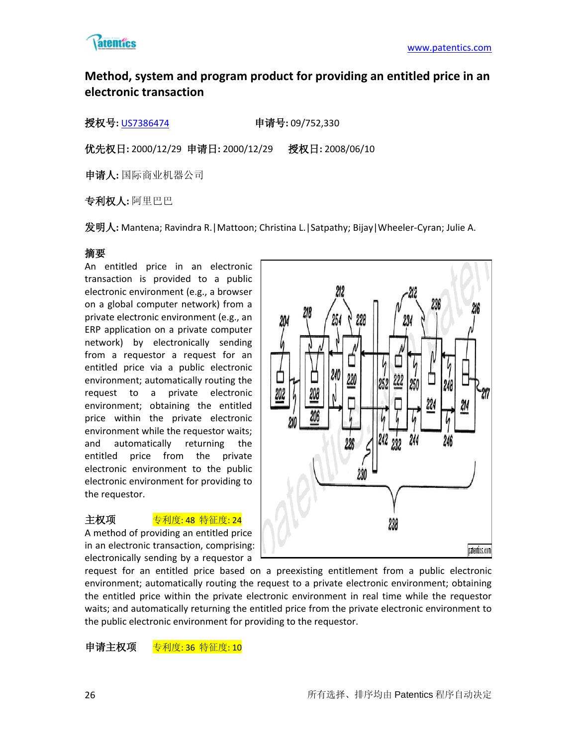## Method, system and program product for providing an entitled price in an electronic transaction

**授权号:** US7386474　　　　**申请号:** 09/752,330

**优先权日:** 2000/12/29　**申请日:** 2000/12/29　　**授权日:** 2008/06/10

**申请人:** 国际商业机器公司

**专利权人:** 阿里巴巴

**发明人:** Mantena; Ravindra R.|Mattoon; Christina L.|Satpathy; Bijay|Wheeler-Cyran; Julie A.

**摘要**

An entitled price in an electronic transaction is provided to a public electronic environment (e.g., a browser on a global computer network) from a private electronic environment (e.g., an ERP application on a private computer network) by electronically sending from a requestor a request for an entitled price via a public electronic environment; automatically routing the request to a private electronic environment; obtaining the entitled price within the private electronic environment while the requestor waits; and automatically returning the entitled price from the private electronic environment to the public electronic environment for providing to the requestor.

**主权项**　　专利度: 48 特征度: 24

A method of providing an entitled price in an electronic transaction, comprising: electronically sending by a requestor a request for an entitled price based on a preexisting entitlement from a public electronic environment; automatically routing the request to a private electronic environment; obtaining the entitled price within the private electronic environment in real time while the requestor waits; and automatically returning the entitled price from the private electronic environment to the public electronic environment for providing to the requestor.

**申请主权项**　　专利度: 36 特征度: 10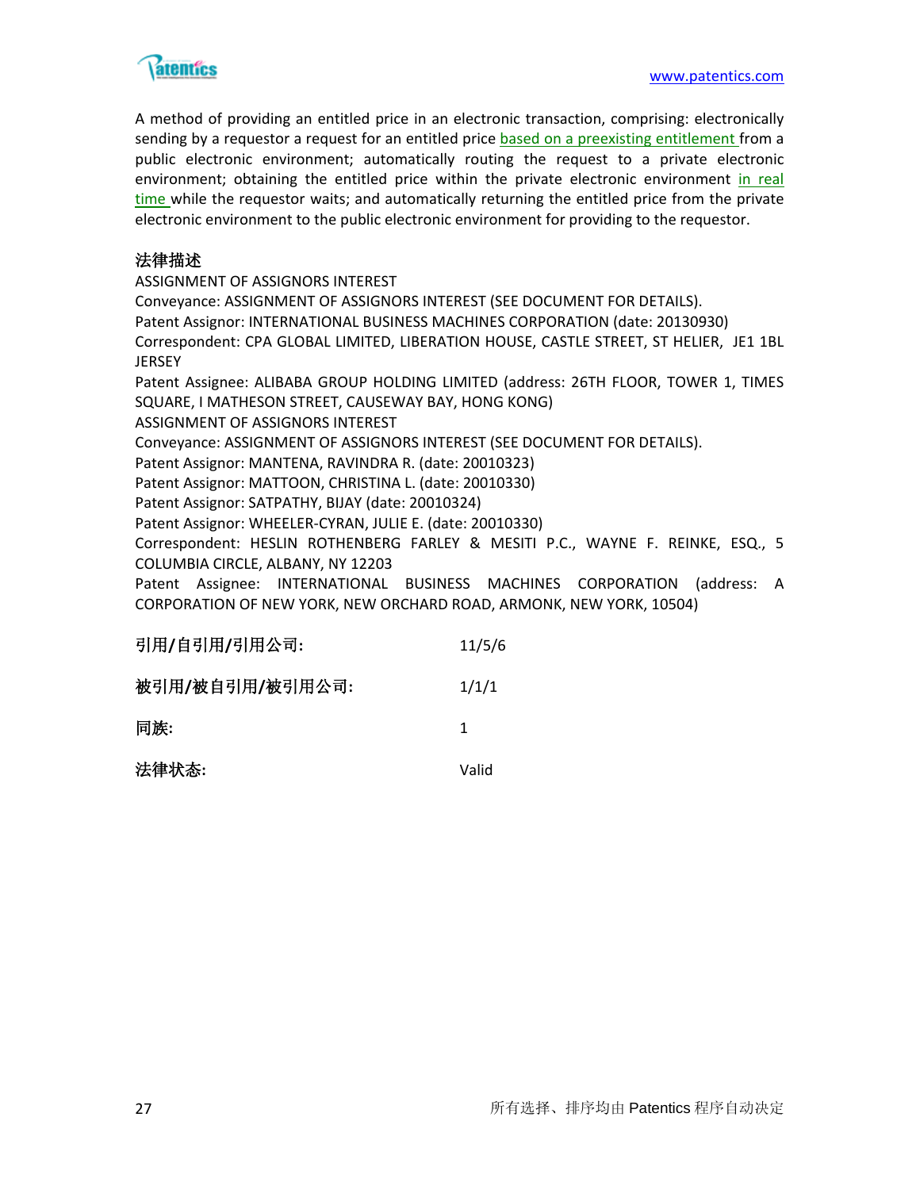A method of providing an entitled price in an electronic transaction, comprising: electronically sending by a requestor a request for an entitled price based on a preexisting entitlement from a public electronic environment; automatically routing the request to a private electronic environment; obtaining the entitled price within the private electronic environment in real time while the requestor waits; and automatically returning the entitled price from the private electronic environment to the public electronic environment for providing to the requestor.

**法律描述**

ASSIGNMENT OF ASSIGNORS INTEREST
Conveyance: ASSIGNMENT OF ASSIGNORS INTEREST (SEE DOCUMENT FOR DETAILS).
Patent Assignor: INTERNATIONAL BUSINESS MACHINES CORPORATION (date: 20130930)
Correspondent: CPA GLOBAL LIMITED, LIBERATION HOUSE, CASTLE STREET, ST HELIER, JE1 1BL JERSEY
Patent Assignee: ALIBABA GROUP HOLDING LIMITED (address: 26TH FLOOR, TOWER 1, TIMES SQUARE, I MATHESON STREET, CAUSEWAY BAY, HONG KONG)
ASSIGNMENT OF ASSIGNORS INTEREST
Conveyance: ASSIGNMENT OF ASSIGNORS INTEREST (SEE DOCUMENT FOR DETAILS).
Patent Assignor: MANTENA, RAVINDRA R. (date: 20010323)
Patent Assignor: MATTOON, CHRISTINA L. (date: 20010330)
Patent Assignor: SATPATHY, BIJAY (date: 20010324)
Patent Assignor: WHEELER-CYRAN, JULIE E. (date: 20010330)
Correspondent: HESLIN ROTHENBERG FARLEY & MESITI P.C., WAYNE F. REINKE, ESQ., 5 COLUMBIA CIRCLE, ALBANY, NY 12203
Patent Assignee: INTERNATIONAL BUSINESS MACHINES CORPORATION (address: A CORPORATION OF NEW YORK, NEW ORCHARD ROAD, ARMONK, NEW YORK, 10504)

| | |
|---|---|
| **引用/自引用/引用公司:** | 11/5/6 |
| **被引用/被自引用/被引用公司:** | 1/1/1 |
| **同族:** | 1 |
| **法律状态:** | Valid |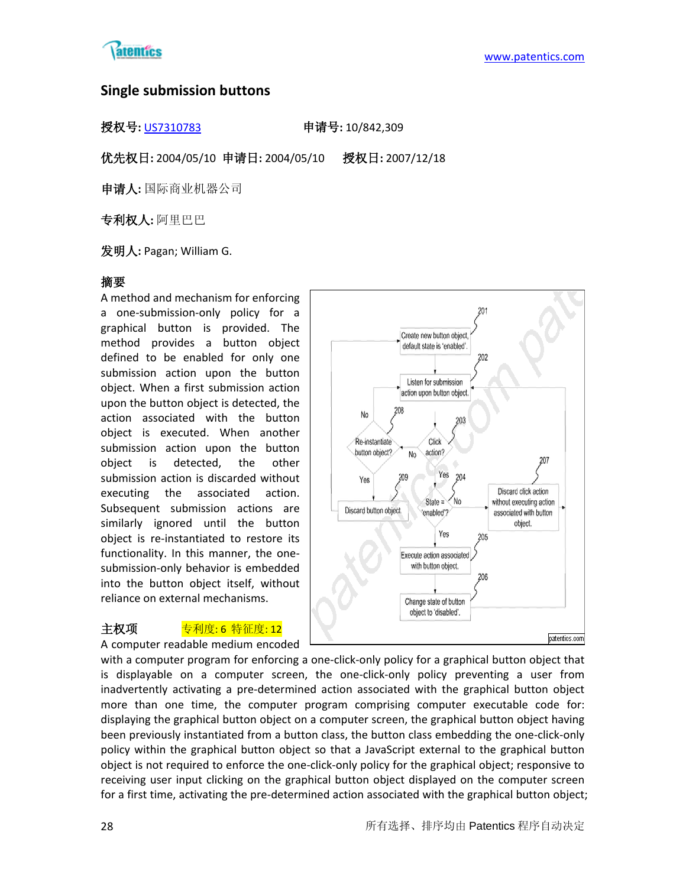## Single submission buttons

**授权号:** US7310783　　　　　　**申请号:** 10/842,309

**优先权日:** 2004/05/10　**申请日:** 2004/05/10　　**授权日:** 2007/12/18

**申请人:** 国际商业机器公司

**专利权人:** 阿里巴巴

**发明人:** Pagan; William G.

**摘要**

A method and mechanism for enforcing a one-submission-only policy for a graphical button is provided. The method provides a button object defined to be enabled for only one submission action upon the button object. When a first submission action upon the button object is detected, the action associated with the button object is executed. When another submission action upon the button object is detected, the other submission action is discarded without executing the associated action. Subsequent submission actions are similarly ignored until the button object is re-instantiated to restore its functionality. In this manner, the one-submission-only behavior is embedded into the button object itself, without reliance on external mechanisms.

**主权项**　　专利度: 6 特征度: 12

A computer readable medium encoded with a computer program for enforcing a one-click-only policy for a graphical button object that is displayable on a computer screen, the one-click-only policy preventing a user from inadvertently activating a pre-determined action associated with the graphical button object more than one time, the computer program comprising computer executable code for: displaying the graphical button object on a computer screen, the graphical button object having been previously instantiated from a button class, the button class embedding the one-click-only policy within the graphical button object so that a JavaScript external to the graphical button object is not required to enforce the one-click-only policy for the graphical object; responsive to receiving user input clicking on the graphical button object displayed on the computer screen for a first time, activating the pre-determined action associated with the graphical button object;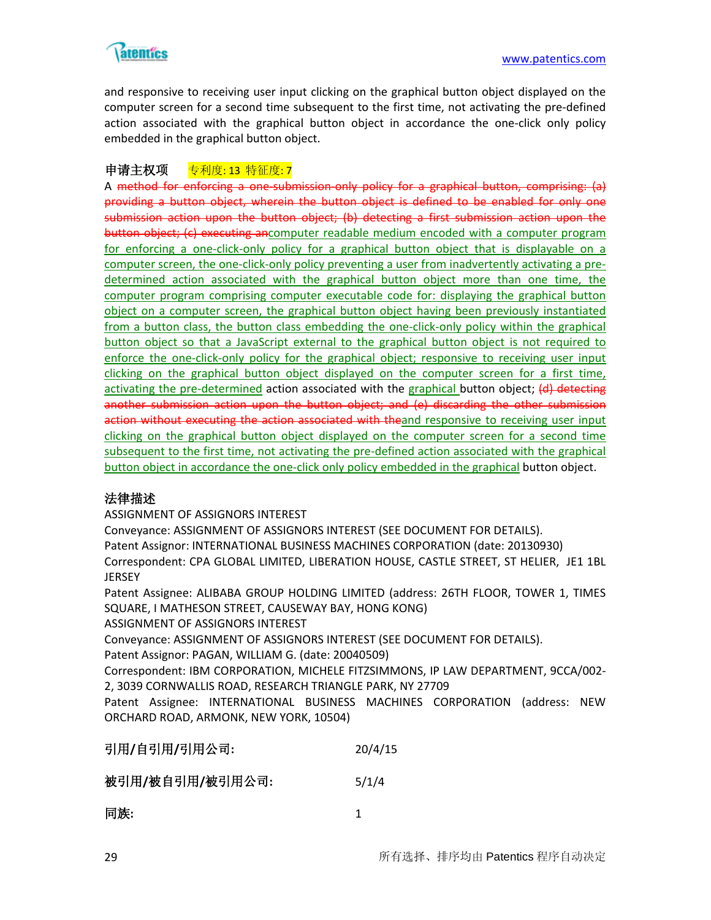and responsive to receiving user input clicking on the graphical button object displayed on the computer screen for a second time subsequent to the first time, not activating the pre-defined action associated with the graphical button object in accordance the one-click only policy embedded in the graphical button object.

**申请主权项** 专利度: 13 特征度: 7

A ~~method for enforcing a one-submission-only policy for a graphical button, comprising: (a) providing a button object, wherein the button object is defined to be enabled for only one submission action upon the button object; (b) detecting a first submission action upon the button object; (c) executing an~~computer readable medium encoded with a computer program for enforcing a one-click-only policy for a graphical button object that is displayable on a computer screen, the one-click-only policy preventing a user from inadvertently activating a pre-determined action associated with the graphical button object more than one time, the computer program comprising computer executable code for: displaying the graphical button object on a computer screen, the graphical button object having been previously instantiated from a button class, the button class embedding the one-click-only policy within the graphical button object so that a JavaScript external to the graphical button object is not required to enforce the one-click-only policy for the graphical object; responsive to receiving user input clicking on the graphical button object displayed on the computer screen for a first time, activating the pre-determined action associated with the graphical button object; ~~(d) detecting another submission action upon the button object; and (e) discarding the other submission action without executing the action associated with the~~and responsive to receiving user input clicking on the graphical button object displayed on the computer screen for a second time subsequent to the first time, not activating the pre-defined action associated with the graphical button object in accordance the one-click only policy embedded in the graphical button object.

**法律描述**

ASSIGNMENT OF ASSIGNORS INTEREST
Conveyance: ASSIGNMENT OF ASSIGNORS INTEREST (SEE DOCUMENT FOR DETAILS).
Patent Assignor: INTERNATIONAL BUSINESS MACHINES CORPORATION (date: 20130930)
Correspondent: CPA GLOBAL LIMITED, LIBERATION HOUSE, CASTLE STREET, ST HELIER, JE1 1BL JERSEY
Patent Assignee: ALIBABA GROUP HOLDING LIMITED (address: 26TH FLOOR, TOWER 1, TIMES SQUARE, I MATHESON STREET, CAUSEWAY BAY, HONG KONG)
ASSIGNMENT OF ASSIGNORS INTEREST
Conveyance: ASSIGNMENT OF ASSIGNORS INTEREST (SEE DOCUMENT FOR DETAILS).
Patent Assignor: PAGAN, WILLIAM G. (date: 20040509)
Correspondent: IBM CORPORATION, MICHELE FITZSIMMONS, IP LAW DEPARTMENT, 9CCA/002-2, 3039 CORNWALLIS ROAD, RESEARCH TRIANGLE PARK, NY 27709
Patent Assignee: INTERNATIONAL BUSINESS MACHINES CORPORATION (address: NEW ORCHARD ROAD, ARMONK, NEW YORK, 10504)

| | |
|---|---|
| **引用/自引用/引用公司:** | 20/4/15 |
| **被引用/被自引用/被引用公司:** | 5/1/4 |
| **同族:** | 1 |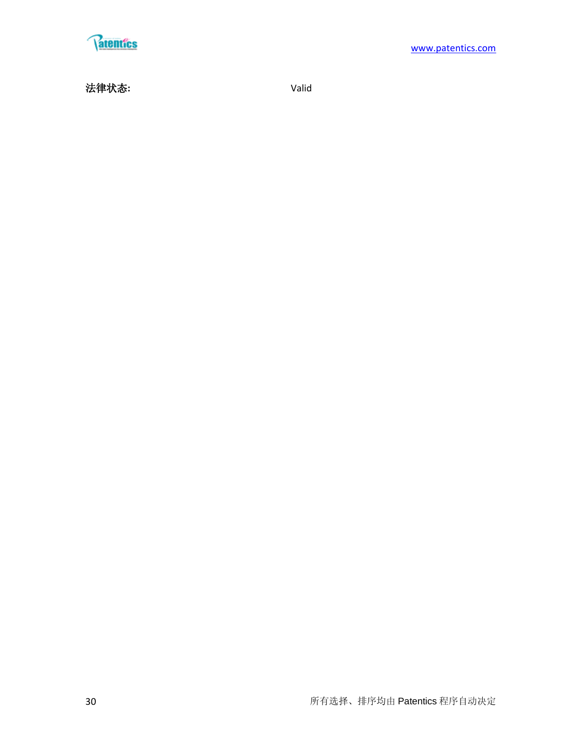**法律状态:** Valid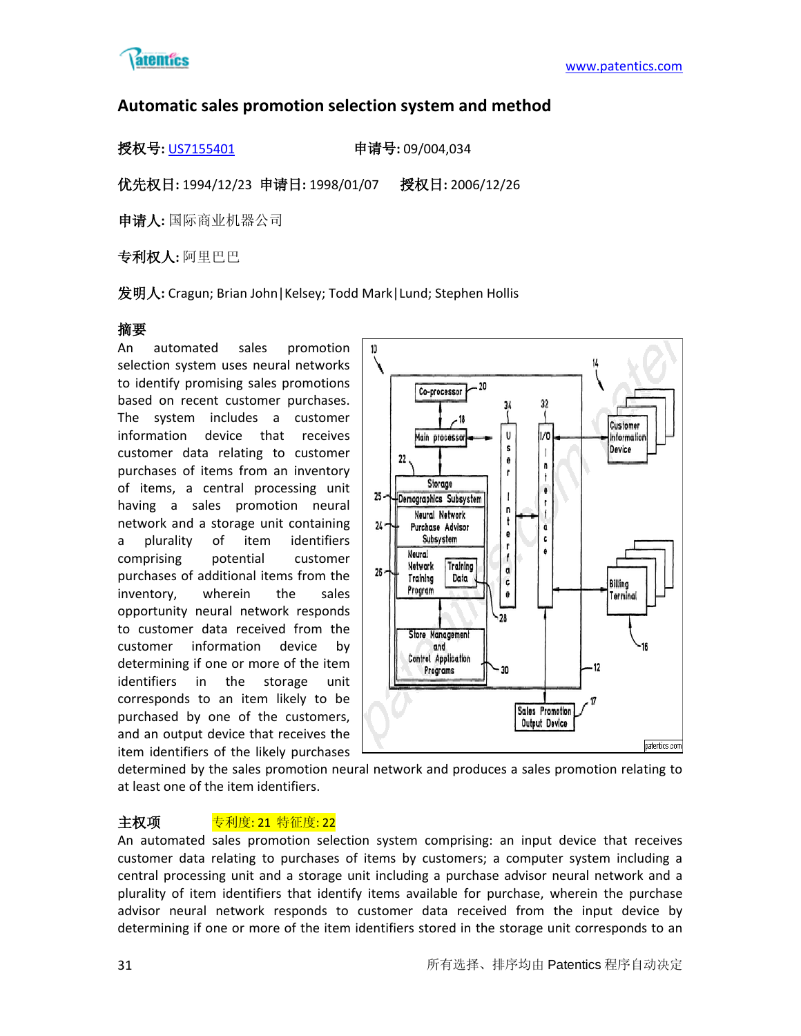## Automatic sales promotion selection system and method

**授权号:** US7155401　　　　**申请号:** 09/004,034

**优先权日:** 1994/12/23　**申请日:** 1998/01/07　　**授权日:** 2006/12/26

**申请人:** 国际商业机器公司

**专利权人:** 阿里巴巴

**发明人:** Cragun; Brian John|Kelsey; Todd Mark|Lund; Stephen Hollis

### 摘要

An automated sales promotion selection system uses neural networks to identify promising sales promotions based on recent customer purchases. The system includes a customer information device that receives customer data relating to customer purchases of items from an inventory of items, a central processing unit having a sales promotion neural network and a storage unit containing a plurality of item identifiers comprising potential customer purchases of additional items from the inventory, wherein the sales opportunity neural network responds to customer data received from the customer information device by determining if one or more of the item identifiers in the storage unit corresponds to an item likely to be purchased by one of the customers, and an output device that receives the item identifiers of the likely purchases determined by the sales promotion neural network and produces a sales promotion relating to at least one of the item identifiers.

### 主权项　　专利度: 21 特征度: 22

An automated sales promotion selection system comprising: an input device that receives customer data relating to purchases of items by customers; a computer system including a central processing unit and a storage unit including a purchase advisor neural network and a plurality of item identifiers that identify items available for purchase, wherein the purchase advisor neural network responds to customer data received from the input device by determining if one or more of the item identifiers stored in the storage unit corresponds to an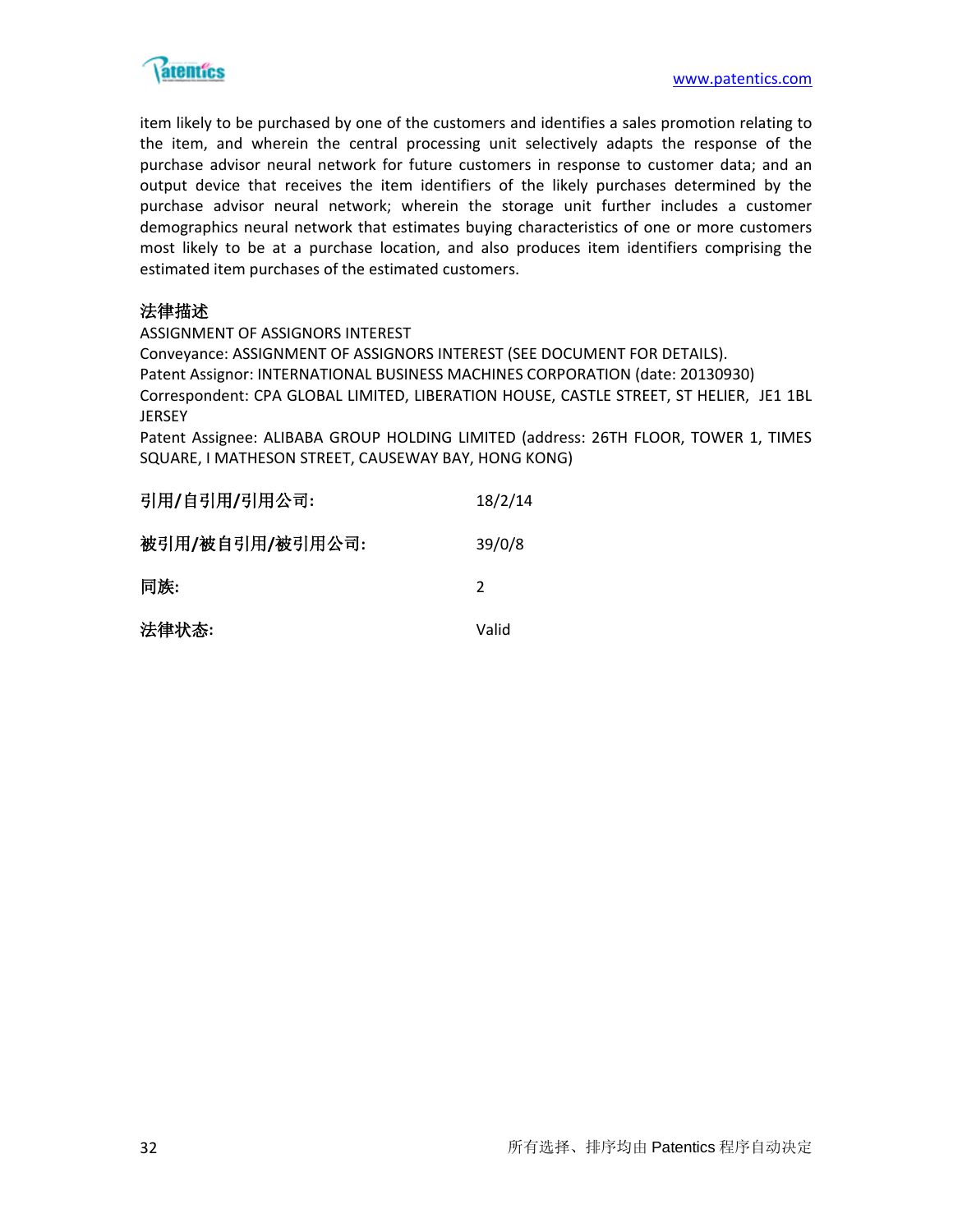item likely to be purchased by one of the customers and identifies a sales promotion relating to the item, and wherein the central processing unit selectively adapts the response of the purchase advisor neural network for future customers in response to customer data; and an output device that receives the item identifiers of the likely purchases determined by the purchase advisor neural network; wherein the storage unit further includes a customer demographics neural network that estimates buying characteristics of one or more customers most likely to be at a purchase location, and also produces item identifiers comprising the estimated item purchases of the estimated customers.

**法律描述**

ASSIGNMENT OF ASSIGNORS INTEREST
Conveyance: ASSIGNMENT OF ASSIGNORS INTEREST (SEE DOCUMENT FOR DETAILS).
Patent Assignor: INTERNATIONAL BUSINESS MACHINES CORPORATION (date: 20130930)
Correspondent: CPA GLOBAL LIMITED, LIBERATION HOUSE, CASTLE STREET, ST HELIER, JE1 1BL JERSEY
Patent Assignee: ALIBABA GROUP HOLDING LIMITED (address: 26TH FLOOR, TOWER 1, TIMES SQUARE, I MATHESON STREET, CAUSEWAY BAY, HONG KONG)

| | |
|---|---|
| **引用/自引用/引用公司:** | 18/2/14 |
| **被引用/被自引用/被引用公司:** | 39/0/8 |
| **同族:** | 2 |
| **法律状态:** | Valid |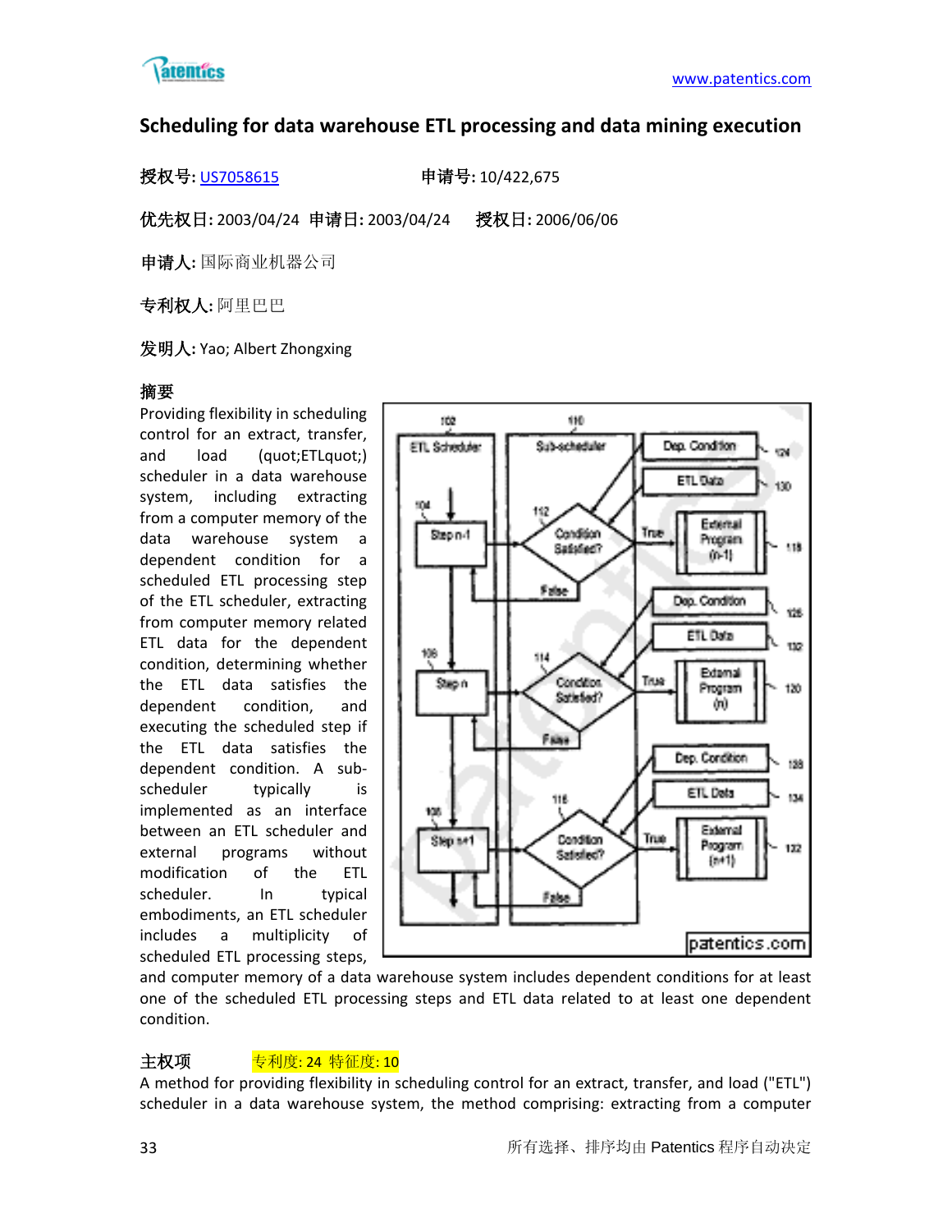## Scheduling for data warehouse ETL processing and data mining execution

**授权号:** US7058615　　　　**申请号:** 10/422,675

**优先权日:** 2003/04/24　**申请日:** 2003/04/24　　**授权日:** 2006/06/06

**申请人:** 国际商业机器公司

**专利权人:** 阿里巴巴

**发明人:** Yao; Albert Zhongxing

**摘要**

Providing flexibility in scheduling control for an extract, transfer, and load (quot;ETLquot;) scheduler in a data warehouse system, including extracting from a computer memory of the data warehouse system a dependent condition for a scheduled ETL processing step of the ETL scheduler, extracting from computer memory related ETL data for the dependent condition, determining whether the ETL data satisfies the dependent condition, and executing the scheduled step if the ETL data satisfies the dependent condition. A sub-scheduler typically is implemented as an interface between an ETL scheduler and external programs without modification of the ETL scheduler. In typical embodiments, an ETL scheduler includes a multiplicity of scheduled ETL processing steps, and computer memory of a data warehouse system includes dependent conditions for at least one of the scheduled ETL processing steps and ETL data related to at least one dependent condition.

**主权项**　　专利度: 24 特征度: 10

A method for providing flexibility in scheduling control for an extract, transfer, and load ("ETL") scheduler in a data warehouse system, the method comprising: extracting from a computer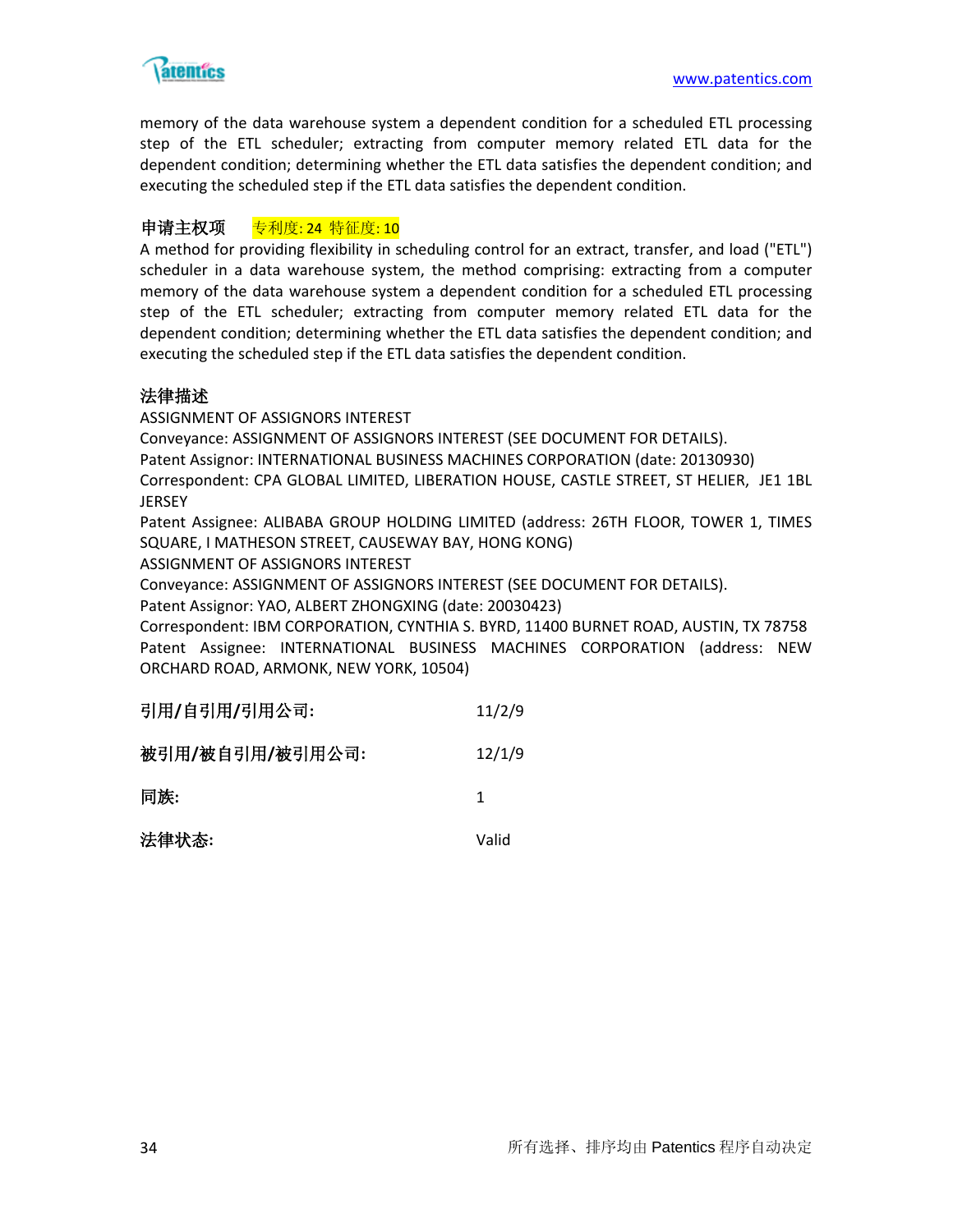memory of the data warehouse system a dependent condition for a scheduled ETL processing step of the ETL scheduler; extracting from computer memory related ETL data for the dependent condition; determining whether the ETL data satisfies the dependent condition; and executing the scheduled step if the ETL data satisfies the dependent condition.

**申请主权项** 专利度: 24 特征度: 10

A method for providing flexibility in scheduling control for an extract, transfer, and load ("ETL") scheduler in a data warehouse system, the method comprising: extracting from a computer memory of the data warehouse system a dependent condition for a scheduled ETL processing step of the ETL scheduler; extracting from computer memory related ETL data for the dependent condition; determining whether the ETL data satisfies the dependent condition; and executing the scheduled step if the ETL data satisfies the dependent condition.

**法律描述**

ASSIGNMENT OF ASSIGNORS INTEREST
Conveyance: ASSIGNMENT OF ASSIGNORS INTEREST (SEE DOCUMENT FOR DETAILS).
Patent Assignor: INTERNATIONAL BUSINESS MACHINES CORPORATION (date: 20130930)
Correspondent: CPA GLOBAL LIMITED, LIBERATION HOUSE, CASTLE STREET, ST HELIER, JE1 1BL JERSEY
Patent Assignee: ALIBABA GROUP HOLDING LIMITED (address: 26TH FLOOR, TOWER 1, TIMES SQUARE, I MATHESON STREET, CAUSEWAY BAY, HONG KONG)
ASSIGNMENT OF ASSIGNORS INTEREST
Conveyance: ASSIGNMENT OF ASSIGNORS INTEREST (SEE DOCUMENT FOR DETAILS).
Patent Assignor: YAO, ALBERT ZHONGXING (date: 20030423)
Correspondent: IBM CORPORATION, CYNTHIA S. BYRD, 11400 BURNET ROAD, AUSTIN, TX 78758
Patent Assignee: INTERNATIONAL BUSINESS MACHINES CORPORATION (address: NEW ORCHARD ROAD, ARMONK, NEW YORK, 10504)

**引用/自引用/引用公司:** 11/2/9

**被引用/被自引用/被引用公司:** 12/1/9

**同族:** 1

**法律状态:** Valid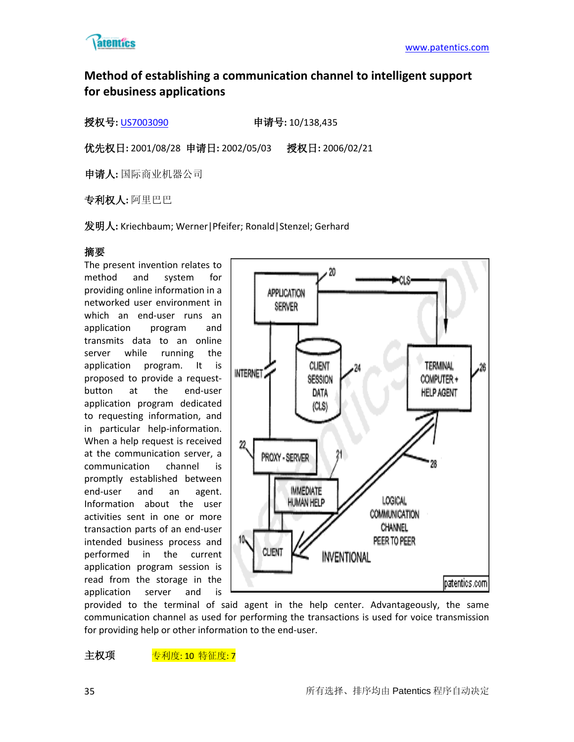# Method of establishing a communication channel to intelligent support for ebusiness applications

**授权号:** US7003090　　　　**申请号:** 10/138,435

**优先权日:** 2001/08/28　**申请日:** 2002/05/03　　**授权日:** 2006/02/21

**申请人:** 国际商业机器公司

**专利权人:** 阿里巴巴

**发明人:** Kriechbaum; Werner|Pfeifer; Ronald|Stenzel; Gerhard

**摘要**

The present invention relates to method and system for providing online information in a networked user environment in which an end-user runs an application program and transmits data to an online server while running the application program. It is proposed to provide a request-button at the end-user application program dedicated to requesting information, and in particular help-information. When a help request is received at the communication server, a communication channel is promptly established between end-user and an agent. Information about the user activities sent in one or more transaction parts of an end-user intended business process and performed in the current application program session is read from the storage in the application server and is provided to the terminal of said agent in the help center. Advantageously, the same communication channel as used for performing the transactions is used for voice transmission for providing help or other information to the end-user.

**主权项**　　专利度: 10 特征度: 7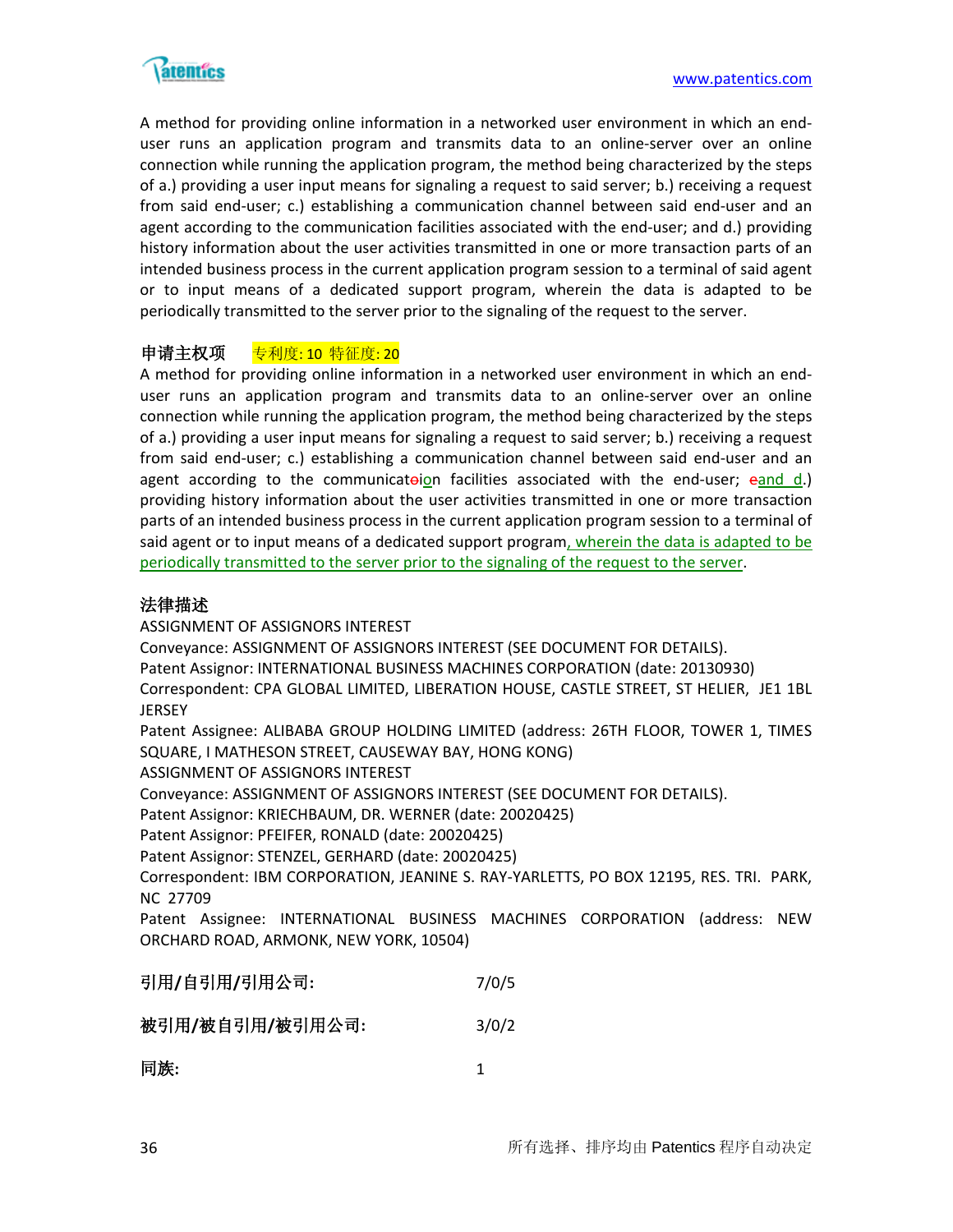A method for providing online information in a networked user environment in which an end-user runs an application program and transmits data to an online-server over an online connection while running the application program, the method being characterized by the steps of a.) providing a user input means for signaling a request to said server; b.) receiving a request from said end-user; c.) establishing a communication channel between said end-user and an agent according to the communication facilities associated with the end-user; and d.) providing history information about the user activities transmitted in one or more transaction parts of an intended business process in the current application program session to a terminal of said agent or to input means of a dedicated support program, wherein the data is adapted to be periodically transmitted to the server prior to the signaling of the request to the server.

**申请主权项** 专利度: 10 特征度: 20

A method for providing online information in a networked user environment in which an end-user runs an application program and transmits data to an online-server over an online connection while running the application program, the method being characterized by the steps of a.) providing a user input means for signaling a request to said server; b.) receiving a request from said end-user; c.) establishing a communication channel between said end-user and an agent according to the communicateoion facilities associated with the end-user; eand d.) providing history information about the user activities transmitted in one or more transaction parts of an intended business process in the current application program session to a terminal of said agent or to input means of a dedicated support program, wherein the data is adapted to be periodically transmitted to the server prior to the signaling of the request to the server.

**法律描述**

ASSIGNMENT OF ASSIGNORS INTEREST
Conveyance: ASSIGNMENT OF ASSIGNORS INTEREST (SEE DOCUMENT FOR DETAILS).
Patent Assignor: INTERNATIONAL BUSINESS MACHINES CORPORATION (date: 20130930)
Correspondent: CPA GLOBAL LIMITED, LIBERATION HOUSE, CASTLE STREET, ST HELIER, JE1 1BL JERSEY
Patent Assignee: ALIBABA GROUP HOLDING LIMITED (address: 26TH FLOOR, TOWER 1, TIMES SQUARE, I MATHESON STREET, CAUSEWAY BAY, HONG KONG)
ASSIGNMENT OF ASSIGNORS INTEREST
Conveyance: ASSIGNMENT OF ASSIGNORS INTEREST (SEE DOCUMENT FOR DETAILS).
Patent Assignor: KRIECHBAUM, DR. WERNER (date: 20020425)
Patent Assignor: PFEIFER, RONALD (date: 20020425)
Patent Assignor: STENZEL, GERHARD (date: 20020425)
Correspondent: IBM CORPORATION, JEANINE S. RAY-YARLETTS, PO BOX 12195, RES. TRI. PARK, NC 27709
Patent Assignee: INTERNATIONAL BUSINESS MACHINES CORPORATION (address: NEW ORCHARD ROAD, ARMONK, NEW YORK, 10504)

**引用/自引用/引用公司:** 7/0/5

**被引用/被自引用/被引用公司:** 3/0/2

**同族:** 1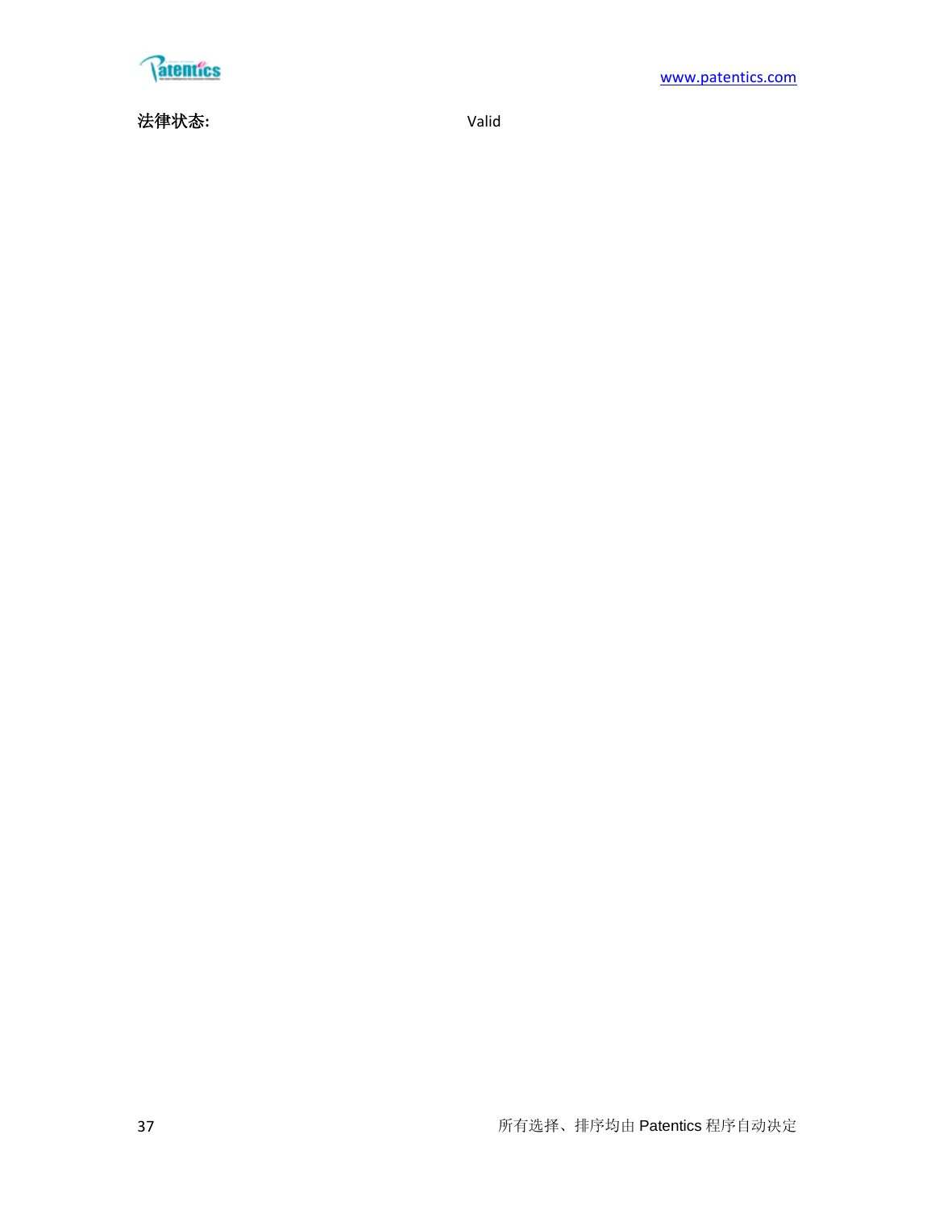**法律状态:** Valid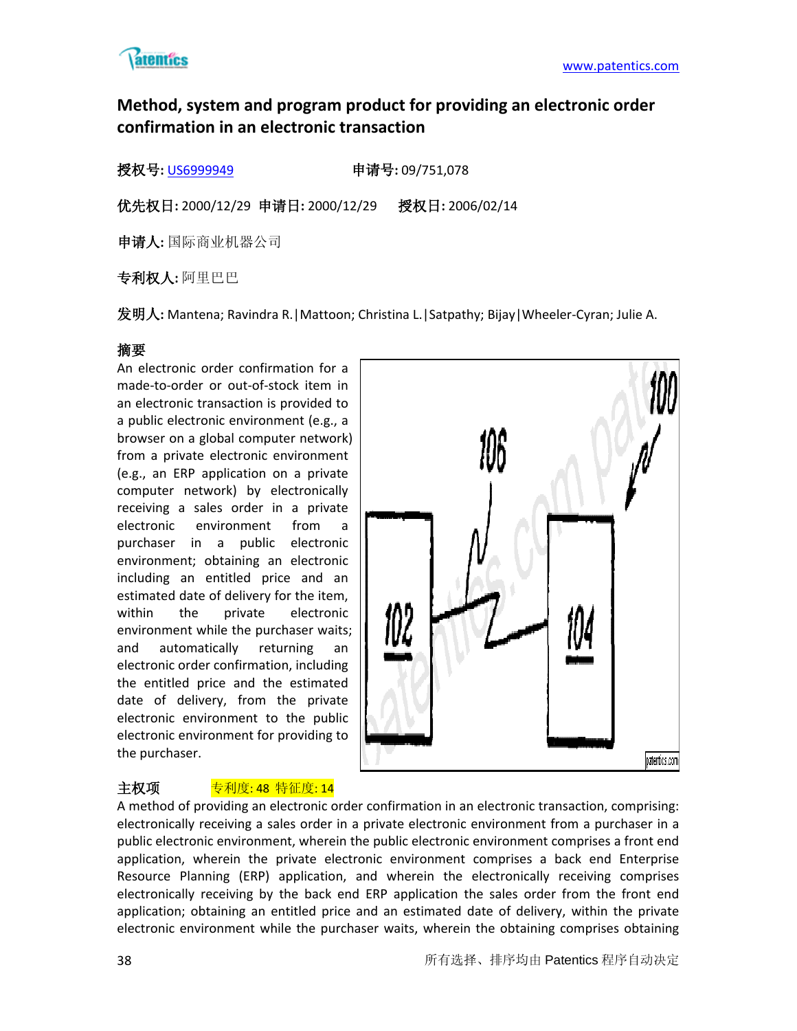## Method, system and program product for providing an electronic order confirmation in an electronic transaction

**授权号:** US6999949　　**申请号:** 09/751,078

**优先权日:** 2000/12/29　**申请日:** 2000/12/29　**授权日:** 2006/02/14

**申请人:** 国际商业机器公司

**专利权人:** 阿里巴巴

**发明人:** Mantena; Ravindra R.|Mattoon; Christina L.|Satpathy; Bijay|Wheeler-Cyran; Julie A.

### 摘要

An electronic order confirmation for a made-to-order or out-of-stock item in an electronic transaction is provided to a public electronic environment (e.g., a browser on a global computer network) from a private electronic environment (e.g., an ERP application on a private computer network) by electronically receiving a sales order in a private electronic environment from a purchaser in a public electronic environment; obtaining an electronic including an entitled price and an estimated date of delivery for the item, within the private electronic environment while the purchaser waits; and automatically returning an electronic order confirmation, including the entitled price and the estimated date of delivery, from the private electronic environment to the public electronic environment for providing to the purchaser.

### 主权项　　专利度: 48 特征度: 14

A method of providing an electronic order confirmation in an electronic transaction, comprising: electronically receiving a sales order in a private electronic environment from a purchaser in a public electronic environment, wherein the public electronic environment comprises a front end application, wherein the private electronic environment comprises a back end Enterprise Resource Planning (ERP) application, and wherein the electronically receiving comprises electronically receiving by the back end ERP application the sales order from the front end application; obtaining an entitled price and an estimated date of delivery, within the private electronic environment while the purchaser waits, wherein the obtaining comprises obtaining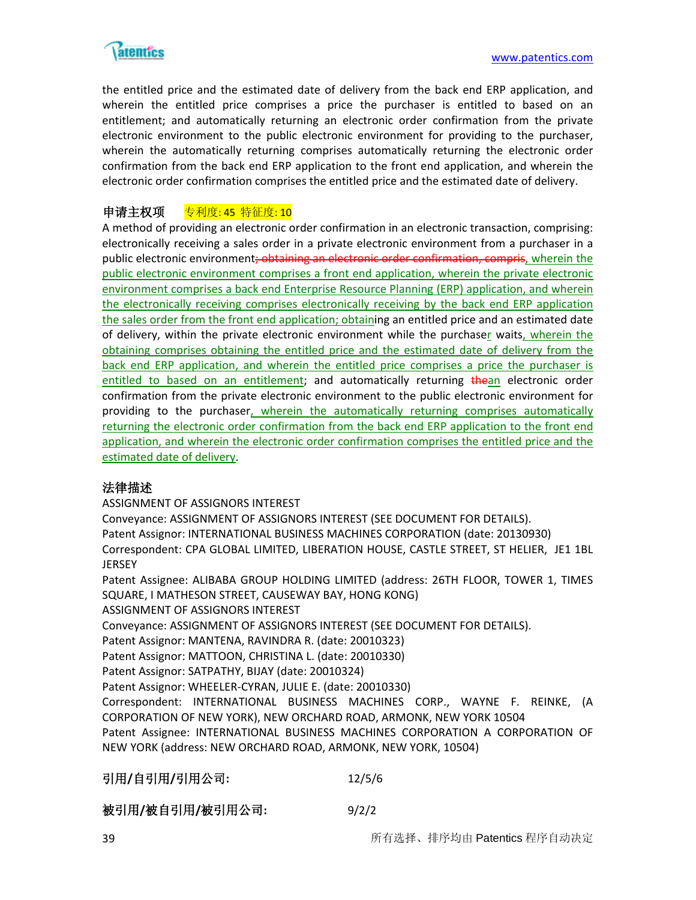the entitled price and the estimated date of delivery from the back end ERP application, and wherein the entitled price comprises a price the purchaser is entitled to based on an entitlement; and automatically returning an electronic order confirmation from the private electronic environment to the public electronic environment for providing to the purchaser, wherein the automatically returning comprises automatically returning the electronic order confirmation from the back end ERP application to the front end application, and wherein the electronic order confirmation comprises the entitled price and the estimated date of delivery.

**申请主权项** 专利度: 45 特征度: 10

A method of providing an electronic order confirmation in an electronic transaction, comprising: electronically receiving a sales order in a private electronic environment from a purchaser in a public electronic environment~~; obtaining an electronic order confirmation, compris~~, wherein the public electronic environment comprises a front end application, wherein the private electronic environment comprises a back end Enterprise Resource Planning (ERP) application, and wherein the electronically receiving comprises electronically receiving by the back end ERP application the sales order from the front end application; obtaining an entitled price and an estimated date of delivery, within the private electronic environment while the purchaser waits, wherein the obtaining comprises obtaining the entitled price and the estimated date of delivery from the back end ERP application, and wherein the entitled price comprises a price the purchaser is entitled to based on an entitlement; and automatically returning ~~the~~an electronic order confirmation from the private electronic environment to the public electronic environment for providing to the purchaser, wherein the automatically returning comprises automatically returning the electronic order confirmation from the back end ERP application to the front end application, and wherein the electronic order confirmation comprises the entitled price and the estimated date of delivery.

**法律描述**

ASSIGNMENT OF ASSIGNORS INTEREST
Conveyance: ASSIGNMENT OF ASSIGNORS INTEREST (SEE DOCUMENT FOR DETAILS).
Patent Assignor: INTERNATIONAL BUSINESS MACHINES CORPORATION (date: 20130930)
Correspondent: CPA GLOBAL LIMITED, LIBERATION HOUSE, CASTLE STREET, ST HELIER, JE1 1BL JERSEY
Patent Assignee: ALIBABA GROUP HOLDING LIMITED (address: 26TH FLOOR, TOWER 1, TIMES SQUARE, I MATHESON STREET, CAUSEWAY BAY, HONG KONG)
ASSIGNMENT OF ASSIGNORS INTEREST
Conveyance: ASSIGNMENT OF ASSIGNORS INTEREST (SEE DOCUMENT FOR DETAILS).
Patent Assignor: MANTENA, RAVINDRA R. (date: 20010323)
Patent Assignor: MATTOON, CHRISTINA L. (date: 20010330)
Patent Assignor: SATPATHY, BIJAY (date: 20010324)
Patent Assignor: WHEELER-CYRAN, JULIE E. (date: 20010330)
Correspondent: INTERNATIONAL BUSINESS MACHINES CORP., WAYNE F. REINKE, (A CORPORATION OF NEW YORK), NEW ORCHARD ROAD, ARMONK, NEW YORK 10504
Patent Assignee: INTERNATIONAL BUSINESS MACHINES CORPORATION A CORPORATION OF NEW YORK (address: NEW ORCHARD ROAD, ARMONK, NEW YORK, 10504)

**引用/自引用/引用公司:** 12/5/6

**被引用/被自引用/被引用公司:** 9/2/2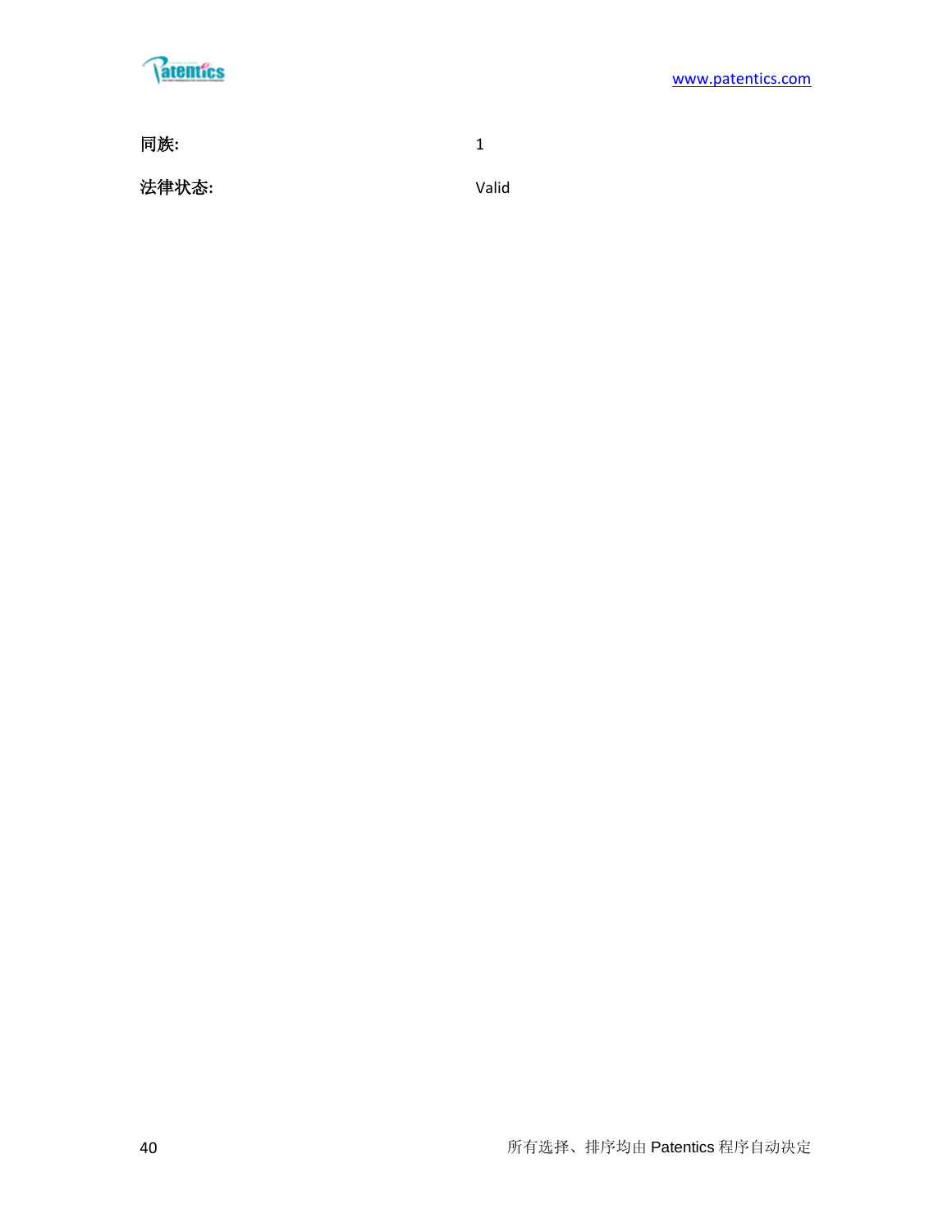| | |
|---|---|
| **同族:** | 1 |
| **法律状态:** | Valid |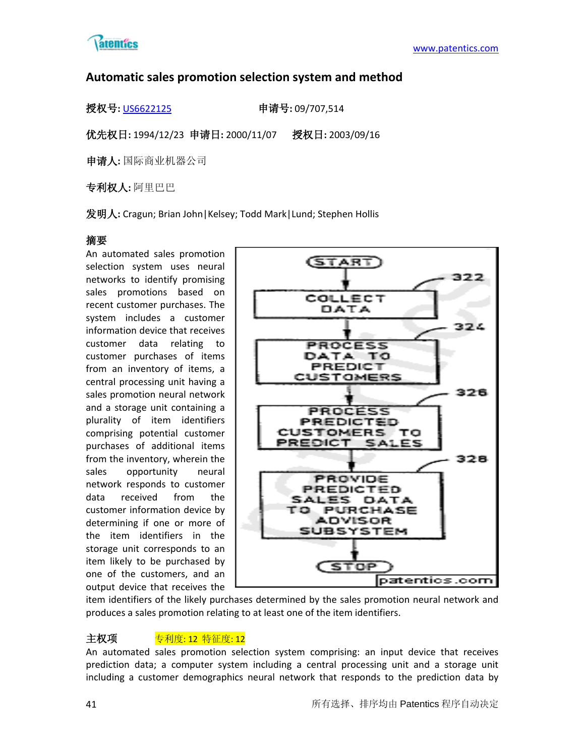## Automatic sales promotion selection system and method

**授权号:** US6622125　　　　　　**申请号:** 09/707,514

**优先权日:** 1994/12/23　**申请日:** 2000/11/07　　**授权日:** 2003/09/16

**申请人:** 国际商业机器公司

**专利权人:** 阿里巴巴

**发明人:** Cragun; Brian John|Kelsey; Todd Mark|Lund; Stephen Hollis

**摘要**

An automated sales promotion selection system uses neural networks to identify promising sales promotions based on recent customer purchases. The system includes a customer information device that receives customer data relating to customer purchases of items from an inventory of items, a central processing unit having a sales promotion neural network and a storage unit containing a plurality of item identifiers comprising potential customer purchases of additional items from the inventory, wherein the sales opportunity neural network responds to customer data received from the customer information device by determining if one or more of the item identifiers in the storage unit corresponds to an item likely to be purchased by one of the customers, and an output device that receives the item identifiers of the likely purchases determined by the sales promotion neural network and produces a sales promotion relating to at least one of the item identifiers.

START → COLLECT DATA (322) → PROCESS DATA TO PREDICT CUSTOMERS (324) → PROCESS PREDICTED CUSTOMERS TO PREDICT SALES (326) → PROVIDE PREDICTED SALES DATA TO PURCHASE ADVISOR SUBSYSTEM (328) → STOP

patentics.com

**主权项**　　专利度: 12 特征度: 12

An automated sales promotion selection system comprising: an input device that receives prediction data; a computer system including a central processing unit and a storage unit including a customer demographics neural network that responds to the prediction data by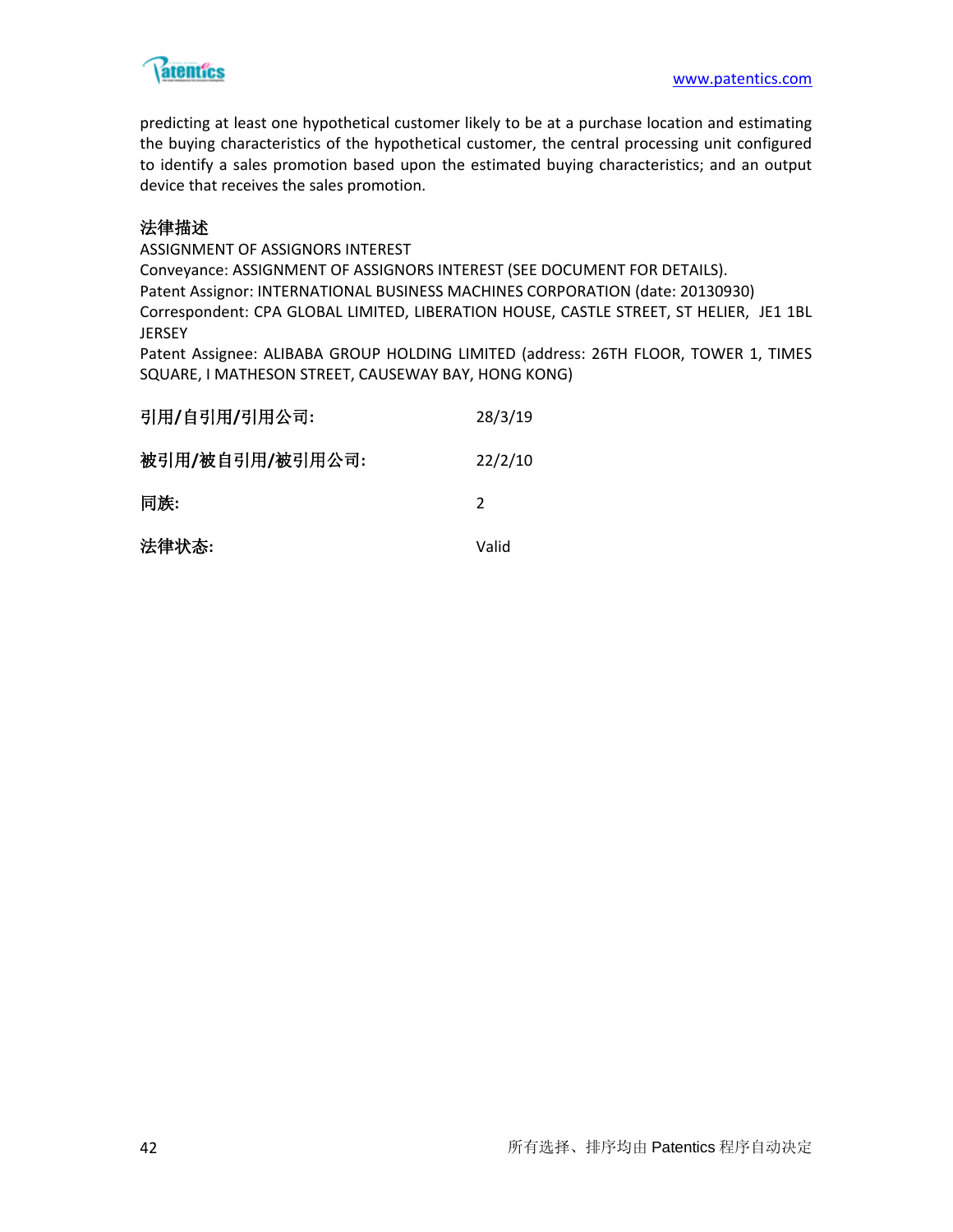predicting at least one hypothetical customer likely to be at a purchase location and estimating the buying characteristics of the hypothetical customer, the central processing unit configured to identify a sales promotion based upon the estimated buying characteristics; and an output device that receives the sales promotion.

**法律描述**

ASSIGNMENT OF ASSIGNORS INTEREST
Conveyance: ASSIGNMENT OF ASSIGNORS INTEREST (SEE DOCUMENT FOR DETAILS).
Patent Assignor: INTERNATIONAL BUSINESS MACHINES CORPORATION (date: 20130930)
Correspondent: CPA GLOBAL LIMITED, LIBERATION HOUSE, CASTLE STREET, ST HELIER, JE1 1BL JERSEY
Patent Assignee: ALIBABA GROUP HOLDING LIMITED (address: 26TH FLOOR, TOWER 1, TIMES SQUARE, I MATHESON STREET, CAUSEWAY BAY, HONG KONG)

| | |
|---|---|
| **引用/自引用/引用公司:** | 28/3/19 |
| **被引用/被自引用/被引用公司:** | 22/2/10 |
| **同族:** | 2 |
| **法律状态:** | Valid |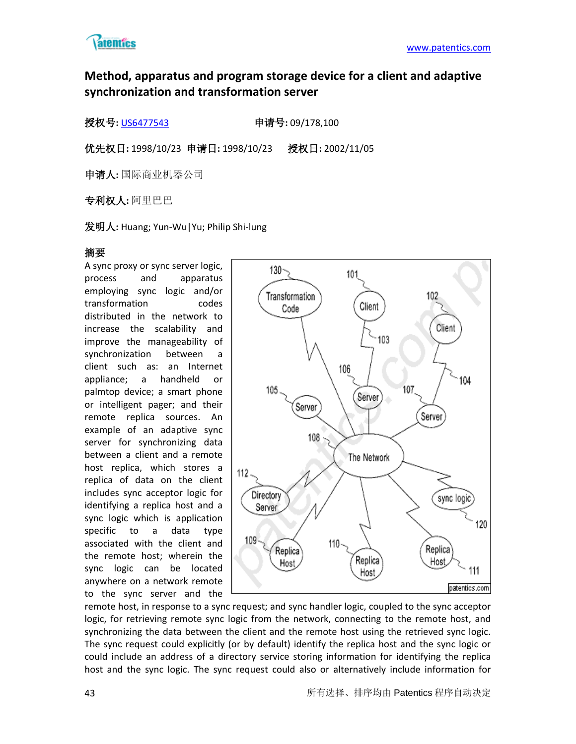# Method, apparatus and program storage device for a client and adaptive synchronization and transformation server

**授权号:** US6477543　　　　　　**申请号:** 09/178,100

**优先权日:** 1998/10/23　**申请日:** 1998/10/23　　**授权日:** 2002/11/05

**申请人:** 国际商业机器公司

**专利权人:** 阿里巴巴

**发明人:** Huang; Yun-Wu|Yu; Philip Shi-lung

**摘要**

A sync proxy or sync server logic, process and apparatus employing sync logic and/or transformation codes distributed in the network to increase the scalability and improve the manageability of synchronization between a client such as: an Internet appliance; a handheld or palmtop device; a smart phone or intelligent pager; and their remote replica sources. An example of an adaptive sync server for synchronizing data between a client and a remote host replica, which stores a replica of data on the client includes sync acceptor logic for identifying a replica host and a sync logic which is application specific to a data type associated with the client and the remote host; wherein the sync logic can be located anywhere on a network remote to the sync server and the remote host, in response to a sync request; and sync handler logic, coupled to the sync acceptor logic, for retrieving remote sync logic from the network, connecting to the remote host, and synchronizing the data between the client and the remote host using the retrieved sync logic. The sync request could explicitly (or by default) identify the replica host and the sync logic or could include an address of a directory service storing information for identifying the replica host and the sync logic. The sync request could also or alternatively include information for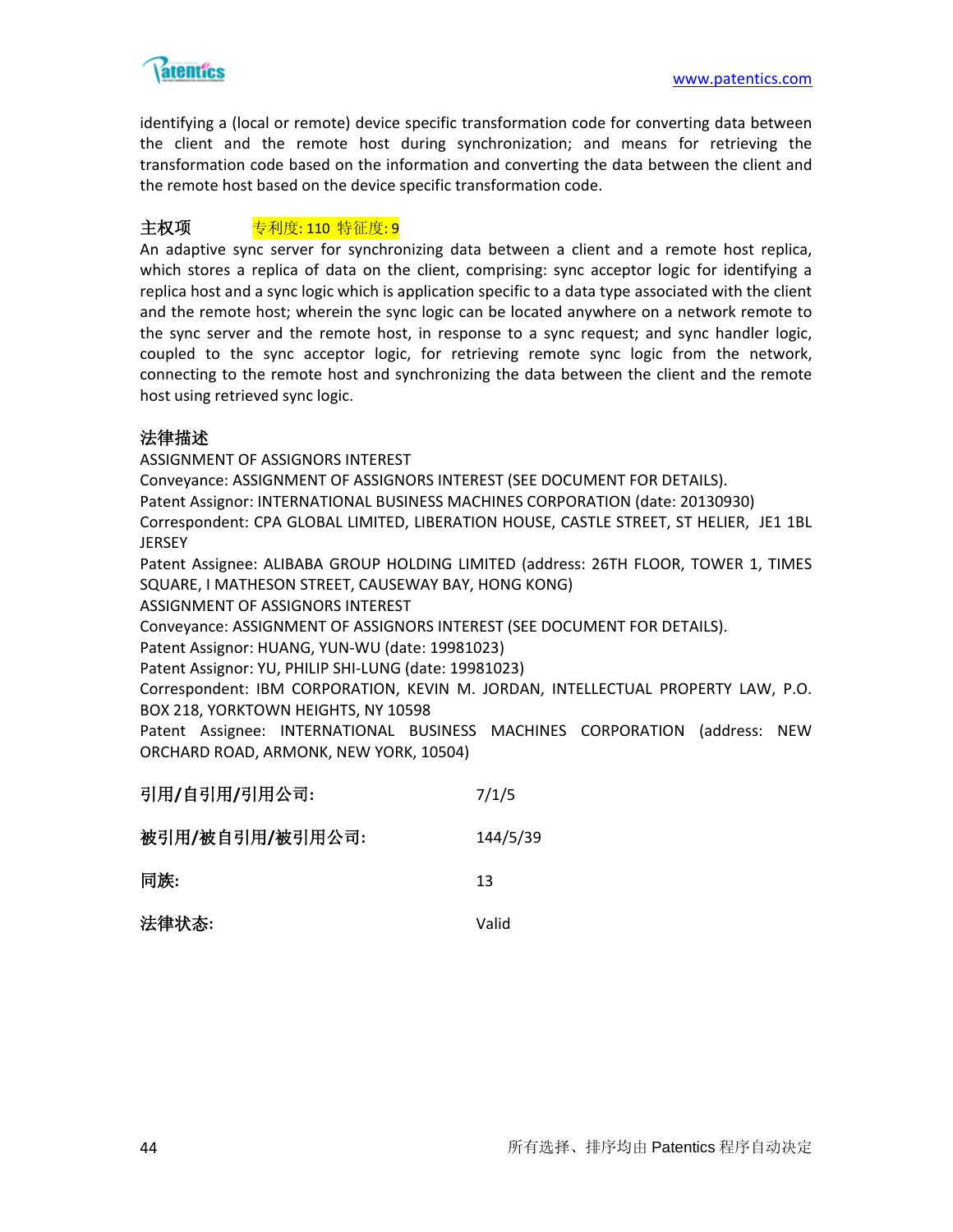identifying a (local or remote) device specific transformation code for converting data between the client and the remote host during synchronization; and means for retrieving the transformation code based on the information and converting the data between the client and the remote host based on the device specific transformation code.

**主权项** 专利度: 110 特征度: 9

An adaptive sync server for synchronizing data between a client and a remote host replica, which stores a replica of data on the client, comprising: sync acceptor logic for identifying a replica host and a sync logic which is application specific to a data type associated with the client and the remote host; wherein the sync logic can be located anywhere on a network remote to the sync server and the remote host, in response to a sync request; and sync handler logic, coupled to the sync acceptor logic, for retrieving remote sync logic from the network, connecting to the remote host and synchronizing the data between the client and the remote host using retrieved sync logic.

**法律描述**

ASSIGNMENT OF ASSIGNORS INTEREST
Conveyance: ASSIGNMENT OF ASSIGNORS INTEREST (SEE DOCUMENT FOR DETAILS).
Patent Assignor: INTERNATIONAL BUSINESS MACHINES CORPORATION (date: 20130930)
Correspondent: CPA GLOBAL LIMITED, LIBERATION HOUSE, CASTLE STREET, ST HELIER, JE1 1BL JERSEY
Patent Assignee: ALIBABA GROUP HOLDING LIMITED (address: 26TH FLOOR, TOWER 1, TIMES SQUARE, I MATHESON STREET, CAUSEWAY BAY, HONG KONG)
ASSIGNMENT OF ASSIGNORS INTEREST
Conveyance: ASSIGNMENT OF ASSIGNORS INTEREST (SEE DOCUMENT FOR DETAILS).
Patent Assignor: HUANG, YUN-WU (date: 19981023)
Patent Assignor: YU, PHILIP SHI-LUNG (date: 19981023)
Correspondent: IBM CORPORATION, KEVIN M. JORDAN, INTELLECTUAL PROPERTY LAW, P.O. BOX 218, YORKTOWN HEIGHTS, NY 10598
Patent Assignee: INTERNATIONAL BUSINESS MACHINES CORPORATION (address: NEW ORCHARD ROAD, ARMONK, NEW YORK, 10504)

| | |
|---|---|
| **引用/自引用/引用公司:** | 7/1/5 |
| **被引用/被自引用/被引用公司:** | 144/5/39 |
| **同族:** | 13 |
| **法律状态:** | Valid |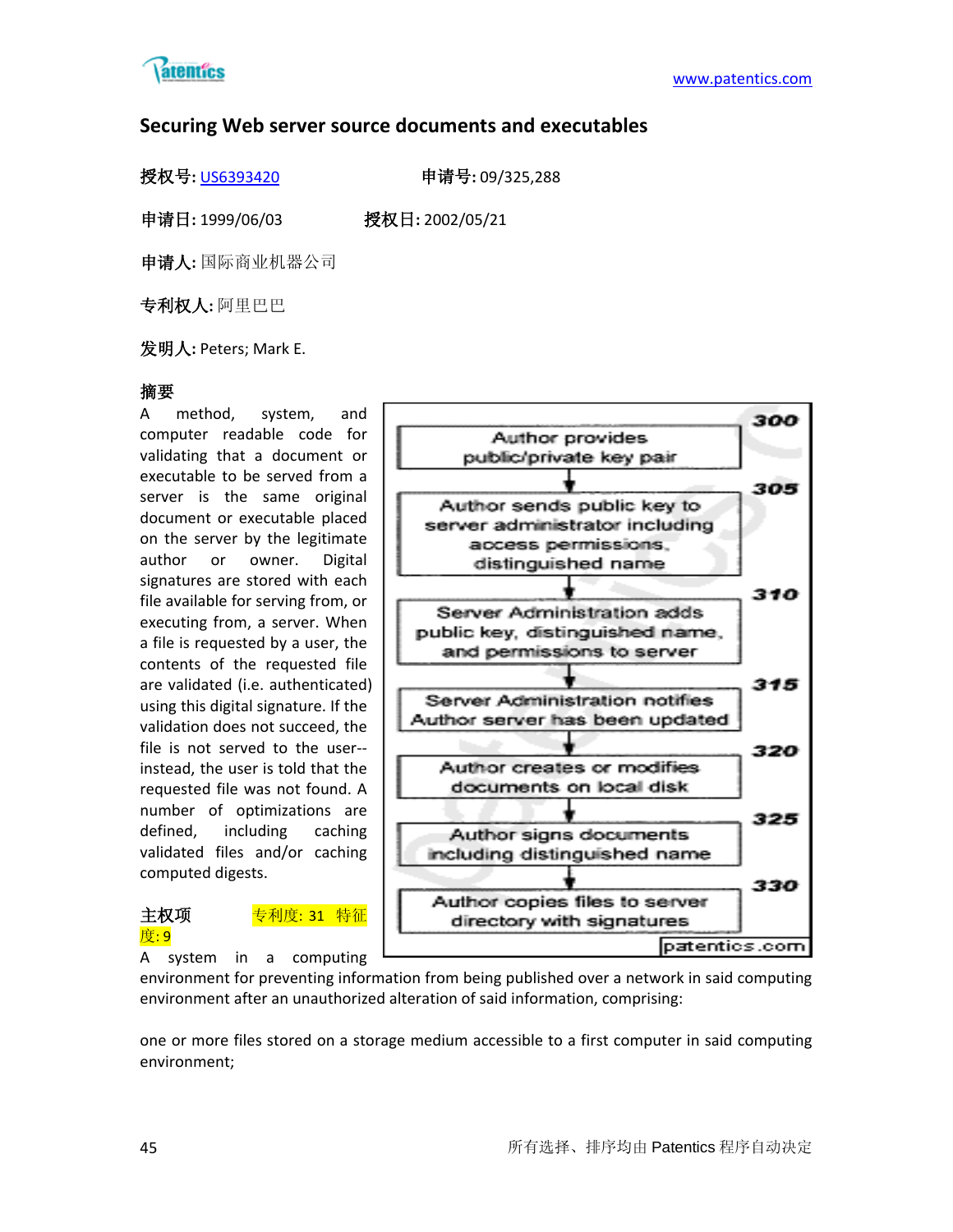## Securing Web server source documents and executables

**授权号:** US6393420 **申请号:** 09/325,288

**申请日:** 1999/06/03 **授权日:** 2002/05/21

**申请人:** 国际商业机器公司

**专利权人:** 阿里巴巴

**发明人:** Peters; Mark E.

**摘要**

A method, system, and computer readable code for validating that a document or executable to be served from a server is the same original document or executable placed on the server by the legitimate author or owner. Digital signatures are stored with each file available for serving from, or executing from, a server. When a file is requested by a user, the contents of the requested file are validated (i.e. authenticated) using this digital signature. If the validation does not succeed, the file is not served to the user--instead, the user is told that the requested file was not found. A number of optimizations are defined, including caching validated files and/or caching computed digests.

300 Author provides public/private key pair

305 Author sends public key to server administrator including access permissions, distinguished name

310 Server Administration adds public key, distinguished name, and permissions to server

315 Server Administration notifies Author server has been updated

320 Author creates or modifies documents on local disk

325 Author signs documents including distinguished name

330 Author copies files to server directory with signatures

**主权项** 专利度: 31 特征度: 9

A system in a computing environment for preventing information from being published over a network in said computing environment after an unauthorized alteration of said information, comprising:

one or more files stored on a storage medium accessible to a first computer in said computing environment;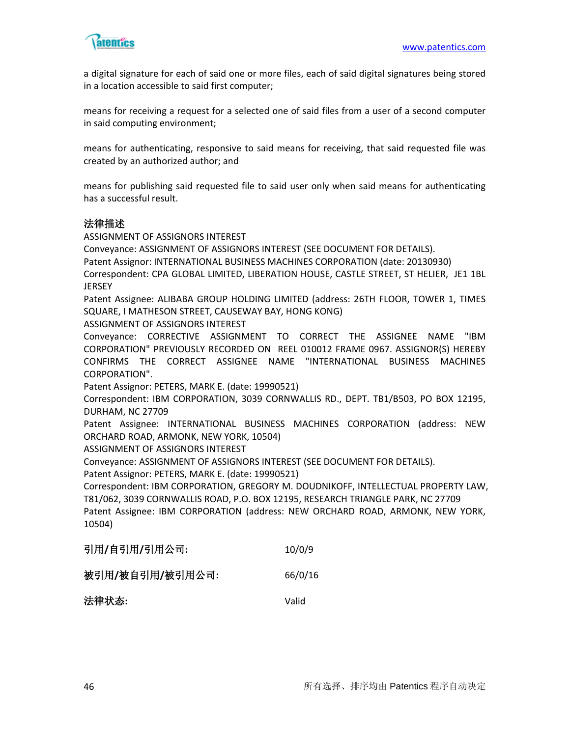a digital signature for each of said one or more files, each of said digital signatures being stored in a location accessible to said first computer;

means for receiving a request for a selected one of said files from a user of a second computer in said computing environment;

means for authenticating, responsive to said means for receiving, that said requested file was created by an authorized author; and

means for publishing said requested file to said user only when said means for authenticating has a successful result.

**法律描述**

ASSIGNMENT OF ASSIGNORS INTEREST
Conveyance: ASSIGNMENT OF ASSIGNORS INTEREST (SEE DOCUMENT FOR DETAILS).
Patent Assignor: INTERNATIONAL BUSINESS MACHINES CORPORATION (date: 20130930)
Correspondent: CPA GLOBAL LIMITED, LIBERATION HOUSE, CASTLE STREET, ST HELIER, JE1 1BL JERSEY
Patent Assignee: ALIBABA GROUP HOLDING LIMITED (address: 26TH FLOOR, TOWER 1, TIMES SQUARE, I MATHESON STREET, CAUSEWAY BAY, HONG KONG)
ASSIGNMENT OF ASSIGNORS INTEREST
Conveyance: CORRECTIVE ASSIGNMENT TO CORRECT THE ASSIGNEE NAME "IBM CORPORATION" PREVIOUSLY RECORDED ON REEL 010012 FRAME 0967. ASSIGNOR(S) HEREBY CONFIRMS THE CORRECT ASSIGNEE NAME "INTERNATIONAL BUSINESS MACHINES CORPORATION".
Patent Assignor: PETERS, MARK E. (date: 19990521)
Correspondent: IBM CORPORATION, 3039 CORNWALLIS RD., DEPT. TB1/B503, PO BOX 12195, DURHAM, NC 27709
Patent Assignee: INTERNATIONAL BUSINESS MACHINES CORPORATION (address: NEW ORCHARD ROAD, ARMONK, NEW YORK, 10504)
ASSIGNMENT OF ASSIGNORS INTEREST
Conveyance: ASSIGNMENT OF ASSIGNORS INTEREST (SEE DOCUMENT FOR DETAILS).
Patent Assignor: PETERS, MARK E. (date: 19990521)
Correspondent: IBM CORPORATION, GREGORY M. DOUDNIKOFF, INTELLECTUAL PROPERTY LAW, T81/062, 3039 CORNWALLIS ROAD, P.O. BOX 12195, RESEARCH TRIANGLE PARK, NC 27709
Patent Assignee: IBM CORPORATION (address: NEW ORCHARD ROAD, ARMONK, NEW YORK, 10504)

**引用/自引用/引用公司:** 10/0/9

**被引用/被自引用/被引用公司:** 66/0/16

**法律状态:** Valid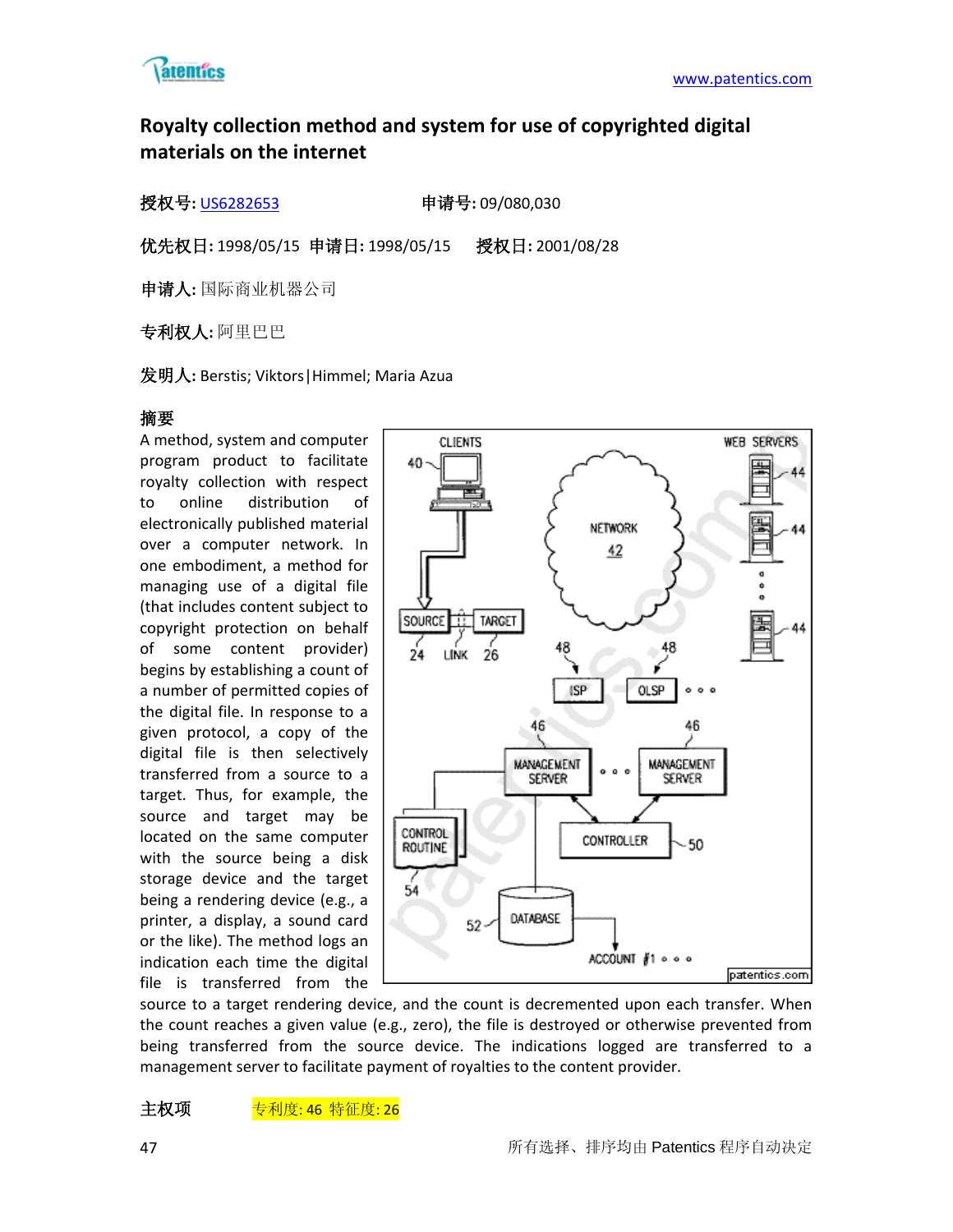## Royalty collection method and system for use of copyrighted digital materials on the internet

**授权号:** US6282653　　　　　　**申请号:** 09/080,030

**优先权日:** 1998/05/15　**申请日:** 1998/05/15　　**授权日:** 2001/08/28

**申请人:** 国际商业机器公司

**专利权人:** 阿里巴巴

**发明人:** Berstis; Viktors|Himmel; Maria Azua

**摘要**

A method, system and computer program product to facilitate royalty collection with respect to online distribution of electronically published material over a computer network. In one embodiment, a method for managing use of a digital file (that includes content subject to copyright protection on behalf of some content provider) begins by establishing a count of a number of permitted copies of the digital file. In response to a given protocol, a copy of the digital file is then selectively transferred from a source to a target. Thus, for example, the source and target may be located on the same computer with the source being a disk storage device and the target being a rendering device (e.g., a printer, a display, a sound card or the like). The method logs an indication each time the digital file is transferred from the source to a target rendering device, and the count is decremented upon each transfer. When the count reaches a given value (e.g., zero), the file is destroyed or otherwise prevented from being transferred from the source device. The indications logged are transferred to a management server to facilitate payment of royalties to the content provider.

**主权项**　　专利度: 46 特征度: 26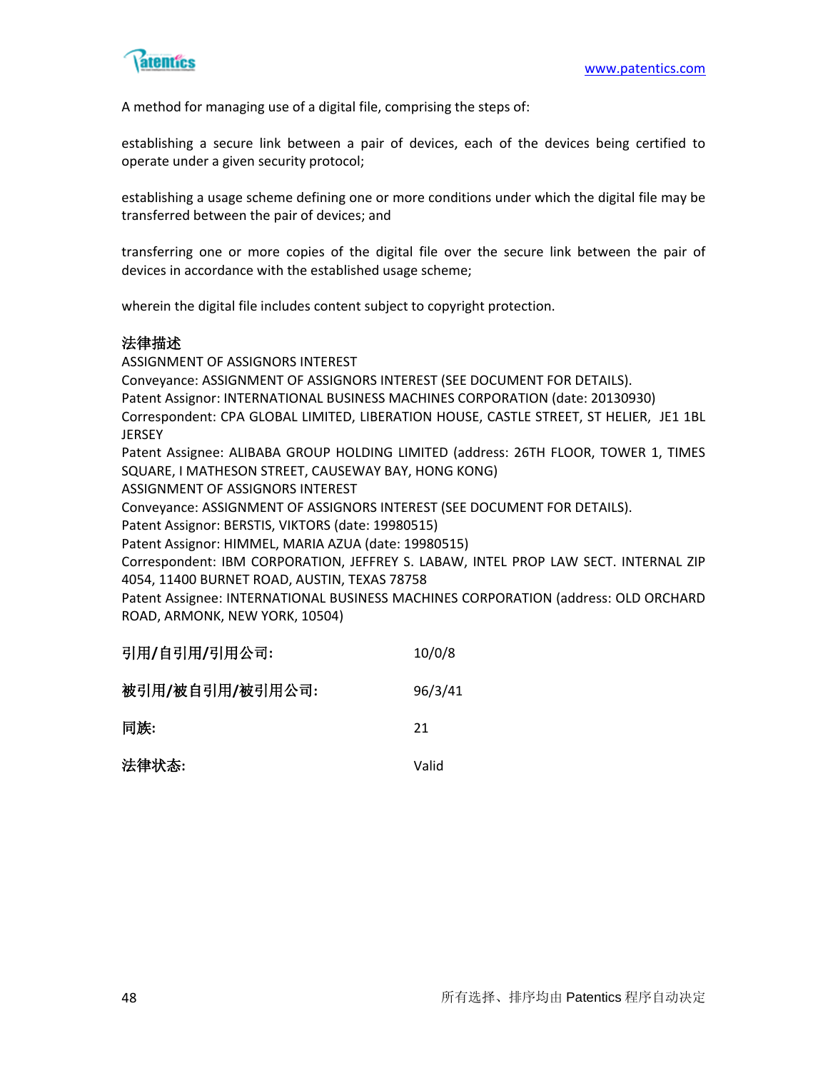A method for managing use of a digital file, comprising the steps of:

establishing a secure link between a pair of devices, each of the devices being certified to operate under a given security protocol;

establishing a usage scheme defining one or more conditions under which the digital file may be transferred between the pair of devices; and

transferring one or more copies of the digital file over the secure link between the pair of devices in accordance with the established usage scheme;

wherein the digital file includes content subject to copyright protection.

法律描述

ASSIGNMENT OF ASSIGNORS INTEREST
Conveyance: ASSIGNMENT OF ASSIGNORS INTEREST (SEE DOCUMENT FOR DETAILS).
Patent Assignor: INTERNATIONAL BUSINESS MACHINES CORPORATION (date: 20130930)
Correspondent: CPA GLOBAL LIMITED, LIBERATION HOUSE, CASTLE STREET, ST HELIER, JE1 1BL JERSEY
Patent Assignee: ALIBABA GROUP HOLDING LIMITED (address: 26TH FLOOR, TOWER 1, TIMES SQUARE, I MATHESON STREET, CAUSEWAY BAY, HONG KONG)
ASSIGNMENT OF ASSIGNORS INTEREST
Conveyance: ASSIGNMENT OF ASSIGNORS INTEREST (SEE DOCUMENT FOR DETAILS).
Patent Assignor: BERSTIS, VIKTORS (date: 19980515)
Patent Assignor: HIMMEL, MARIA AZUA (date: 19980515)
Correspondent: IBM CORPORATION, JEFFREY S. LABAW, INTEL PROP LAW SECT. INTERNAL ZIP 4054, 11400 BURNET ROAD, AUSTIN, TEXAS 78758
Patent Assignee: INTERNATIONAL BUSINESS MACHINES CORPORATION (address: OLD ORCHARD ROAD, ARMONK, NEW YORK, 10504)

| | |
|---|---|
| **引用/自引用/引用公司:** | 10/0/8 |
| **被引用/被自引用/被引用公司:** | 96/3/41 |
| **同族:** | 21 |
| **法律状态:** | Valid |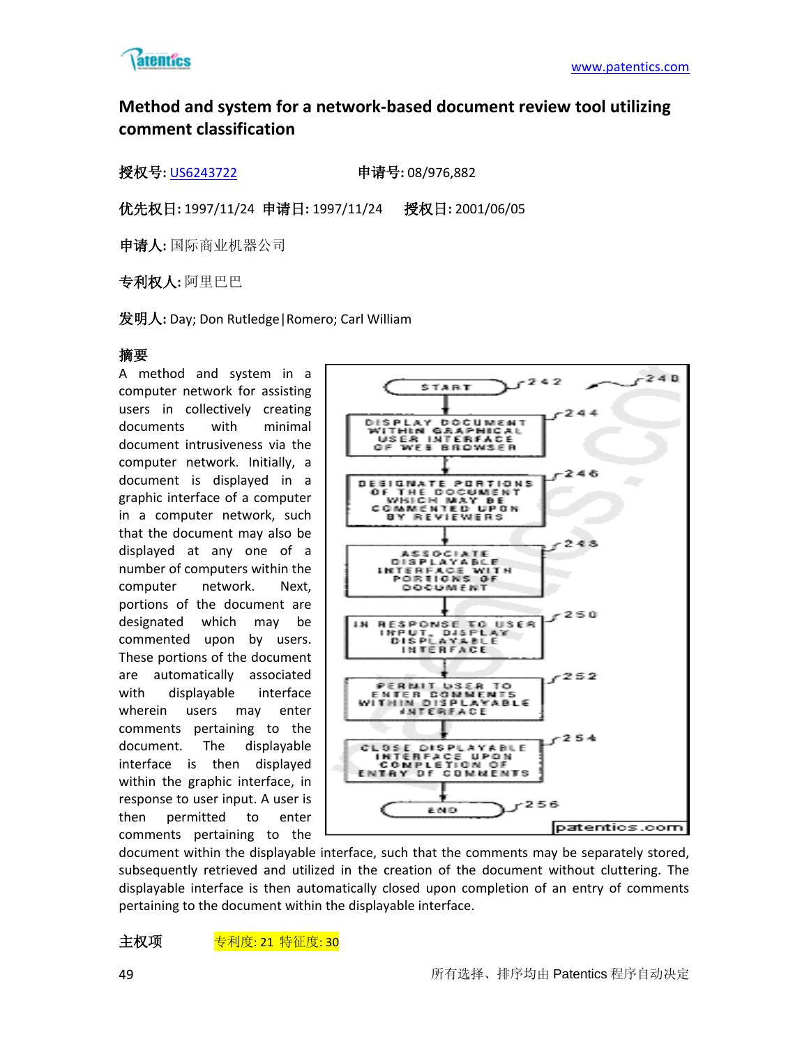## Method and system for a network-based document review tool utilizing comment classification

**授权号:** US6243722　　　　**申请号:** 08/976,882

**优先权日:** 1997/11/24　**申请日:** 1997/11/24　**授权日:** 2001/06/05

**申请人:** 国际商业机器公司

**专利权人:** 阿里巴巴

**发明人:** Day; Don Rutledge|Romero; Carl William

**摘要**

A method and system in a computer network for assisting users in collectively creating documents with minimal document intrusiveness via the computer network. Initially, a document is displayed in a graphic interface of a computer in a computer network, such that the document may also be displayed at any one of a number of computers within the computer network. Next, portions of the document are designated which may be commented upon by users. These portions of the document are automatically associated with displayable interface wherein users may enter comments pertaining to the document. The displayable interface is then displayed within the graphic interface, in response to user input. A user is then permitted to enter comments pertaining to the document within the displayable interface, such that the comments may be separately stored, subsequently retrieved and utilized in the creation of the document without cluttering. The displayable interface is then automatically closed upon completion of an entry of comments pertaining to the document within the displayable interface.

START (242) → DISPLAY DOCUMENT WITHIN GRAPHICAL USER INTERFACE OF WEB BROWSER (244) → DESIGNATE PORTIONS OF THE DOCUMENT WHICH MAY BE COMMENTED UPON BY REVIEWERS (246) → ASSOCIATE DISPLAYABLE INTERFACE WITH PORTIONS OF DOCUMENT (248) → IN RESPONSE TO USER INPUT, DISPLAY DISPLAYABLE INTERFACE (250) → PERMIT USER TO ENTER COMMENTS WITHIN DISPLAYABLE INTERFACE (252) → CLOSE DISPLAYABLE INTERFACE UPON COMPLETION OF ENTRY OF COMMENTS (254) → END (256)

240

**主权项**　　专利度: 21 特征度: 30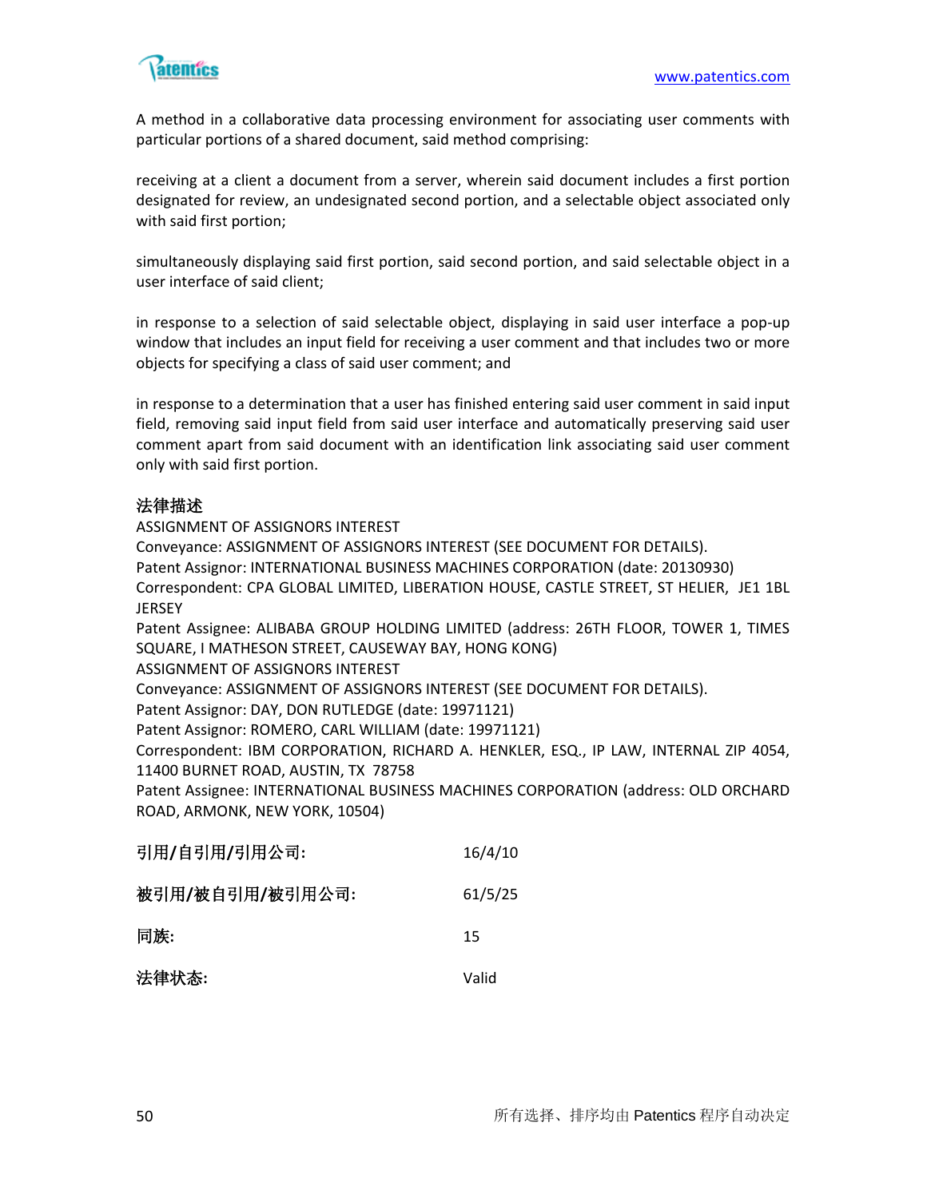A method in a collaborative data processing environment for associating user comments with particular portions of a shared document, said method comprising:

receiving at a client a document from a server, wherein said document includes a first portion designated for review, an undesignated second portion, and a selectable object associated only with said first portion;

simultaneously displaying said first portion, said second portion, and said selectable object in a user interface of said client;

in response to a selection of said selectable object, displaying in said user interface a pop-up window that includes an input field for receiving a user comment and that includes two or more objects for specifying a class of said user comment; and

in response to a determination that a user has finished entering said user comment in said input field, removing said input field from said user interface and automatically preserving said user comment apart from said document with an identification link associating said user comment only with said first portion.

**法律描述**

ASSIGNMENT OF ASSIGNORS INTEREST
Conveyance: ASSIGNMENT OF ASSIGNORS INTEREST (SEE DOCUMENT FOR DETAILS).
Patent Assignor: INTERNATIONAL BUSINESS MACHINES CORPORATION (date: 20130930)
Correspondent: CPA GLOBAL LIMITED, LIBERATION HOUSE, CASTLE STREET, ST HELIER, JE1 1BL JERSEY
Patent Assignee: ALIBABA GROUP HOLDING LIMITED (address: 26TH FLOOR, TOWER 1, TIMES SQUARE, I MATHESON STREET, CAUSEWAY BAY, HONG KONG)
ASSIGNMENT OF ASSIGNORS INTEREST
Conveyance: ASSIGNMENT OF ASSIGNORS INTEREST (SEE DOCUMENT FOR DETAILS).
Patent Assignor: DAY, DON RUTLEDGE (date: 19971121)
Patent Assignor: ROMERO, CARL WILLIAM (date: 19971121)
Correspondent: IBM CORPORATION, RICHARD A. HENKLER, ESQ., IP LAW, INTERNAL ZIP 4054, 11400 BURNET ROAD, AUSTIN, TX 78758
Patent Assignee: INTERNATIONAL BUSINESS MACHINES CORPORATION (address: OLD ORCHARD ROAD, ARMONK, NEW YORK, 10504)

| | |
|---|---|
| **引用/自引用/引用公司:** | 16/4/10 |
| **被引用/被自引用/被引用公司:** | 61/5/25 |
| **同族:** | 15 |
| **法律状态:** | Valid |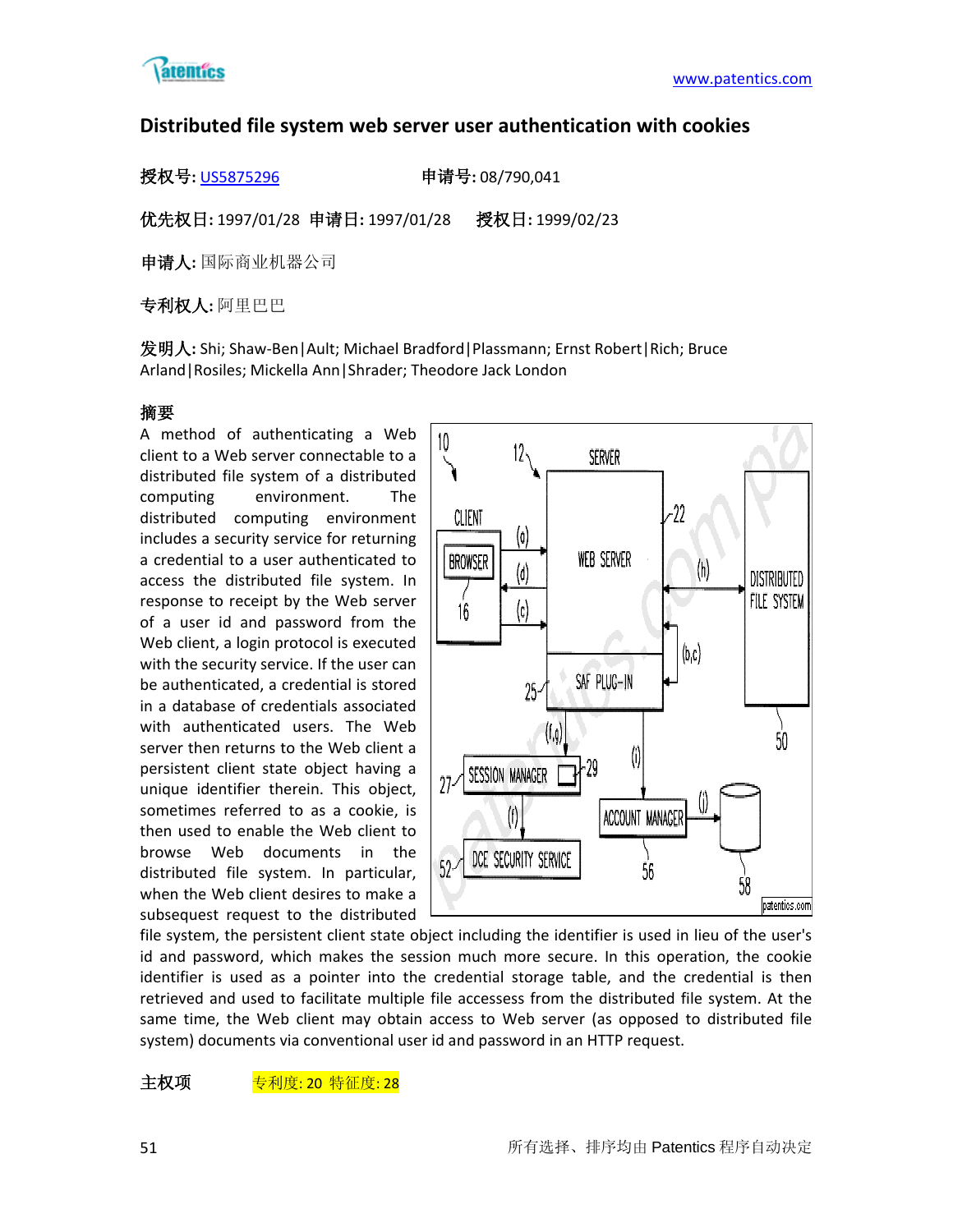## Distributed file system web server user authentication with cookies

**授权号:** US5875296　　**申请号:** 08/790,041

**优先权日:** 1997/01/28　**申请日:** 1997/01/28　**授权日:** 1999/02/23

**申请人:** 国际商业机器公司

**专利权人:** 阿里巴巴

**发明人:** Shi; Shaw-Ben|Ault; Michael Bradford|Plassmann; Ernst Robert|Rich; Bruce Arland|Rosiles; Mickella Ann|Shrader; Theodore Jack London

**摘要**

A method of authenticating a Web client to a Web server connectable to a distributed file system of a distributed computing environment. The distributed computing environment includes a security service for returning a credential to a user authenticated to access the distributed file system. In response to receipt by the Web server of a user id and password from the Web client, a login protocol is executed with the security service. If the user can be authenticated, a credential is stored in a database of credentials associated with authenticated users. The Web server then returns to the Web client a persistent client state object having a unique identifier therein. This object, sometimes referred to as a cookie, is then used to enable the Web client to browse Web documents in the distributed file system. In particular, when the Web client desires to make a subsequest request to the distributed file system, the persistent client state object including the identifier is used in lieu of the user's id and password, which makes the session much more secure. In this operation, the cookie identifier is used as a pointer into the credential storage table, and the credential is then retrieved and used to facilitate multiple file accessess from the distributed file system. At the same time, the Web client may obtain access to Web server (as opposed to distributed file system) documents via conventional user id and password in an HTTP request.

**主权项**　　专利度: 20 特征度: 28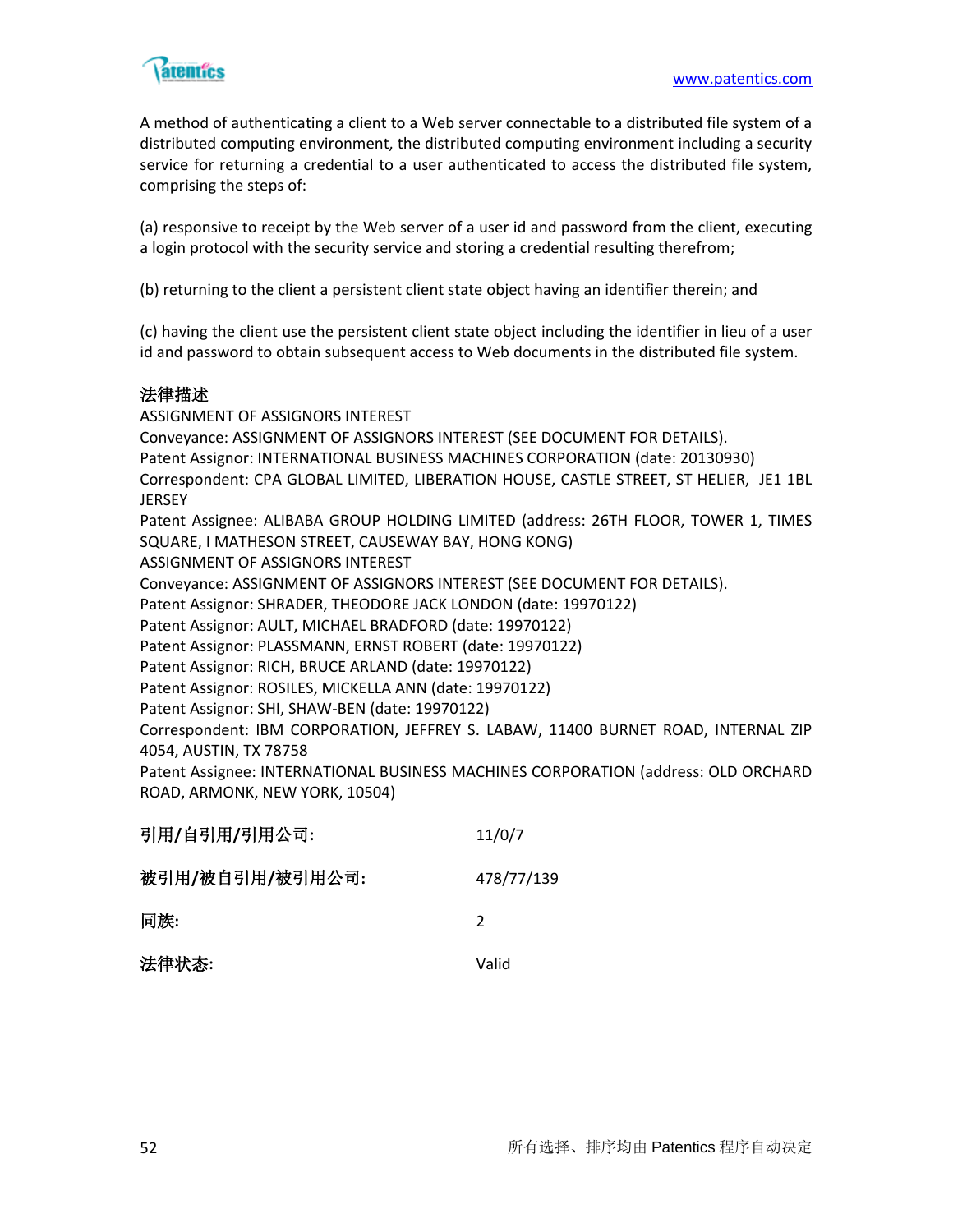A method of authenticating a client to a Web server connectable to a distributed file system of a distributed computing environment, the distributed computing environment including a security service for returning a credential to a user authenticated to access the distributed file system, comprising the steps of:

(a) responsive to receipt by the Web server of a user id and password from the client, executing a login protocol with the security service and storing a credential resulting therefrom;

(b) returning to the client a persistent client state object having an identifier therein; and

(c) having the client use the persistent client state object including the identifier in lieu of a user id and password to obtain subsequent access to Web documents in the distributed file system.

**法律描述**

ASSIGNMENT OF ASSIGNORS INTEREST
Conveyance: ASSIGNMENT OF ASSIGNORS INTEREST (SEE DOCUMENT FOR DETAILS).
Patent Assignor: INTERNATIONAL BUSINESS MACHINES CORPORATION (date: 20130930)
Correspondent: CPA GLOBAL LIMITED, LIBERATION HOUSE, CASTLE STREET, ST HELIER, JE1 1BL JERSEY
Patent Assignee: ALIBABA GROUP HOLDING LIMITED (address: 26TH FLOOR, TOWER 1, TIMES SQUARE, I MATHESON STREET, CAUSEWAY BAY, HONG KONG)
ASSIGNMENT OF ASSIGNORS INTEREST
Conveyance: ASSIGNMENT OF ASSIGNORS INTEREST (SEE DOCUMENT FOR DETAILS).
Patent Assignor: SHRADER, THEODORE JACK LONDON (date: 19970122)
Patent Assignor: AULT, MICHAEL BRADFORD (date: 19970122)
Patent Assignor: PLASSMANN, ERNST ROBERT (date: 19970122)
Patent Assignor: RICH, BRUCE ARLAND (date: 19970122)
Patent Assignor: ROSILES, MICKELLA ANN (date: 19970122)
Patent Assignor: SHI, SHAW-BEN (date: 19970122)
Correspondent: IBM CORPORATION, JEFFREY S. LABAW, 11400 BURNET ROAD, INTERNAL ZIP 4054, AUSTIN, TX 78758
Patent Assignee: INTERNATIONAL BUSINESS MACHINES CORPORATION (address: OLD ORCHARD ROAD, ARMONK, NEW YORK, 10504)

| | |
|---|---|
| **引用/自引用/引用公司:** | 11/0/7 |
| **被引用/被自引用/被引用公司:** | 478/77/139 |
| **同族:** | 2 |
| **法律状态:** | Valid |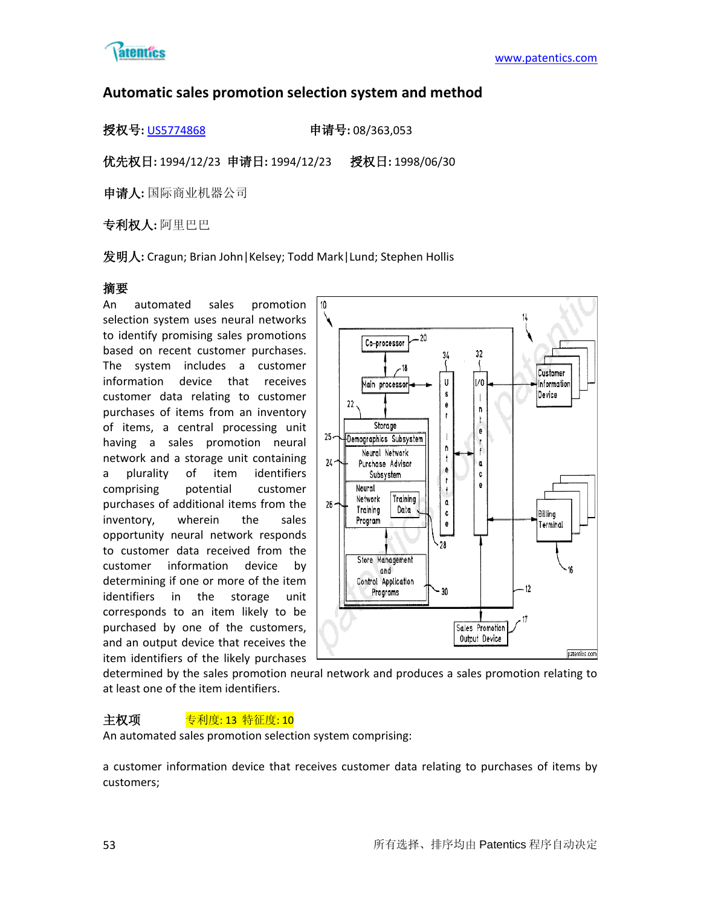## Automatic sales promotion selection system and method

**授权号:** US5774868　　　　　　**申请号:** 08/363,053

**优先权日:** 1994/12/23　**申请日:** 1994/12/23　　**授权日:** 1998/06/30

**申请人:** 国际商业机器公司

**专利权人:** 阿里巴巴

**发明人:** Cragun; Brian John|Kelsey; Todd Mark|Lund; Stephen Hollis

**摘要**

An automated sales promotion selection system uses neural networks to identify promising sales promotions based on recent customer purchases. The system includes a customer information device that receives customer data relating to customer purchases of items from an inventory of items, a central processing unit having a sales promotion neural network and a storage unit containing a plurality of item identifiers comprising potential customer purchases of additional items from the inventory, wherein the sales opportunity neural network responds to customer data received from the customer information device by determining if one or more of the item identifiers in the storage unit corresponds to an item likely to be purchased by one of the customers, and an output device that receives the item identifiers of the likely purchases determined by the sales promotion neural network and produces a sales promotion relating to at least one of the item identifiers.

**主权项**　　专利度: 13 特征度: 10

An automated sales promotion selection system comprising:

a customer information device that receives customer data relating to purchases of items by customers;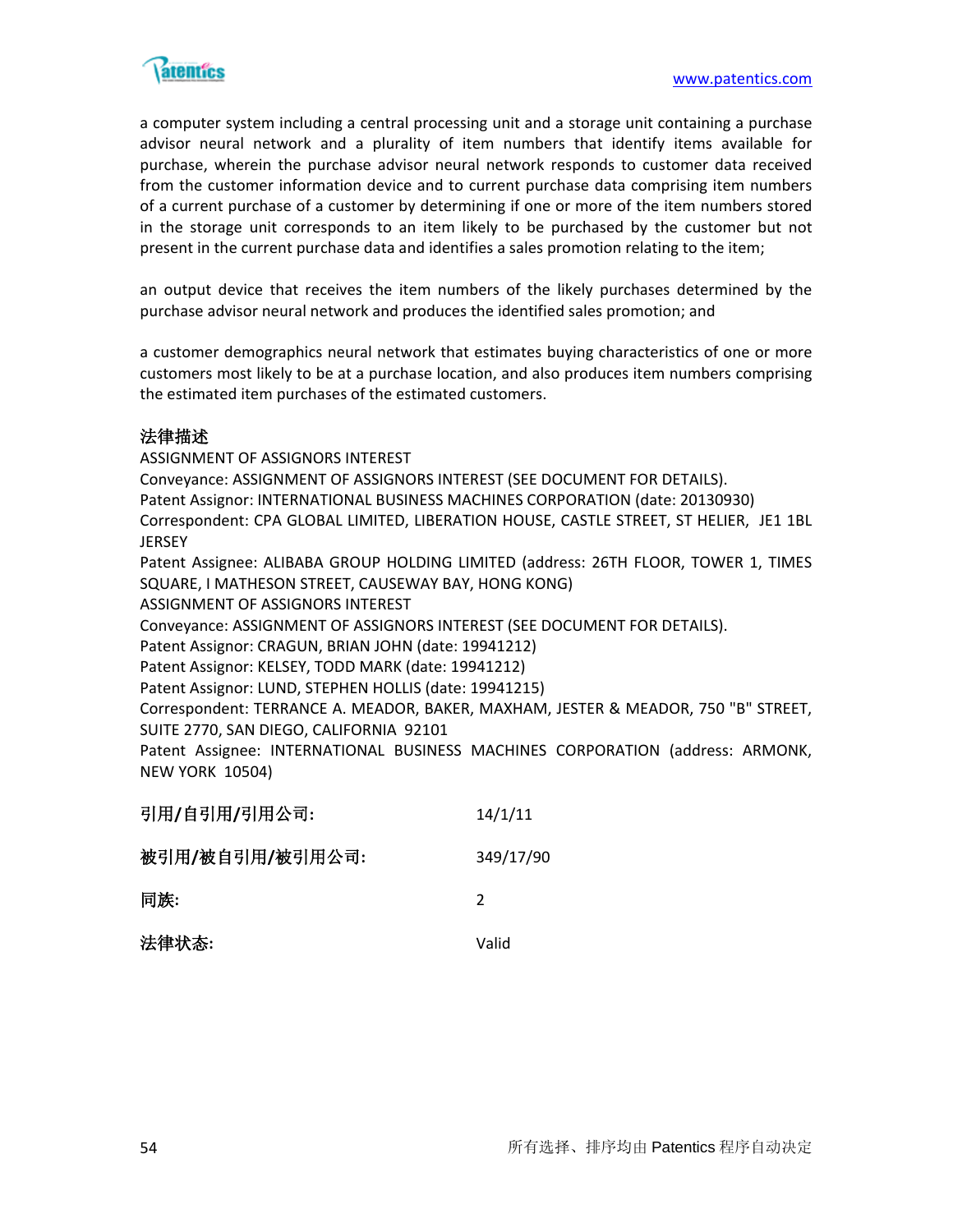a computer system including a central processing unit and a storage unit containing a purchase advisor neural network and a plurality of item numbers that identify items available for purchase, wherein the purchase advisor neural network responds to customer data received from the customer information device and to current purchase data comprising item numbers of a current purchase of a customer by determining if one or more of the item numbers stored in the storage unit corresponds to an item likely to be purchased by the customer but not present in the current purchase data and identifies a sales promotion relating to the item;

an output device that receives the item numbers of the likely purchases determined by the purchase advisor neural network and produces the identified sales promotion; and

a customer demographics neural network that estimates buying characteristics of one or more customers most likely to be at a purchase location, and also produces item numbers comprising the estimated item purchases of the estimated customers.

**法律描述**

ASSIGNMENT OF ASSIGNORS INTEREST
Conveyance: ASSIGNMENT OF ASSIGNORS INTEREST (SEE DOCUMENT FOR DETAILS).
Patent Assignor: INTERNATIONAL BUSINESS MACHINES CORPORATION (date: 20130930)
Correspondent: CPA GLOBAL LIMITED, LIBERATION HOUSE, CASTLE STREET, ST HELIER, JE1 1BL JERSEY
Patent Assignee: ALIBABA GROUP HOLDING LIMITED (address: 26TH FLOOR, TOWER 1, TIMES SQUARE, I MATHESON STREET, CAUSEWAY BAY, HONG KONG)
ASSIGNMENT OF ASSIGNORS INTEREST
Conveyance: ASSIGNMENT OF ASSIGNORS INTEREST (SEE DOCUMENT FOR DETAILS).
Patent Assignor: CRAGUN, BRIAN JOHN (date: 19941212)
Patent Assignor: KELSEY, TODD MARK (date: 19941212)
Patent Assignor: LUND, STEPHEN HOLLIS (date: 19941215)
Correspondent: TERRANCE A. MEADOR, BAKER, MAXHAM, JESTER & MEADOR, 750 "B" STREET, SUITE 2770, SAN DIEGO, CALIFORNIA 92101
Patent Assignee: INTERNATIONAL BUSINESS MACHINES CORPORATION (address: ARMONK, NEW YORK 10504)

| | |
|---|---|
| **引用/自引用/引用公司:** | 14/1/11 |
| **被引用/被自引用/被引用公司:** | 349/17/90 |
| **同族:** | 2 |
| **法律状态:** | Valid |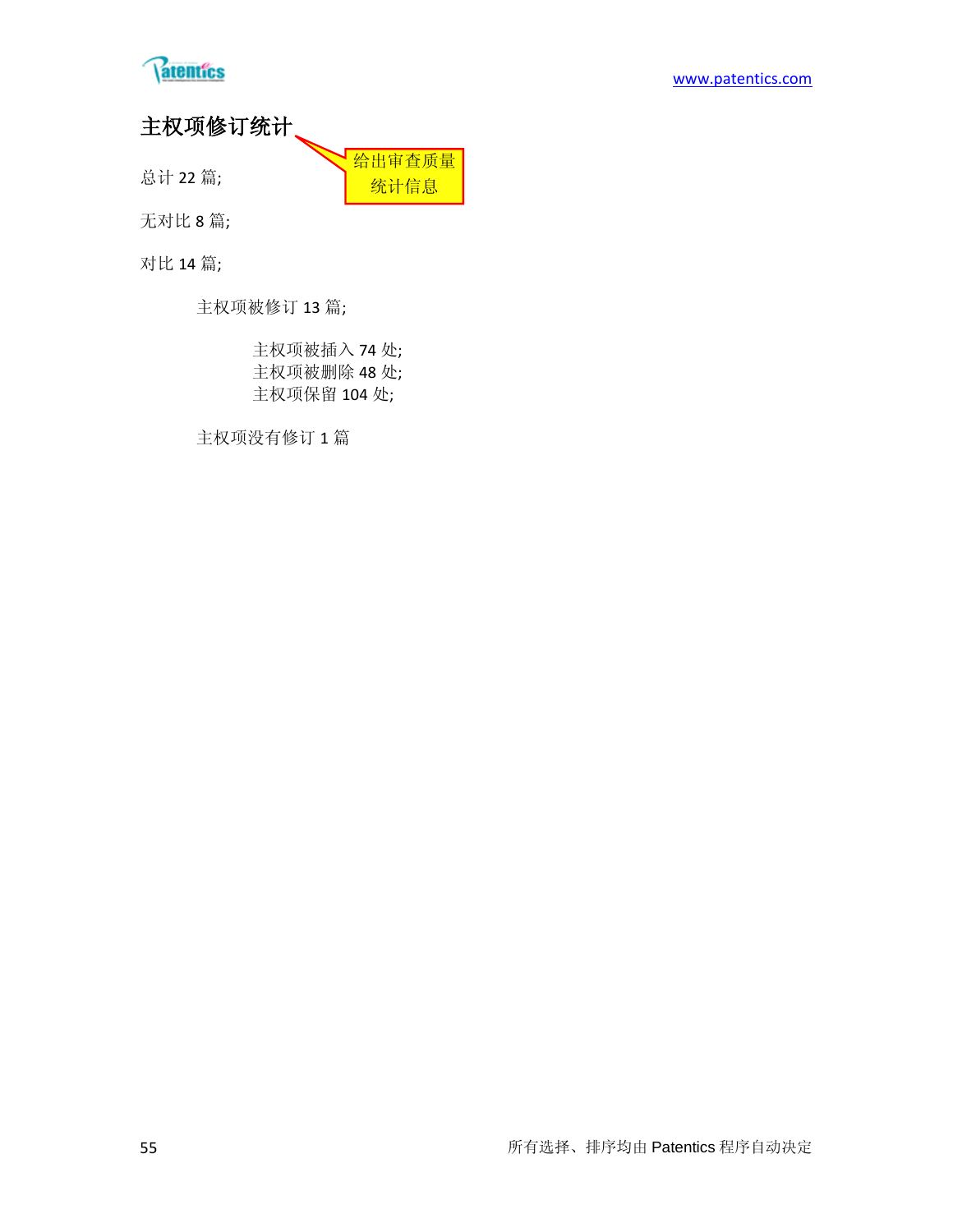## 主权项修订统计

给出审查质量统计信息

总计 22 篇;

无对比 8 篇;

对比 14 篇;

- 主权项被修订 13 篇;
  - 主权项被插入 74 处;
  - 主权项被删除 48 处;
  - 主权项保留 104 处;
- 主权项没有修订 1 篇